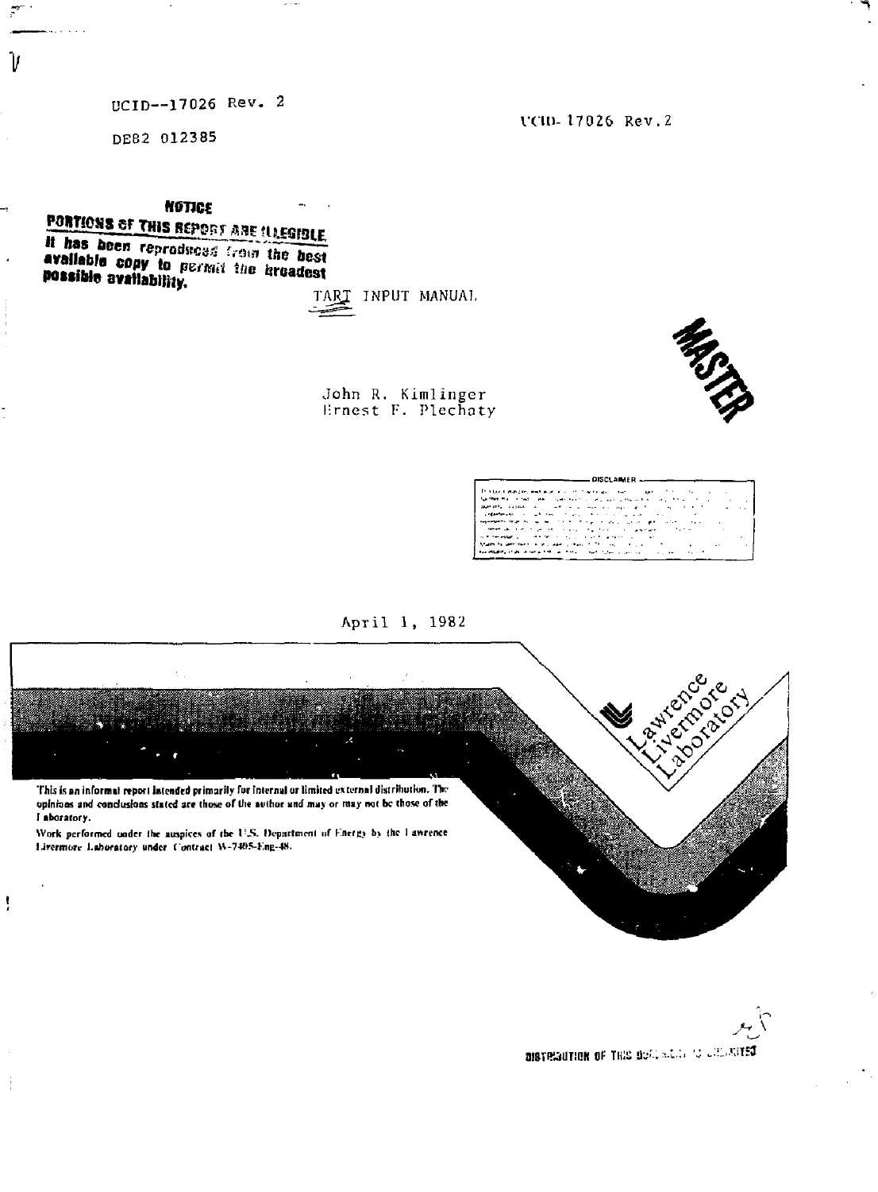UCID--17026 Rev. 2

DE82 012385

UCID-17026 Rev.2

**NOTICE**

**PORTIONS OF THIS REPORT ARE ILLEGIBLE. It has been reproduced from the best available copy to permit the broadest possible availability.**

# TART INPUT MANUAL

John R. Kimlinger
Ernest F. Plechaty

MASTER

DISCLAIMER

April 1, 1982

Lawrence Livermore Laboratory

This is an informal report intended primarily for internal or limited external distribution. The opinions and conclusions stated are those of the author and may or may not be those of the Laboratory.

Work performed under the auspices of the U.S. Department of Energy by the Lawrence Livermore Laboratory under Contract W-7405-Eng-48.

DISTRIBUTION OF THIS DOCUMENT IS UNLIMITED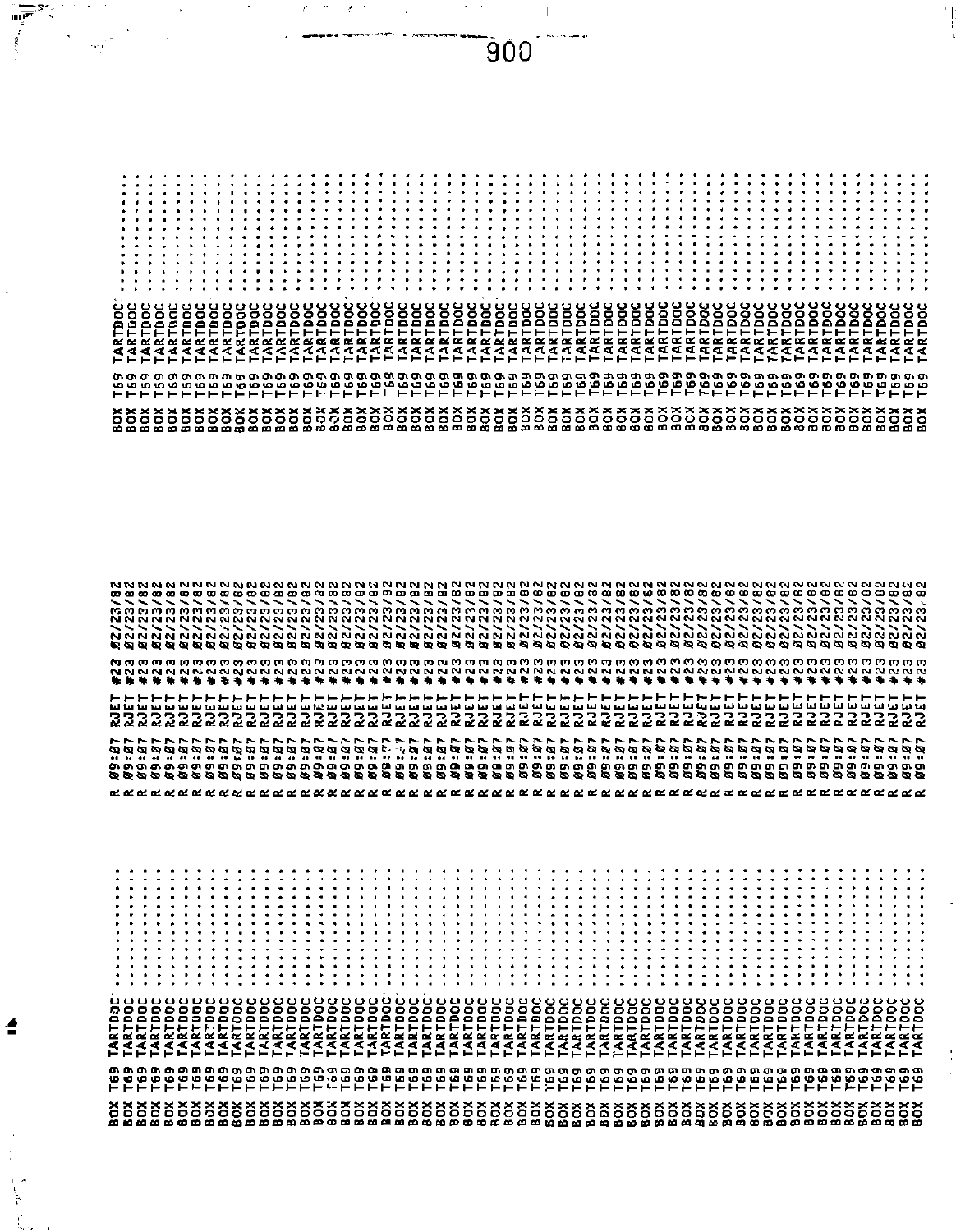```
BOX T69 TARTDOC ..............  R 09:07 RJET #23 02/23/82  BOX T69 TARTDOC ..............
BOX T69 TARTDOC ..............  R 09:07 RJET #23 02/23/82  BOX T69 TARTDOC ..............
BOX T69 TARTDOC ..............  R 09:07 RJET #23 02/23/82  BOX T69 TARTDOC ..............
BOX T69 TARTDOC ..............  R 09:07 RJET #23 02/23/82  BOX T69 TARTDOC ..............
BOX T69 TARTDOC ..............  R 09:07 RJET #23 02/23/82  BOX T69 TARTDOC ..............
BOX T69 TARTDOC ..............  R 09:07 RJET #23 02/23/82  BOX T69 TARTDOC ..............
BOX T69 TARTDOC ..............  R 09:07 RJET #23 02/23/82  BOX T69 TARTDOC ..............
BOX T69 TARTDOC ..............  R 09:07 RJET #23 02/23/82  BOX T69 TARTDOC ..............
BOX T69 TARTDOC ..............  R 09:07 RJET #23 02/23/82  BOX T69 TARTDOC ..............
BOX T69 TARTDOC ..............  R 09:07 RJET #23 02/23/82  BOX T69 TARTDOC ..............
BOX T69 TARTDOC ..............  R 09:07 RJET #23 02/23/82  BOX T69 TARTDOC ..............
BOX T69 TARTDOC ..............  R 09:07 RJET #23 02/23/82  BOX T69 TARTDOC ..............
BOX T69 TARTDOC ..............  R 09:07 RJET #23 02/23/82  BOX T69 TARTDOC ..............
BOX T69 TARTDOC ..............  R 09:07 RJET #23 02/23/82  BOX T69 TARTDOC ..............
BOX T69 TARTDOC ..............  R 09:07 RJET #23 02/23/82  BOX T69 TARTDOC ..............
BOX T69 TARTDOC ..............  R 09:07 RJET #23 02/23/82  BOX T69 TARTDOC ..............
BOX T69 TARTDOC ..............  R 09:07 RJET #23 02/23/82  BOX T69 TARTDOC ..............
BOX T69 TARTDOC ..............  R 09:07 RJET #23 02/23/82  BOX T69 TARTDOC ..............
BOX T69 TARTDOC ..............  R 09:07 RJET #23 02/23/82  BOX T69 TARTDOC ..............
BOX T69 TARTDOC ..............  R 09:07 RJET #23 02/23/82  BOX T69 TARTDOC ..............
BOX T69 TARTDOC ..............  R 09:07 RJET #23 02/23/82  BOX T69 TARTDOC ..............
BOX T69 TARTDOC ..............  R 09:07 RJET #23 02/23/82  BOX T69 TARTDOC ..............
BOX T69 TARTDOC ..............  R 09:07 RJET #23 02/23/82  BOX T69 TARTDOC ..............
BOX T69 TARTDOC ..............  R 09:07 RJET #23 02/23/82  BOX T69 TARTDOC ..............
BOX T69 TARTDOC ..............  R 09:07 RJET #23 02/23/82  BOX T69 TARTDOC ..............
BOX T69 TARTDOC ..............  R 09:07 RJET #23 02/23/82  BOX T69 TARTDOC ..............
BOX T69 TARTDOC ..............  R 09:07 RJET #23 02/23/82  BOX T69 TARTDOC ..............
BOX T69 TARTDOC ..............  R 09:07 RJET #23 02/23/82  BOX T69 TARTDOC ..............
BOX T69 TARTDOC ..............  R 09:07 RJET #23 02/23/82  BOX T69 TARTDOC ..............
BOX T69 TARTDOC ..............  R 09:07 RJET #23 02/23/82  BOX T69 TARTDOC ..............
BOX T69 TARTDOC ..............  R 09:07 RJET #23 02/23/82  BOX T69 TARTDOC ..............
BOX T69 TARTDOC ..............  R 09:07 RJET #23 02/23/82  BOX T69 TARTDOC ..............
BOX T69 TARTDOC ..............  R 09:07 RJET #23 02/23/82  BOX T69 TARTDOC ..............
BOX T69 TARTDOC ..............  R 09:07 RJET #23 02/23/82  BOX T69 TARTDOC ..............
BOX T69 TARTDOC ..............  R 09:07 RJET #23 02/23/82  BOX T69 TARTDOC ..............
BOX T69 TARTDOC ..............  R 09:07 RJET #23 02/23/82  BOX T69 TARTDOC ..............
BOX T69 TARTDOC ..............  R 09:07 RJET #23 02/23/82  BOX T69 TARTDOC ..............
BOX T69 TARTDOC ..............  R 09:07 RJET #23 02/23/82  BOX T69 TARTDOC ..............
BOX T69 TARTDOC ..............  R 09:07 RJET #23 02/23/82  BOX T69 TARTDOC ..............
BOX T69 TARTDOC ..............  R 09:07 RJET #23 02/23/82  BOX T69 TARTDOC ..............
BOX T69 TARTDOC ..............  R 09:07 RJET #23 02/23/82  BOX T69 TARTDOC ..............
BOX T69 TARTDOC ..............  R 09:07 RJET #23 02/23/82  BOX T69 TARTDOC ..............
BOX T69 TARTDOC ..............  R 09:07 RJET #23 02/23/82  BOX T69 TARTDOC ..............
BOX T69 TARTDOC ..............  R 09:07 RJET #23 02/23/82  BOX T69 TARTDOC ..............
BOX T69 TARTDOC ..............  R 09:07 RJET #23 02/23/82  BOX T69 TARTDOC ..............
BOX T69 TARTDOC ..............  R 09:07 RJET #23 02/23/82  BOX T69 TARTDOC ..............
BOX T69 TARTDOC ..............  R 09:07 RJET #23 02/23/82  BOX T69 TARTDOC ..............
BOX T69 TARTDOC ..............  R 09:07 RJET #23 02/23/82  BOX T69 TARTDOC ..............
BOX T69 TARTDOC ..............  R 09:07 RJET #23 02/23/82  BOX T69 TARTDOC ..............
BOX T69 TARTDOC ..............  R 09:07 RJET #23 02/23/82  BOX T69 TARTDOC ..............
```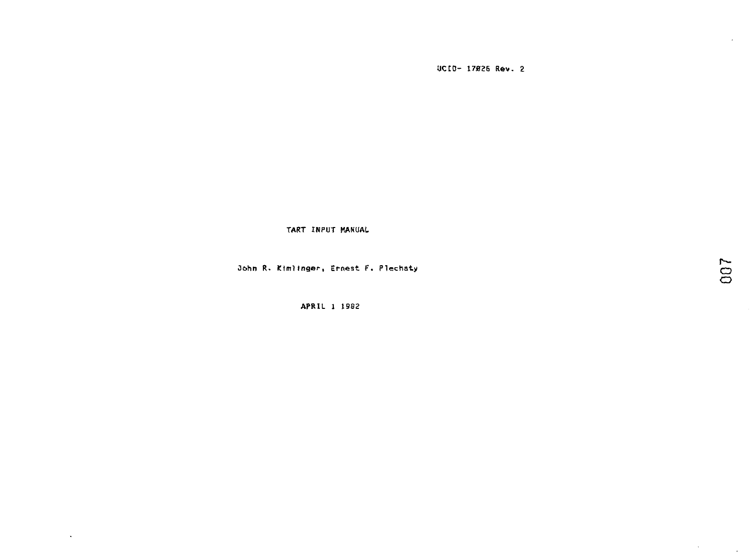UCID- 17826 Rev. 2

# TART INPUT MANUAL

John R. Kimlinger, Ernest F. Plechaty

APRIL 1 1982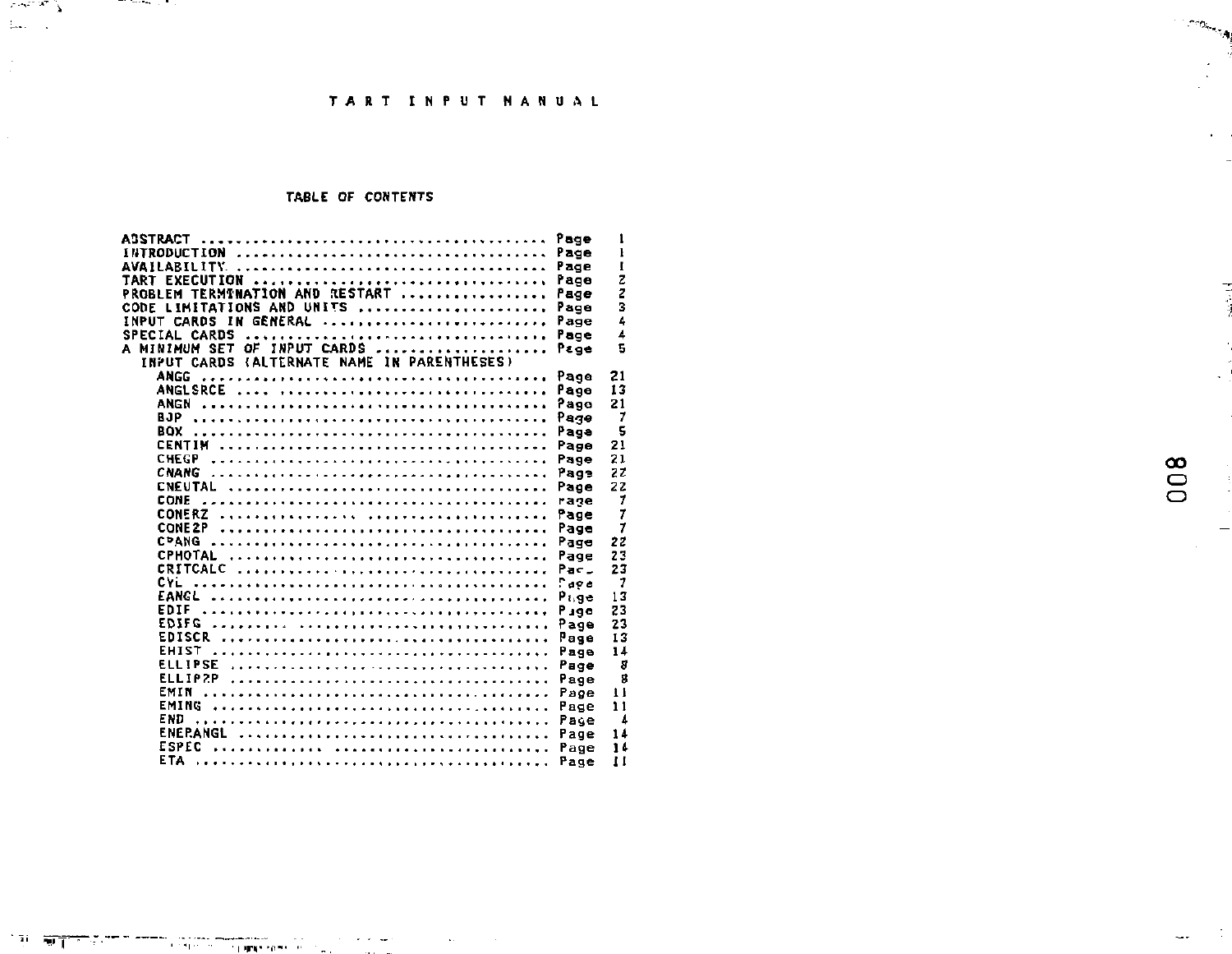# TART INPUT MANUAL

## TABLE OF CONTENTS

| | | |
|---|---|---|
| ABSTRACT | Page | 1 |
| INTRODUCTION | Page | 1 |
| AVAILABILITY | Page | 1 |
| TART EXECUTION | Page | 2 |
| PROBLEM TERMINATION AND RESTART | Page | 2 |
| CODE LIMITATIONS AND UNITS | Page | 3 |
| INPUT CARDS IN GENERAL | Page | 4 |
| SPECIAL CARDS | Page | 4 |
| A MINIMUM SET OF INPUT CARDS | Page | 5 |
| INPUT CARDS (ALTERNATE NAME IN PARENTHESES) | | |
| ANGG | Page | 21 |
| ANGLSRCE | Page | 13 |
| ANGN | Page | 21 |
| BJP | Page | 7 |
| BOX | Page | 5 |
| CENTIM | Page | 21 |
| CHEGP | Page | 21 |
| CNANG | Page | 22 |
| CNEUTAL | Page | 22 |
| CONE | Page | 7 |
| CONERZ | Page | 7 |
| CONE2P | Page | 7 |
| CPANG | Page | 22 |
| CPHOTAL | Page | 23 |
| CRITCALC | Page | 23 |
| CYL | Page | 7 |
| EANGL | Page | 13 |
| EDIF | Page | 23 |
| EDIFG | Page | 23 |
| EDISCR | Page | 13 |
| EHIST | Page | 14 |
| ELLIPSE | Page | 8 |
| ELLIP2P | Page | 8 |
| EMIN | Page | 11 |
| EMING | Page | 11 |
| END | Page | 4 |
| ENERANGL | Page | 14 |
| ESPEC | Page | 14 |
| ETA | Page | 11 |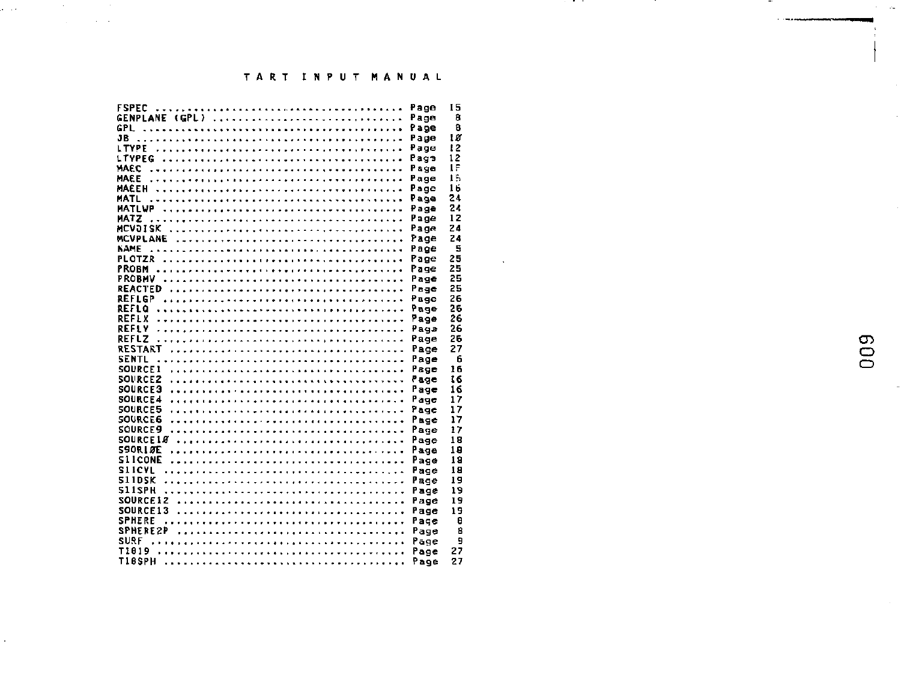# TART INPUT MANUAL

| Keyword | Page |
|---|---|
| FSPEC | Page 15 |
| GENPLANE (GPL) | Page 8 |
| GPL | Page 8 |
| JB | Page 10 |
| LTYPE | Page 12 |
| LTYPEG | Page 12 |
| MAEC | Page 15 |
| MAEE | Page 15 |
| MAEEH | Page 16 |
| MATL | Page 24 |
| MATLWP | Page 24 |
| MATZ | Page 12 |
| MCVDISK | Page 24 |
| MCVPLANE | Page 24 |
| NAME | Page 5 |
| PLOTZR | Page 25 |
| PROBM | Page 25 |
| PROBMV | Page 25 |
| REACTED | Page 25 |
| REFLGP | Page 26 |
| REFLQ | Page 26 |
| REFLX | Page 26 |
| REFLY | Page 26 |
| REFLZ | Page 26 |
| RESTART | Page 27 |
| SENTL | Page 6 |
| SOURCE1 | Page 16 |
| SOURCE2 | Page 16 |
| SOURCE3 | Page 16 |
| SOURCE4 | Page 17 |
| SOURCE5 | Page 17 |
| SOURCE6 | Page 17 |
| SOURCE9 | Page 17 |
| SOURCE10 | Page 18 |
| S9ORI0E | Page 18 |
| S11CONE | Page 18 |
| S11CYL | Page 18 |
| S11DSK | Page 19 |
| S11SPH | Page 19 |
| SOURCE12 | Page 19 |
| SOURCE13 | Page 19 |
| SPHERE | Page 8 |
| SPHERE2P | Page 8 |
| SURF | Page 9 |
| T1019 | Page 27 |
| T10SPH | Page 27 |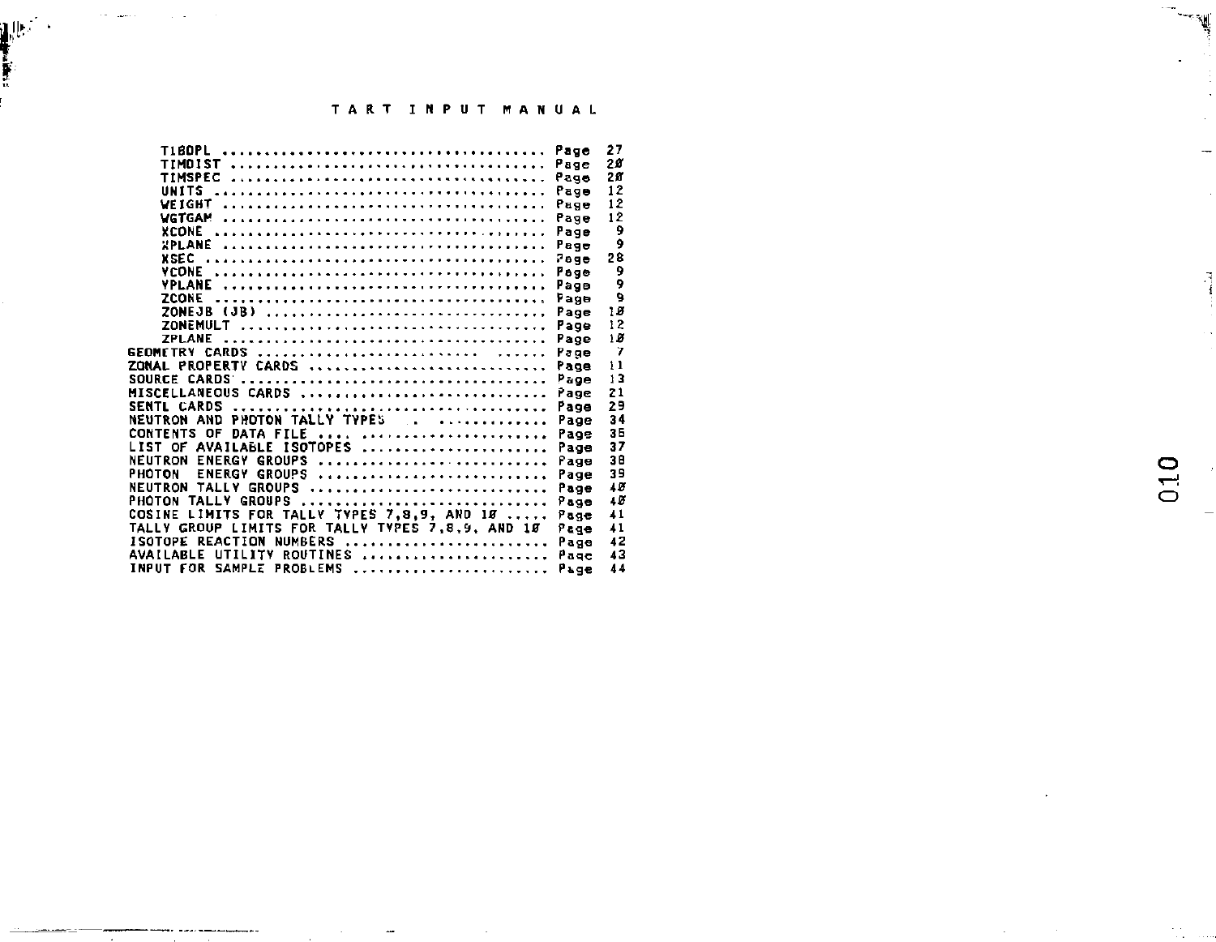# TART INPUT MANUAL

| Entry | | Page |
|---|---|---|
| T180PL | Page | 27 |
| TIMDIST | Page | 20 |
| TIMSPEC | Page | 20 |
| UNITS | Page | 12 |
| WEIGHT | Page | 12 |
| WGTGAM | Page | 12 |
| XCONE | Page | 9 |
| XPLANE | Page | 9 |
| XSEC | Page | 28 |
| YCONE | Page | 9 |
| YPLANE | Page | 9 |
| ZCONE | Page | 9 |
| ZONEJB (JB) | Page | 10 |
| ZONEMULT | Page | 12 |
| ZPLANE | Page | 10 |
| GEOMETRY CARDS | Page | 7 |
| ZONAL PROPERTY CARDS | Page | 11 |
| SOURCE CARDS | Page | 13 |
| MISCELLANEOUS CARDS | Page | 21 |
| SENTL CARDS | Page | 29 |
| NEUTRON AND PHOTON TALLY TYPES | Page | 34 |
| CONTENTS OF DATA FILE | Page | 35 |
| LIST OF AVAILABLE ISOTOPES | Page | 37 |
| NEUTRON ENERGY GROUPS | Page | 38 |
| PHOTON ENERGY GROUPS | Page | 39 |
| NEUTRON TALLY GROUPS | Page | 40 |
| PHOTON TALLY GROUPS | Page | 40 |
| COSINE LIMITS FOR TALLY TYPES 7,8,9, AND 10 | Page | 41 |
| TALLY GROUP LIMITS FOR TALLY TYPES 7,8,9, AND 10 | Page | 41 |
| ISOTOPE REACTION NUMBERS | Page | 42 |
| AVAILABLE UTILITY ROUTINES | Page | 43 |
| INPUT FOR SAMPLE PROBLEMS | Page | 44 |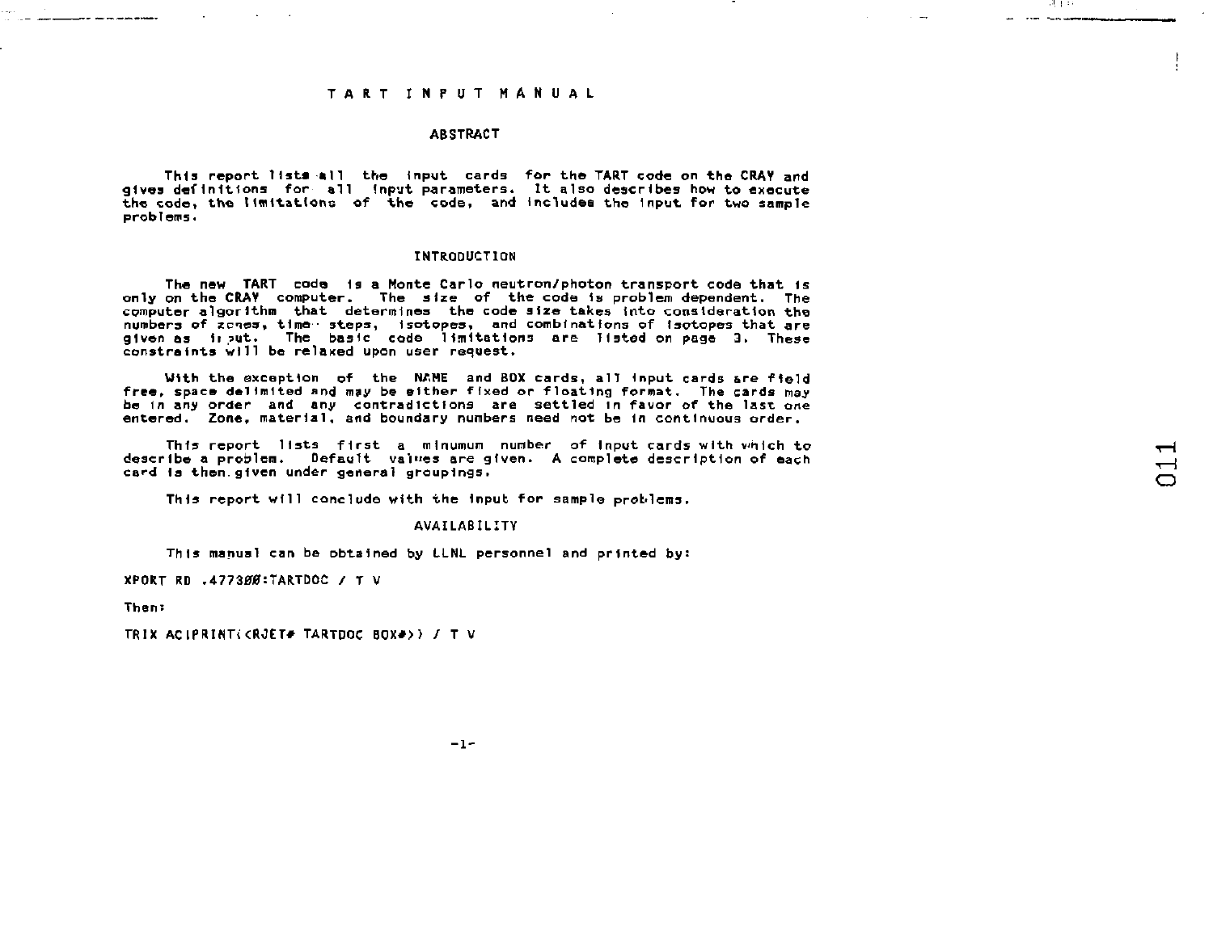# T A R T   I N P U T   M A N U A L

## ABSTRACT

This report lists all the input cards for the TART code on the CRAY and gives definitions for all input parameters. It also describes how to execute the code, the limitations of the code, and includes the input for two sample problems.

## INTRODUCTION

The new TART code is a Monte Carlo neutron/photon transport code that is only on the CRAY computer. The size of the code is problem dependent. The computer algorithm that determines the code size takes into consideration the numbers of zones, time steps, isotopes, and combinations of isotopes that are given as input. The basic code limitations are listed on page 3. These constraints will be relaxed upon user request.

With the exception of the NAME and BOX cards, all input cards are field free, space delimited and may be either fixed or floating format. The cards may be in any order and any contradictions are settled in favor of the last one entered. Zone, material, and boundary numbers need not be in continuous order.

This report lists first a minumum number of input cards with which to describe a problem. Default values are given. A complete description of each card is then given under general groupings.

This report will conclude with the input for sample problems.

## AVAILABILITY

This manual can be obtained by LLNL personnel and printed by:

```
XPORT RD .477300:TARTDOC / T V
```

Then:

```
TRIX AC1PRINT(<RJET# TARTDOC BOX#>) / T V
```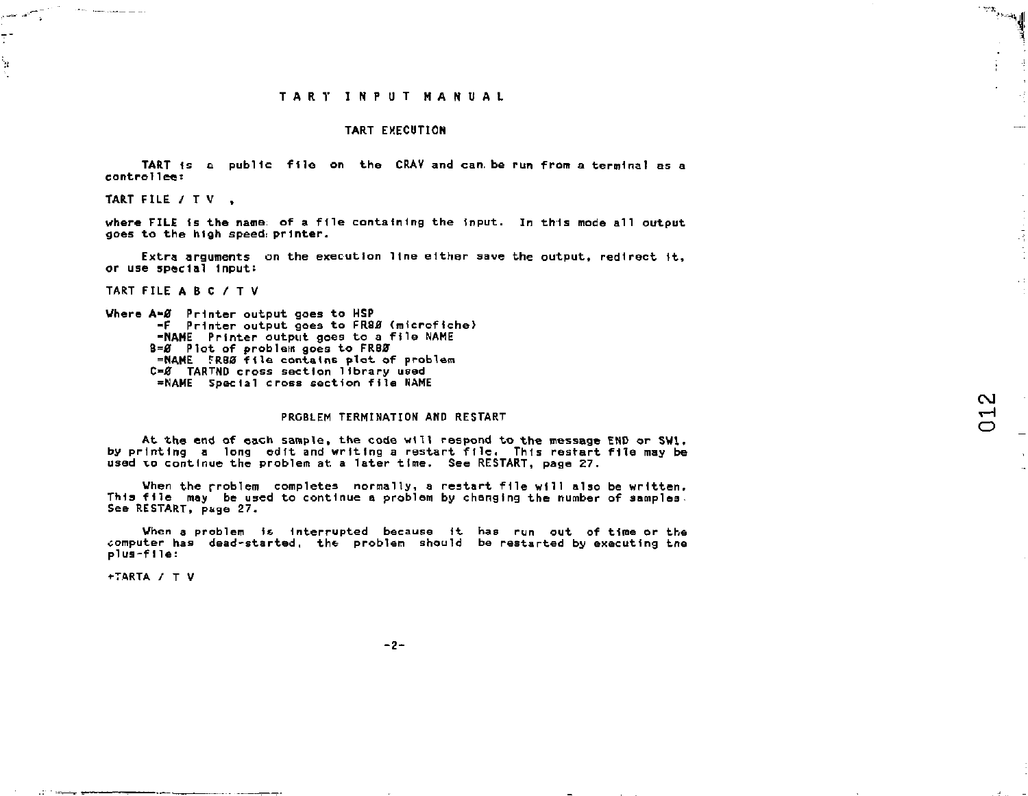# TART INPUT MANUAL

## TART EXECUTION

TART is a public file on the CRAY and can be run from a terminal as a controllee:

```
TART FILE / T V ,
```

where FILE is the name of a file containing the input. In this mode all output goes to the high speed printer.

Extra arguments on the execution line either save the output, redirect it, or use special input:

```
TART FILE A B C / T V
```

```
Where A=Ø  Printer output goes to HSP
       =F  Printer output goes to FR8Ø (microfiche)
       =NAME  Printer output goes to a file NAME
      B=Ø  Plot of problem goes to FR8Ø
       =NAME  FR8Ø file contains plot of problem
      C=Ø  TARTND cross section library used
       =NAME  Special cross section file NAME
```

## PROBLEM TERMINATION AND RESTART

At the end of each sample, the code will respond to the message END or SW1, by printing a long edit and writing a restart file. This restart file may be used to continue the problem at a later time. See RESTART, page 27.

When the problem completes normally, a restart file will also be written. This file may be used to continue a problem by changing the number of samples. See RESTART, page 27.

When a problem is interrupted because it has run out of time or the computer has dead-started, the problem should be restarted by executing the plus-file:

```
+TARTA / T V
```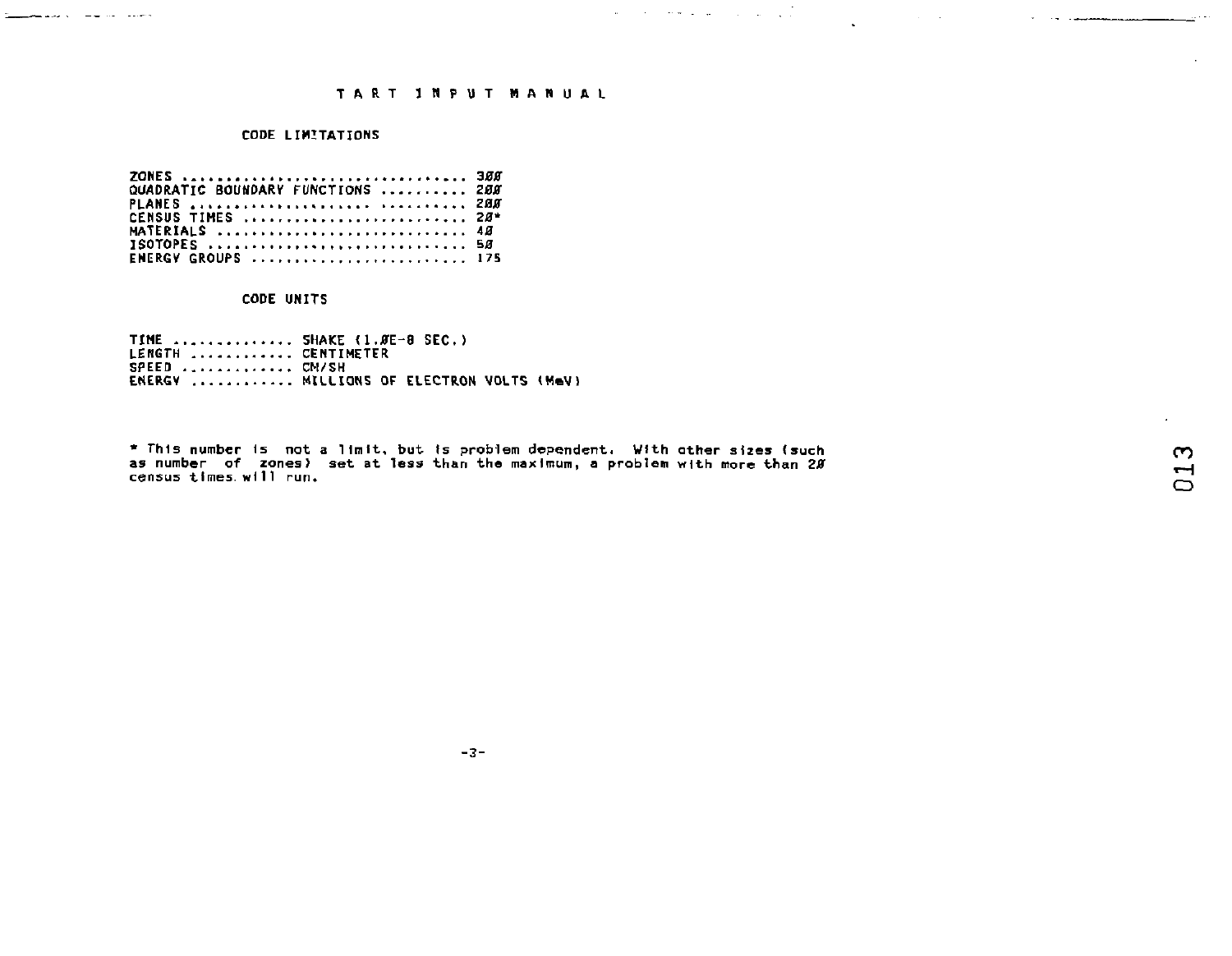# TART INPUT MANUAL

## CODE LIMITATIONS

```
ZONES ................................ 300
QUADRATIC BOUNDARY FUNCTIONS .......... 200
PLANES ................................ 200
CENSUS TIMES .......................... 20*
MATERIALS ............................. 40
ISOTOPES .............................. 50
ENERGY GROUPS ......................... 175
```

## CODE UNITS

```
TIME ............. SHAKE (1.0E-8 SEC.)
LENGTH ........... CENTIMETER
SPEED ............ CM/SH
ENERGY ........... MILLIONS OF ELECTRON VOLTS (MeV)
```

* This number is not a limit, but is problem dependent. With other sizes (such as number of zones) set at less than the maximum, a problem with more than 20 census times will run.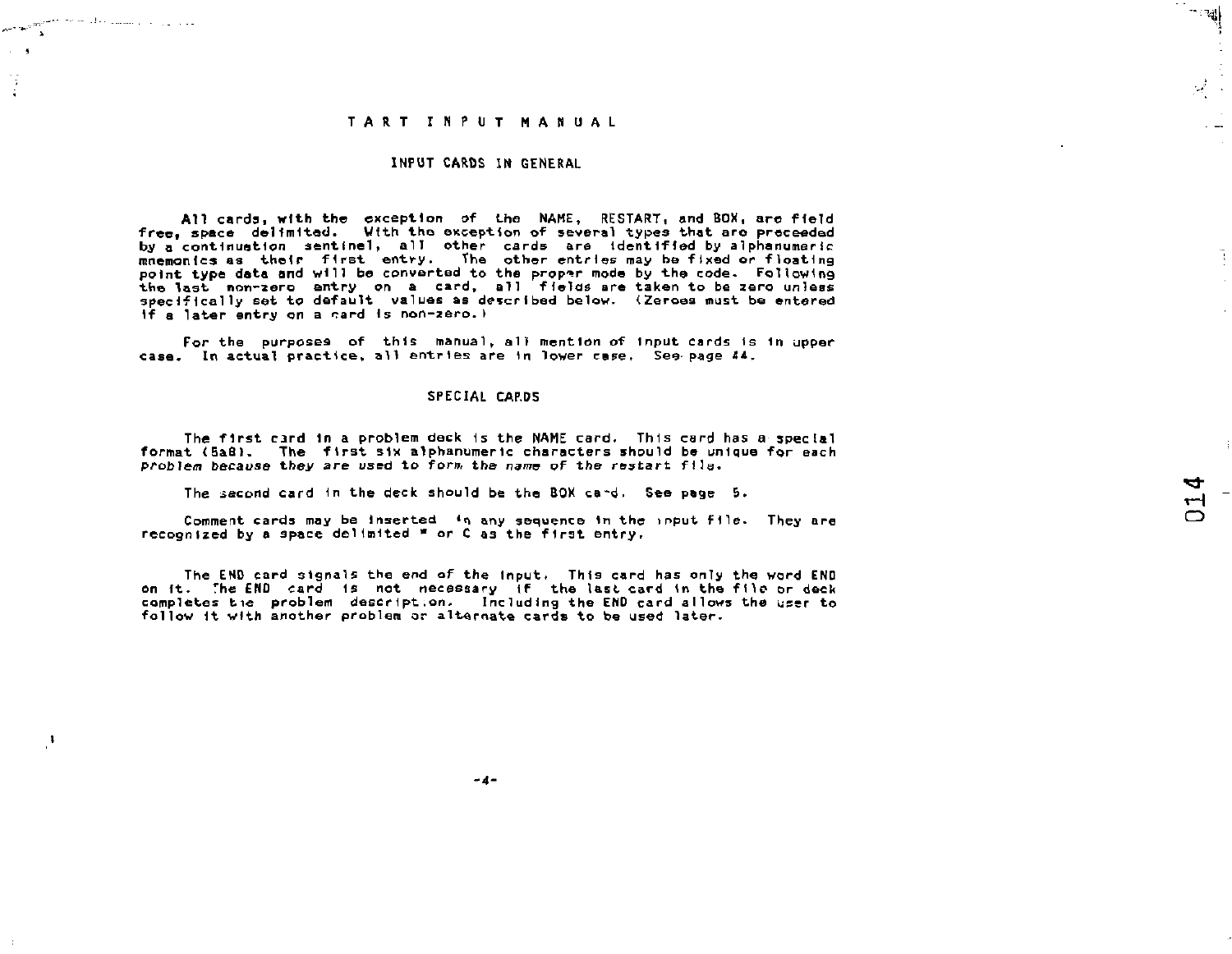# TART INPUT MANUAL

## INPUT CARDS IN GENERAL

All cards, with the exception of the NAME, RESTART, and BOX, are field free, space delimited. With the exception of several types that are preceded by a continuation sentinel, all other cards are identified by alphanumeric mnemonics as their first entry. The other entries may be fixed or floating point type data and will be converted to the proper mode by the code. Following the last non-zero entry on a card, all fields are taken to be zero unless specifically set to default values as described below. (Zeroes must be entered if a later entry on a card is non-zero.)

For the purposes of this manual, all mention of input cards is in upper case. In actual practice, all entries are in lower case. See page 44.

## SPECIAL CARDS

The first card in a problem deck is the NAME card. This card has a special format (5a8). The first six alphanumeric characters should be unique for each *problem because they are used to form the name of the restart file.*

The second card in the deck should be the BOX card. See page 5.

Comment cards may be inserted in any sequence in the input file. They are recognized by a space delimited * or C as the first entry.

The END card signals the end of the input. This card has only the word END on it. The END card is not necessary if the last card in the file or deck completes the problem description. Including the END card allows the user to follow it with another problem or alternate cards to be used later.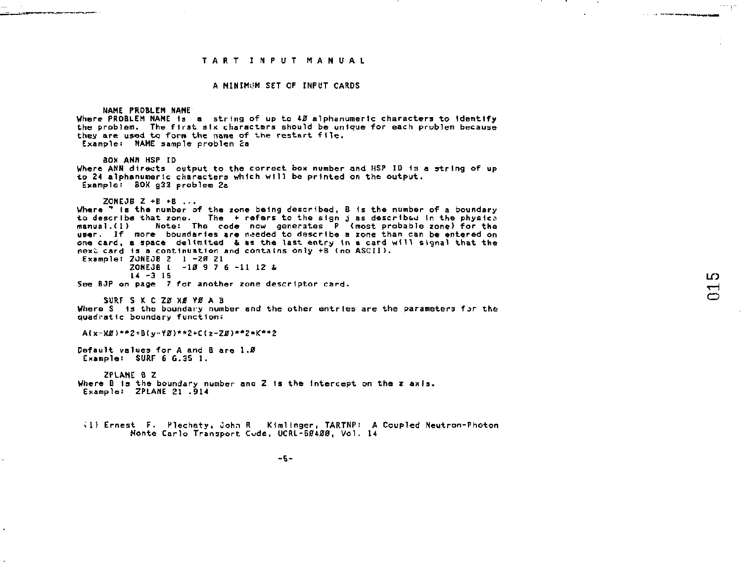# TART INPUT MANUAL

## A MINIMUM SET OF INPUT CARDS

**NAME PROBLEM NAME**

Where PROBLEM NAME is a string of up to 40 alphanumeric characters to identify the problem. The first six characters should be unique for each problem because they are used to form the name of the restart file.

Example: NAME sample problen 2a

**BOX ANN HSP ID**

Where ANN directs output to the correct box number and HSP ID is a string of up to 24 alphanumeric characters which will be printed on the output.

Example: BOX g33 problem 2a

**ZONEJB Z +B +B ...**

Where Z is the number of the zone being described, B is the number of a boundary to describe that zone. The + refers to the sign j as described in the physics manual.(1) Note: The code now generates P (most probable zone) for the user. If more boundaries are needed to describe a zone than can be entered on one card, a space delimited & as the last entry in a card will signal that the next card is a continuation and contains only +B (no ASCII).

Example:

```
ZONEJB 2  1 -20 21
ZONEJB 1  -10 9 7 6 -11 12 &
14 -3 15
```

See BJP on page 7 for another zone descriptor card.

**SURF S K C Z0 X0 Y0 A B**

Where S is the boundary number and the other entries are the parameters for the quadratic boundary function:

```
A(x-X0)**2+B(y-Y0)**2+C(z-Z0)**2=K**2
```

Default values for A and B are 1.0

Example: SURF 6 6.35 1.

**ZPLANE B Z**

Where B is the boundary number and Z is the intercept on the z axis.

Example: ZPLANE 21 .914

(1) Ernest F. Plechaty, John R Kimlinger, TARTNP: A Coupled Neutron-Photon Monte Carlo Transport Code, UCRL-50400, Vol. 14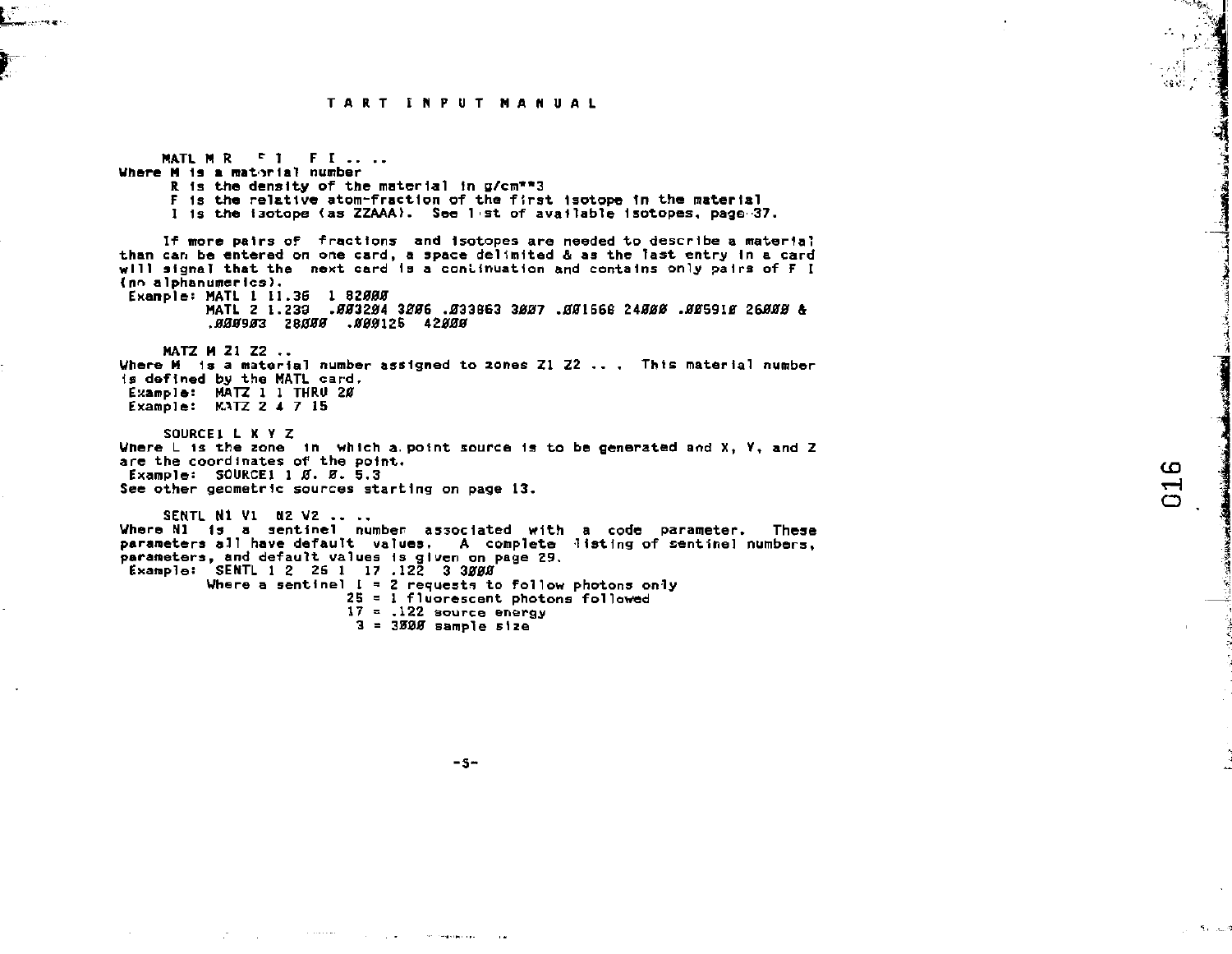```
MATL M R  F I  F I .. ..
```
Where M is a material number
R is the density of the material in g/cm**3
F is the relative atom-fraction of the first isotope in the material
I is the isotope (as ZZAAA). See list of available isotopes, page 37.

If more pairs of fractions and isotopes are needed to describe a material than can be entered on one card, a space delimited & as the last entry in a card will signal that the next card is a continuation and contains only pairs of F I (no alphanumerics).

```
Example: MATL 1 11.35  1 82000
         MATL 2 1.239  .003204 3006 .033863 3007 .001566 24000 .005910 26000 &
         .000903  28000  .000125  42000
```

```
MATZ M Z1 Z2 ..
```
Where M is a material number assigned to zones Z1 Z2 ... . This material number is defined by the MATL card.

```
Example:  MATZ 1 1 THRU 20
Example:  MATZ 2 4 7 15
```

```
SOURCE1 L X Y Z
```
Where L is the zone in which a point source is to be generated and X, Y, and Z are the coordinates of the point.

```
Example:  SOURCE1 1 0. 0. 5.3
```
See other geometric sources starting on page 13.

```
SENTL N1 V1  N2 V2 .. ..
```
Where N1 is a sentinel number associated with a code parameter. These parameters all have default values. A complete listing of sentinel numbers, parameters, and default values is given on page 29.

```
Example:  SENTL 1 2  25 1  17 .122  3 3000
          Where a sentinel 1 = 2 requests to follow photons only
                          25 = 1 fluorescent photons followed
                          17 = .122 source energy
                           3 = 3000 sample size
```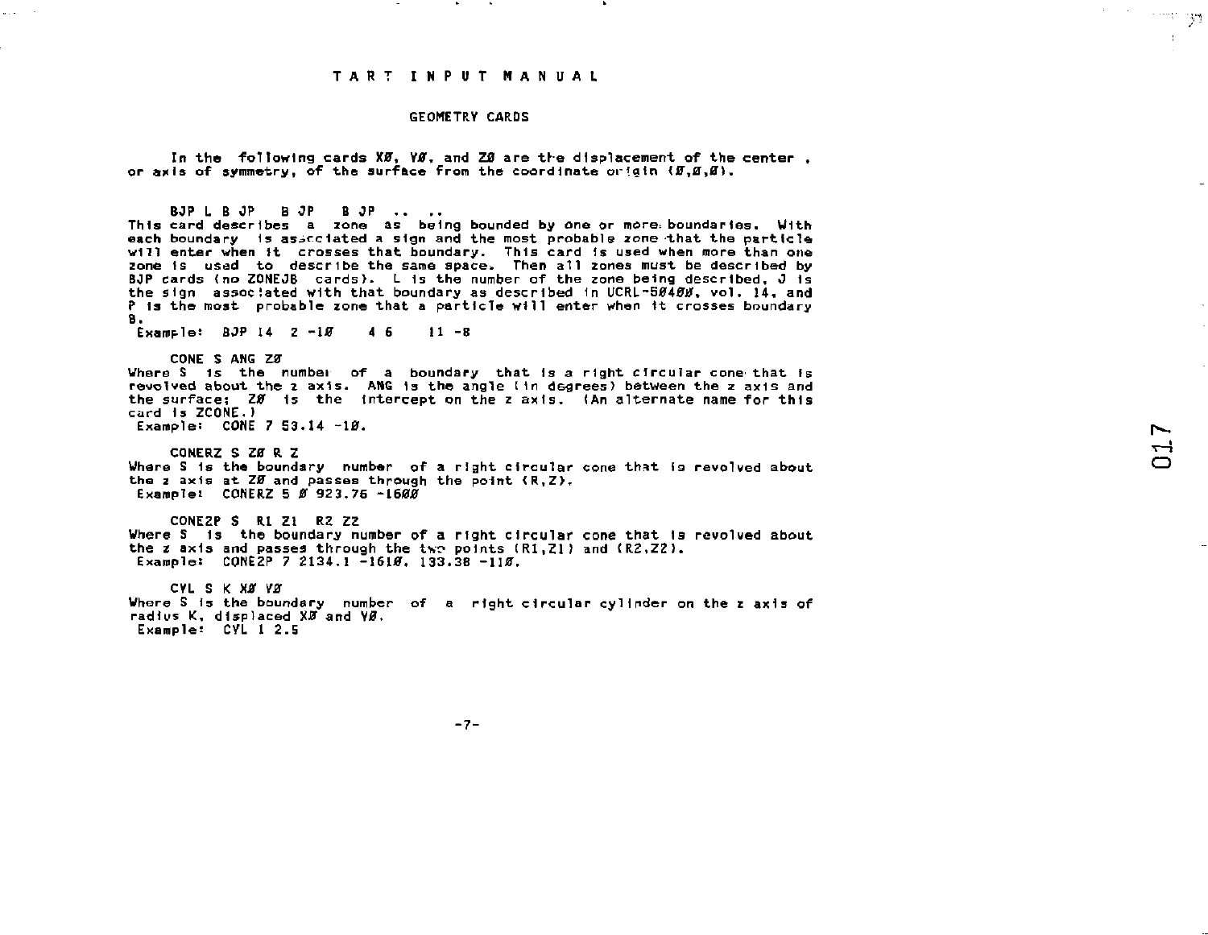# TART INPUT MANUAL

## GEOMETRY CARDS

In the following cards XØ, YØ, and ZØ are the displacement of the center, or axis of symmetry, of the surface from the coordinate origin (Ø,Ø,Ø).

BJP L B JP B JP B JP .. ..

This card describes a zone as being bounded by one or more boundaries. With each boundary is associated a sign and the most probable zone that the particle will enter when it crosses that boundary. This card is used when more than one zone is used to describe the same space. Then all zones must be described by BJP cards (no ZONEJB cards). L is the number of the zone being described, J is the sign associated with that boundary as described in UCRL-5Ø4ØØ, vol. 14, and P is the most probable zone that a particle will enter when it crosses boundary B.

Example: BJP 14 2 -1Ø 4 6 11 -8

CONE S ANG ZØ

Where S is the number of a boundary that is a right circular cone that is revolved about the z axis. ANG is the angle (in degrees) between the z axis and the surface; ZØ is the intercept on the z axis. (An alternate name for this card is ZCONE.)

Example: CONE 7 53.14 -1Ø.

CONERZ S ZØ R Z

Where S is the boundary number of a right circular cone that is revolved about the z axis at ZØ and passes through the point (R,Z).

Example: CONERZ 5 Ø 923.76 -16ØØ

CONE2P S R1 Z1 R2 Z2

Where S is the boundary number of a right circular cone that is revolved about the z axis and passes through the two points (R1,Z1) and (R2,Z2).

Example: CONE2P 7 2134.1 -161Ø. 133.38 -11Ø.

CYL S K XØ YØ

Where S is the boundary number of a right circular cylinder on the z axis of radius K, displaced XØ and YØ.

Example: CYL 1 2.5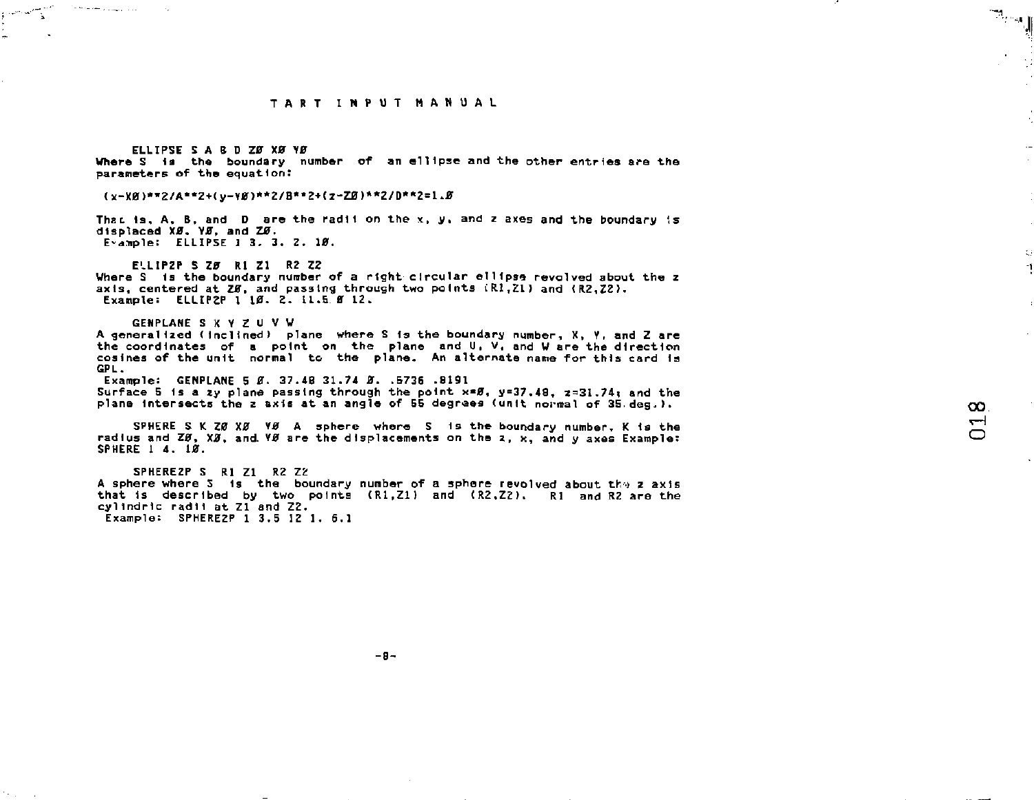ELLIPSE S A B D ZØ XØ YØ

Where S is the boundary number of an ellipse and the other entries are the parameters of the equation:

```
(x-XØ)**2/A**2+(y-YØ)**2/B**2+(z-ZØ)**2/D**2=1.Ø
```

That is, A, B, and D are the radii on the x, y, and z axes and the boundary is displaced XØ, YØ, and ZØ.
Example: ELLIPSE 1 3. 3. 2. 1Ø.

ELLIP2P S ZØ R1 Z1 R2 Z2

Where S is the boundary number of a right circular ellipse revolved about the z axis, centered at ZØ, and passing through two points (R1,Z1) and (R2,Z2).
Example: ELLIP2P 1 1Ø. 2. 11.5 Ø 12.

GENPLANE S X Y Z U V W

A generalized (inclined) plane where S is the boundary number, X, Y, and Z are the coordinates of a point on the plane and U, V, and W are the direction cosines of the unit normal to the plane. An alternate name for this card is GPL.
Example: GENPLANE 5 Ø. 37.48 31.74 Ø. .5736 .8191
Surface 5 is a zy plane passing through the point x=Ø, y=37.48, z=31.74; and the plane intersects the z axis at an angle of 55 degrees (unit normal of 35 deg.).

SPHERE S K ZØ XØ YØ A sphere where S is the boundary number, K is the radius and ZØ, XØ, and YØ are the displacements on the z, x, and y axes Example: SPHERE 1 4. 1Ø.

SPHEREZP S R1 Z1 R2 Z2

A sphere where S is the boundary number of a sphere revolved about the z axis that is described by two points (R1,Z1) and (R2,Z2). R1 and R2 are the cylindric radii at Z1 and Z2.
Example: SPHEREZP 1 3.5 12 1. 6.1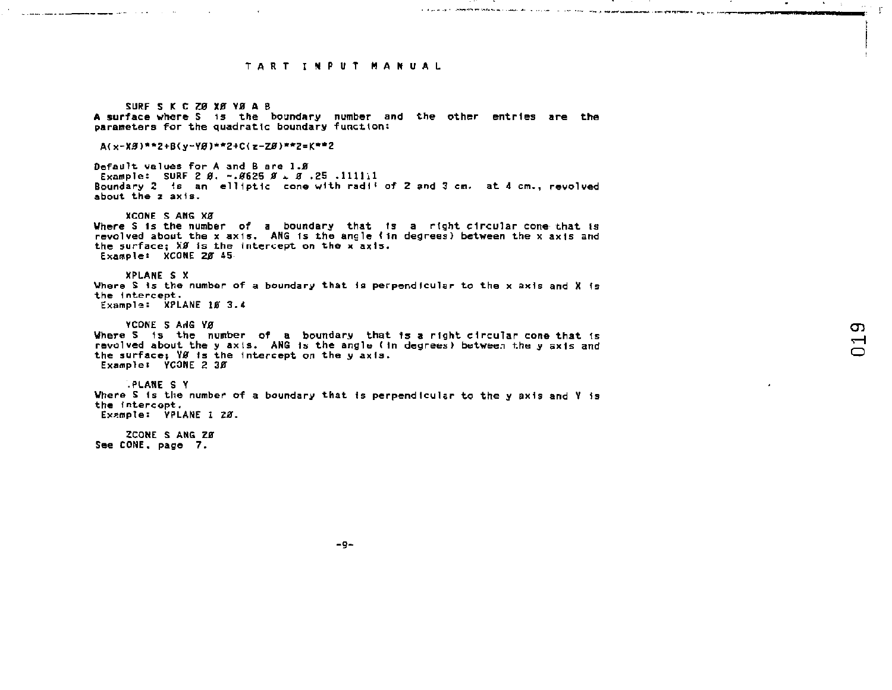TART INPUT MANUAL

SURF S K C ZØ XØ YØ A B

A surface where S is the boundary number and the other entries are the parameters for the quadratic boundary function:

A(x-XØ)**2+B(y-YØ)**2+C(z-ZØ)**2=K**2

Default values for A and B are 1.Ø

Example: SURF 2 Ø. -.Ø625 Ø . Ø .25 .111111

Boundary 2 is an elliptic cone with radii of 2 and 3 cm. at 4 cm., revolved about the z axis.

XCONE S ANG XØ

Where S is the number of a boundary that is a right circular cone that is revolved about the x axis. ANG is the angle (in degrees) between the x axis and the surface; XØ is the intercept on the x axis.

Example: XCONE 2Ø 45

XPLANE S X

Where S is the number of a boundary that is perpendicular to the x axis and X is the intercept.

Example: XPLANE 1Ø 3.4

YCONE S ANG YØ

Where S is the number of a boundary that is a right circular cone that is revolved about the y axis. ANG is the angle (in degrees) between the y axis and the surface; YØ is the intercept on the y axis.

Example: YCONE 2 3Ø

YPLANE S Y

Where S is the number of a boundary that is perpendicular to the y axis and Y is the intercept.

Example: YPLANE 1 2Ø.

ZCONE S ANG ZØ

See CONE, page 7.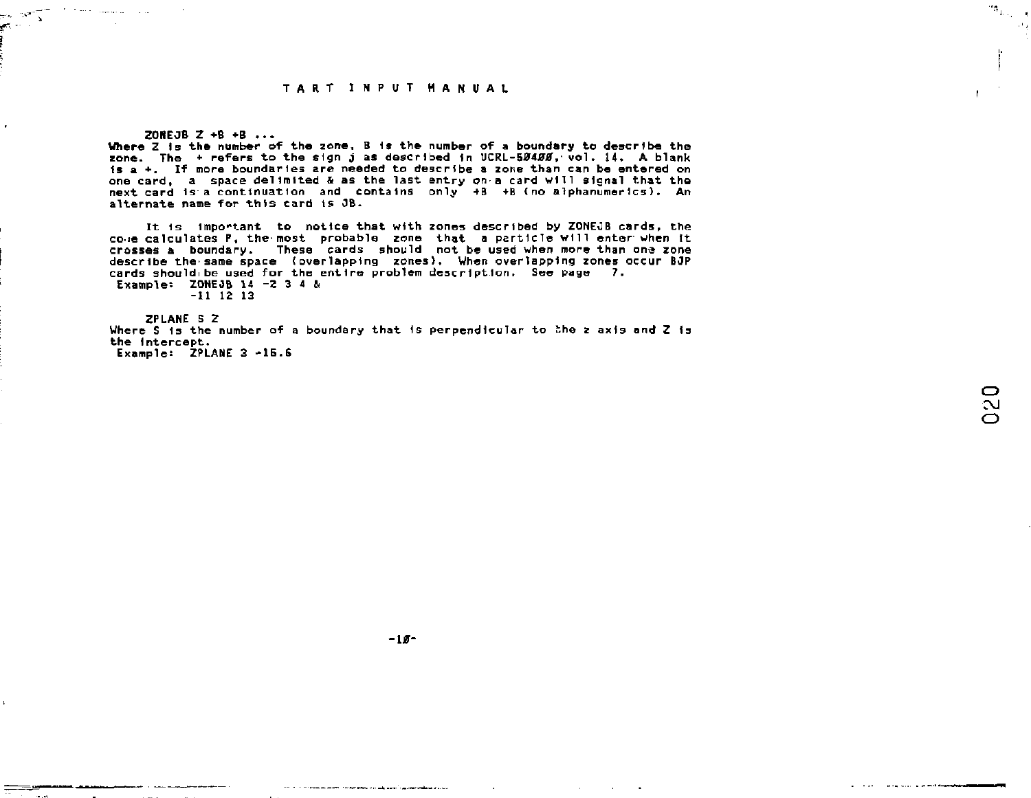ZONEJB Z +B +B ...

Where Z is the number of the zone. B is the number of a boundary to describe the zone. The + refers to the sign j as described in UCRL-50400, vol. 14. A blank is a +. If more boundaries are needed to describe a zone than can be entered on one card, a space delimited & as the last entry on a card will signal that the next card is a continuation and contains only +B +B (no alphanumerics). An alternate name for this card is JB.

It is important to notice that with zones described by ZONEJB cards, the code calculates P, the most probable zone that a particle will enter when it crosses a boundary. These cards should not be used when more than one zone describe the same space (overlapping zones). When overlapping zones occur BJP cards should be used for the entire problem description. See page 7.

```
Example:  ZONEJB 14 -2 3 4 &
          -11 12 13
```

ZPLANE S Z

Where S is the number of a boundary that is perpendicular to the z axis and Z is the intercept.

```
Example:  ZPLANE 3 -15.6
```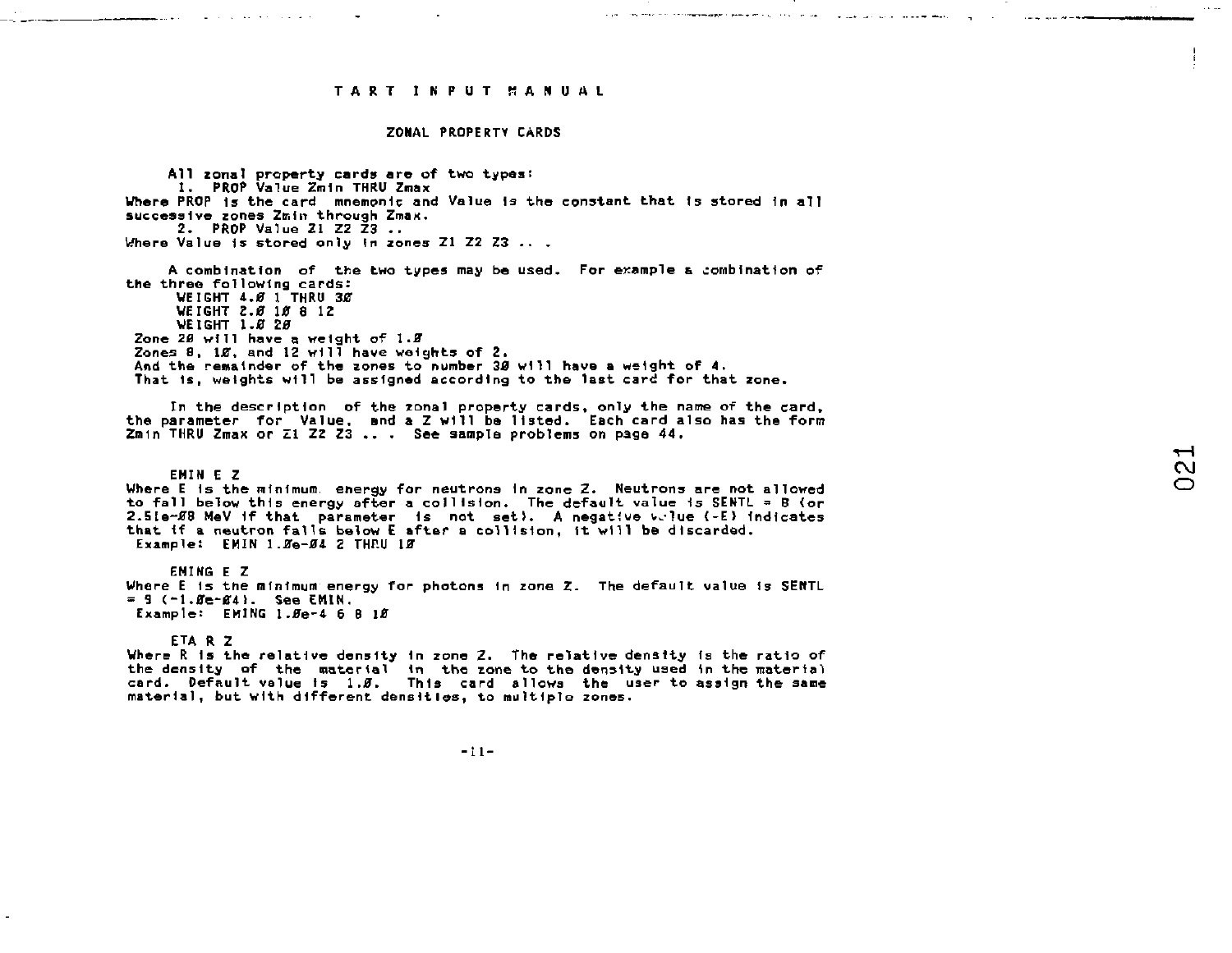# TART INPUT MANUAL

## ZONAL PROPERTY CARDS

All zonal property cards are of two types:

1. PROP Value Zmin THRU Zmax

Where PROP is the card mnemonic and Value is the constant that is stored in all successive zones Zmin through Zmax.

2. PROP Value Z1 Z2 Z3 ..

Where Value is stored only in zones Z1 Z2 Z3 .. .

A combination of the two types may be used. For example a combination of the three following cards:

```
WEIGHT 4.0 1 THRU 30
WEIGHT 2.0 10 8 12
WEIGHT 1.0 20
```

Zone 20 will have a weight of 1.0
Zones 8, 10, and 12 will have weights of 2.
And the remainder of the zones to number 30 will have a weight of 4.
That is, weights will be assigned according to the last card for that zone.

In the description of the zonal property cards, only the name of the card, the parameter for Value, and a Z will be listed. Each card also has the form Zmin THRU Zmax or Z1 Z2 Z3 .. . See sample problems on page 44.

EMIN E Z

Where E is the minimum energy for neutrons in zone Z. Neutrons are not allowed to fall below this energy after a collision. The default value is SENTL = 8 (or 2.51e-08 MeV if that parameter is not set). A negative value (-E) indicates that if a neutron falls below E after a collision, it will be discarded.
Example: EMIN 1.0e-04 2 THRU 10

EMING E Z

Where E is the minimum energy for photons in zone Z. The default value is SENTL = 9 (-1.0e-04). See EMIN.
Example: EMING 1.0e-4 6 8 10

ETA R Z

Where R is the relative density in zone Z. The relative density is the ratio of the density of the material in the zone to the density used in the material card. Default value is 1.0. This card allows the user to assign the same material, but with different densities, to multiple zones.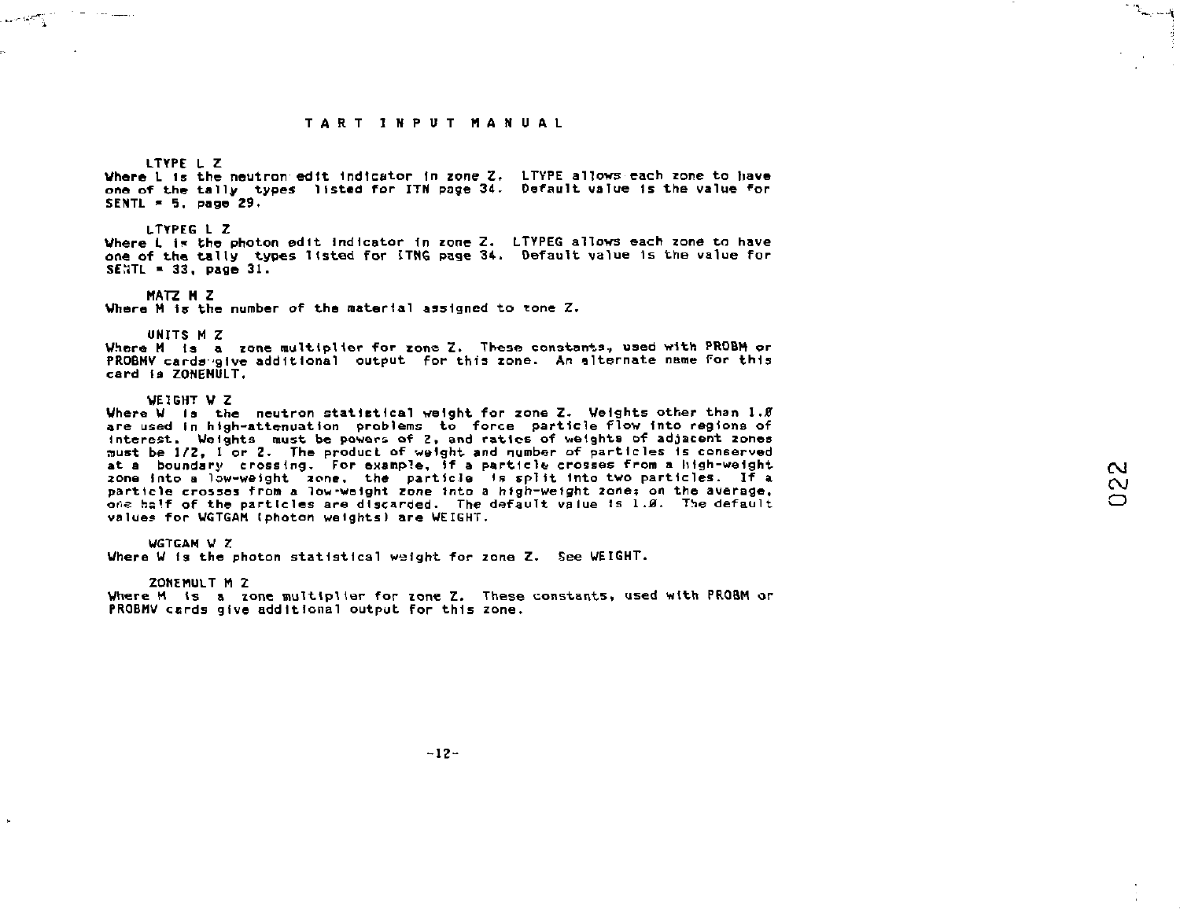TART INPUT MANUAL

LTYPE L Z

Where L is the neutron edit indicator in zone Z. LTYPE allows each zone to have one of the tally types listed for ITN page 34. Default value is the value for SENTL = 5, page 29.

LTYPEG L Z

Where L is the photon edit indicator in zone Z. LTYPEG allows each zone to have one of the tally types listed for ITNG page 34. Default value is the value for SENTL = 33, page 31.

MATZ M Z

Where M is the number of the material assigned to zone Z.

UNITS M Z

Where M is a zone multiplier for zone Z. These constants, used with PROBM or PROBMV cards give additional output for this zone. An alternate name for this card is ZONEMULT.

WEIGHT W Z

Where W is the neutron statistical weight for zone Z. Weights other than 1.0 are used in high-attenuation problems to force particle flow into regions of interest. Weights must be powers of 2, and ratios of weights of adjacent zones must be 1/2, 1 or 2. The product of weight and number of particles is conserved at a boundary crossing. For example, if a particle crosses from a high-weight zone into a low-weight zone, the particle is split into two particles. If a particle crosses from a low-weight zone into a high-weight zone; on the average, one half of the particles are discarded. The default value is 1.0. The default values for WGTGAM (photon weights) are WEIGHT.

WGTGAM W Z

Where W is the photon statistical weight for zone Z. See WEIGHT.

ZONEMULT M Z

Where M is a zone multiplier for zone Z. These constants, used with PROBM or PROBMV cards give additional output for this zone.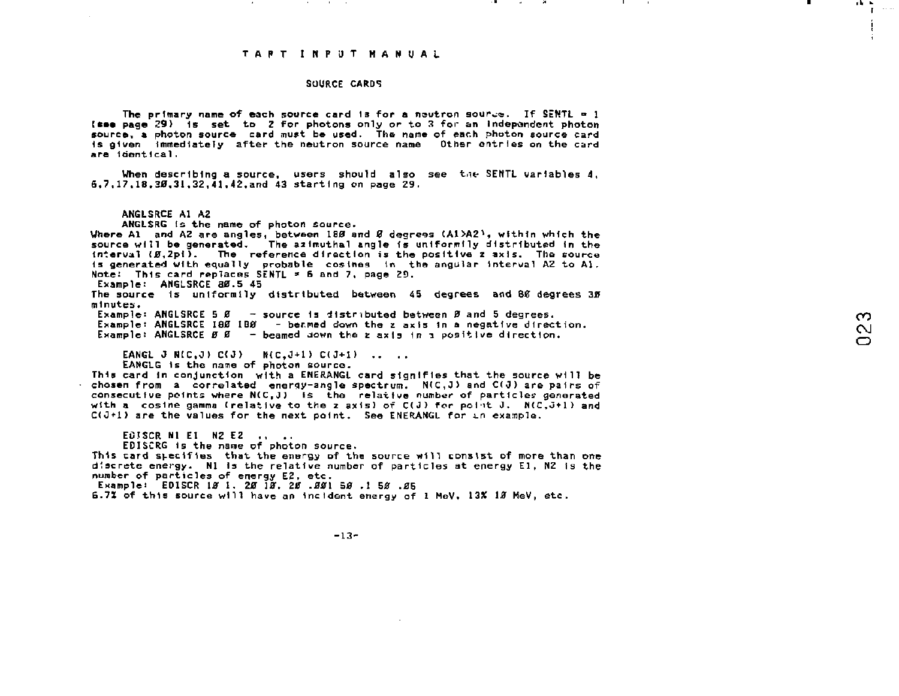# TART INPUT MANUAL

## SOURCE CARDS

The primary name of each source card is for a neutron source. If SENTL = 1 (see page 29) is set to 2 for photons only or to 3 for an independent photon source, a photon source card must be used. The name of each photon source card is given immediately after the neutron source name. Other entries on the card are identical.

When describing a source, users should also see the SENTL variables 4, 6,7,17,18,30,31,32,41,42,and 43 starting on page 29.

**ANGLSRCE A1 A2**

ANGLSRG is the name of photon source.

Where A1 and A2 are angles, between 180 and 0 degrees (A1>A2), within which the source will be generated. The azimuthal angle is uniformly distributed in the interval (0,2pi). The reference direction is the positive z axis. The source is generated with equally probable cosines in the angular interval A2 to A1.

Note: This card replaces SENTL = 6 and 7, page 29.

Example: ANGLSRCE 80.5 45

The source is uniformly distributed between 45 degrees and 80 degrees 30 minutes.

Example: ANGLSRCE 5 0 - source is distributed between 0 and 5 degrees.

Example: ANGLSRCE 180 180 - beamed down the z axis in a negative direction.

Example: ANGLSRCE 0 0 - beamed down the z axis in a positive direction.

**EANGL J N(C,J) C(J) N(C,J+1) C(J+1) .. ..**

EANGLG is the name of photon source.

This card in conjunction with a ENERANGL card signifies that the source will be chosen from a correlated energy-angle spectrum. N(C,J) and C(J) are pairs of consecutive points where N(C,J) is the relative number of particles generated with a cosine gamma (relative to the z axis) of C(J) for point J. N(C,J+1) and C(J+1) are the values for the next point. See ENERANGL for an example.

**EDISCR N1 E1 N2 E2 .. ..**

EDISCRG is the name of photon source.

This card specifies that the energy of the source will consist of more than one discrete energy. N1 is the relative number of particles at energy E1, N2 is the number of particles of energy E2, etc.

Example: EDISCR 10 1. 20 10. 20 .001 50 .1 50 .05

6.7% of this source will have an incident energy of 1 MeV, 13% 10 MeV, etc.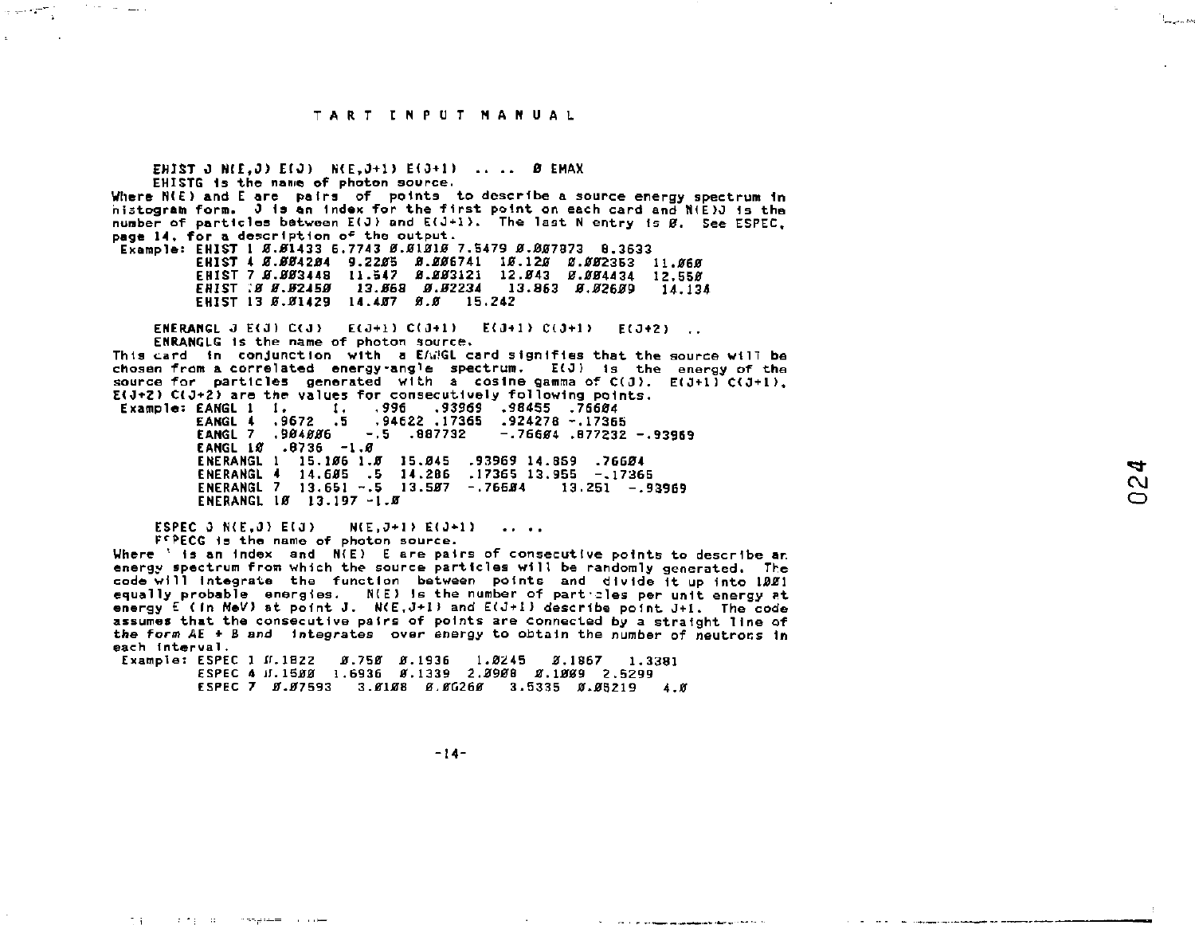# TART INPUT MANUAL

EHIST J N(E,J) E(J) N(E,J+1) E(J+1) .. .. 0 EMAX

EHISTG is the name of photon source.

Where N(E) and E are pairs of points to describe a source energy spectrum in histogram form. J is an index for the first point on each card and N(E)J is the number of particles between E(J) and E(J+1). The last N entry is 0. See ESPEC, page 14, for a description of the output.

```
Example: EHIST 1 0.01433 6.7743 0.01010 7.5479 0.007873 8.3633
         EHIST 4 0.004204  9.2205  0.006741  10.120  0.002353  11.060
         EHIST 7 0.003448  11.547  0.003121  12.043  0.004434  12.550
         EHIST 10 0.02450   13.068  0.02234   13.863  0.02609   14.134
         EHIST 13 0.01429  14.407  0.0   15.242
```

ENERANGL J E(J) C(J) E(J+1) C(J+1) E(J+1) C(J+1) E(J+2) ..

ENRANGLG is the name of photon source.

This card in conjunction with a EANGL card signifies that the source will be chosen from a correlated energy-angle spectrum. E(J) is the energy of the source for particles generated with a cosine gamma of C(J). E(J+1) C(J+1), E(J+2) C(J+2) are the values for consecutively following points.

```
Example: EANGL 1  1.      1.    .996    .93969  .98455  .76604
         EANGL 4  .9672   .5    .94622 .17365   .924278 -.17365
         EANGL 7  .904006     -.5  .887732     -.76604 .877232 -.93969
         EANGL 10  .8736  -1.0
         ENERANGL 1   15.106 1.0  15.045  .93969 14.859  .76604
         ENERANGL 4   14.605  .5  14.286  .17365 13.955  -.17365
         ENERANGL 7   13.651 -.5  13.507  -.76604     13.251  -.93969
         ENERANGL 10  13.197 -1.0
```

ESPEC J N(E,J) E(J) N(E,J+1) E(J+1) .. ..

ESPECG is the name of photon source.

Where J is an index and N(E) E are pairs of consecutive points to describe an energy spectrum from which the source particles will be randomly generated. The code will integrate the function between points and divide it up into 1001 equally probable energies. N(E) is the number of particles per unit energy at energy E (in MeV) at point J. N(E,J+1) and E(J+1) describe point J+1. The code assumes that the consecutive pairs of points are connected by a straight line of the form AE + B and integrates over energy to obtain the number of neutrons in each interval.

```
Example: ESPEC 1 0.1822   0.750  0.1936   1.0245   0.1867   1.3381
         ESPEC 4 0.1500  1.6936  0.1339  2.0908  0.1009  2.5299
         ESPEC 7  0.07593   3.0108  0.06260   3.5335  0.05219   4.0
```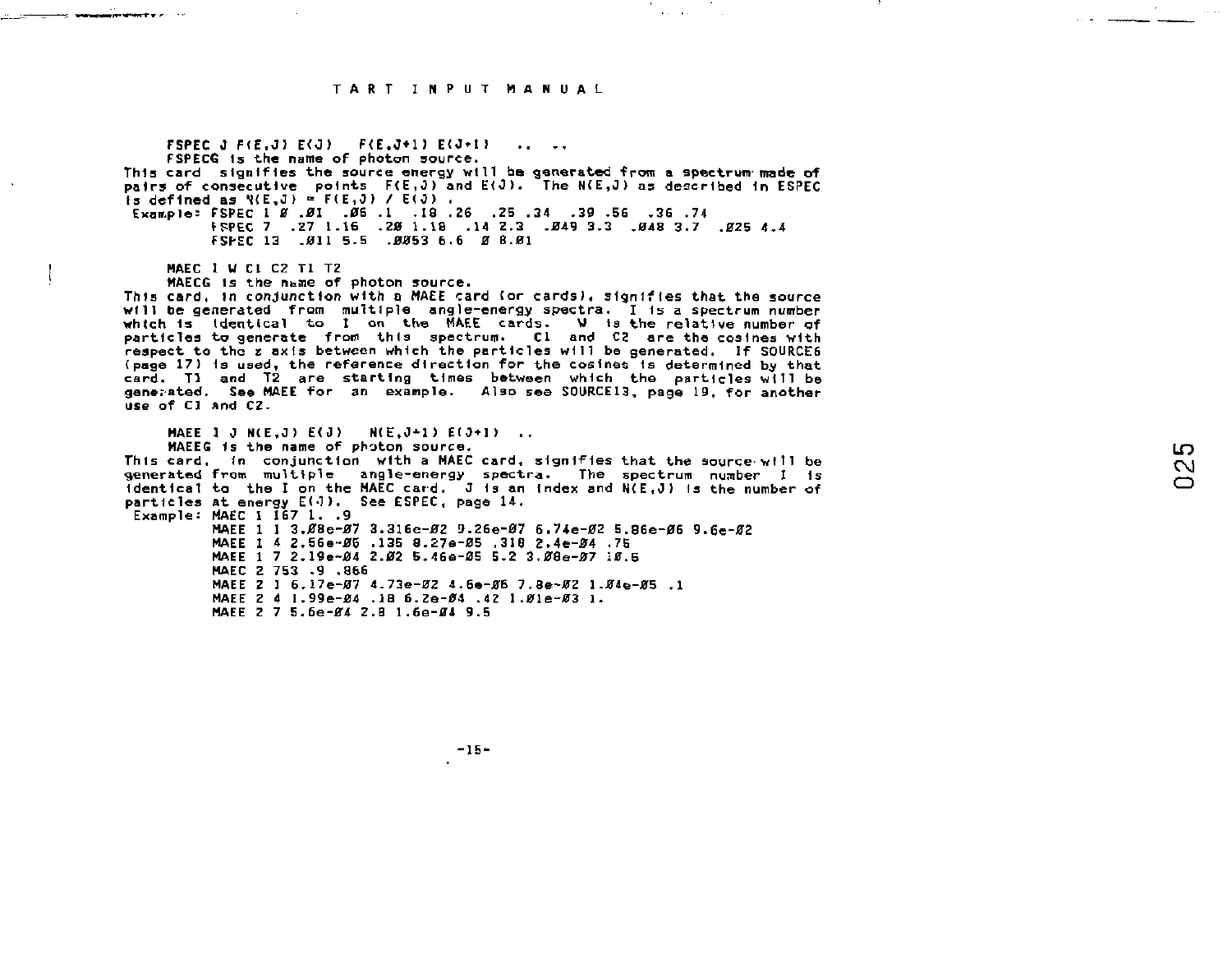FSPEC J F(E,J) E(J)   F(E,J+1) E(J+1)   ..  ..

FSPECG is the name of photon source.

This card signifies the source energy will be generated from a spectrum made of pairs of consecutive points F(E,J) and E(J). The N(E,J) as described in ESPEC is defined as N(E,J) = F(E,J) / E(J) .

```
Example: FSPEC 1 Ø .Ø1  .Ø6 .1  .18 .26  .25 .34  .39 .56  .36 .74
         FSPEC 7  .27 1.16  .2Ø 1.18  .14 2.3  .Ø49 3.3  .Ø48 3.7  .Ø25 4.4
         FSPEC 13  .Ø11 5.5  .ØØ53 6.6  Ø 8.Ø1
```

MAEC I W C1 C2 T1 T2

MAECG is the name of photon source.

This card, in conjunction with a MAEE card (or cards), signifies that the source will be generated from multiple angle-energy spectra. I is a spectrum number which is identical to I on the MAEE cards. W is the relative number of particles to generate from this spectrum. C1 and C2 are the cosines with respect to the z axis between which the particles will be generated. If SOURCE6 (page 17) is used, the reference direction for the cosines is determined by that card. T1 and T2 are starting times between which the particles will be generated. See MAEE for an example. Also see SOURCE13, page 19, for another use of C1 and C2.

MAEE I J N(E,J) E(J)   N(E,J+1) E(J+1)  ..

MAEEG is the name of photon source.

This card, in conjunction with a MAEC card, signifies that the source will be generated from multiple angle-energy spectra. The spectrum number I is identical to the I on the MAEC card. J is an index and N(E,J) is the number of particles at energy E(J). See ESPEC, page 14.

```
Example: MAEC 1 167 1. .9
         MAEE 1 1 3.Ø8e-Ø7 3.316e-Ø2 9.26e-Ø7 6.74e-Ø2 5.86e-Ø6 9.6e-Ø2
         MAEE 1 4 2.56e-Ø6 .135 8.27e-Ø5 .318 2.4e-Ø4 .76
         MAEE 1 7 2.19e-Ø4 2.Ø2 5.46e-Ø5 5.2 3.Ø8e-Ø7 1Ø.5
         MAEC 2 753 .9 .866
         MAEE 2 1 6.17e-Ø7 4.73e-Ø2 4.6e-Ø6 7.8e-Ø2 1.Ø4e-Ø5 .1
         MAEE 2 4 1.99e-Ø4 .18 6.2e-Ø4 .42 1.Ø1e-Ø3 1.
         MAEE 2 7 5.6e-Ø4 2.8 1.6e-Ø4 9.5
```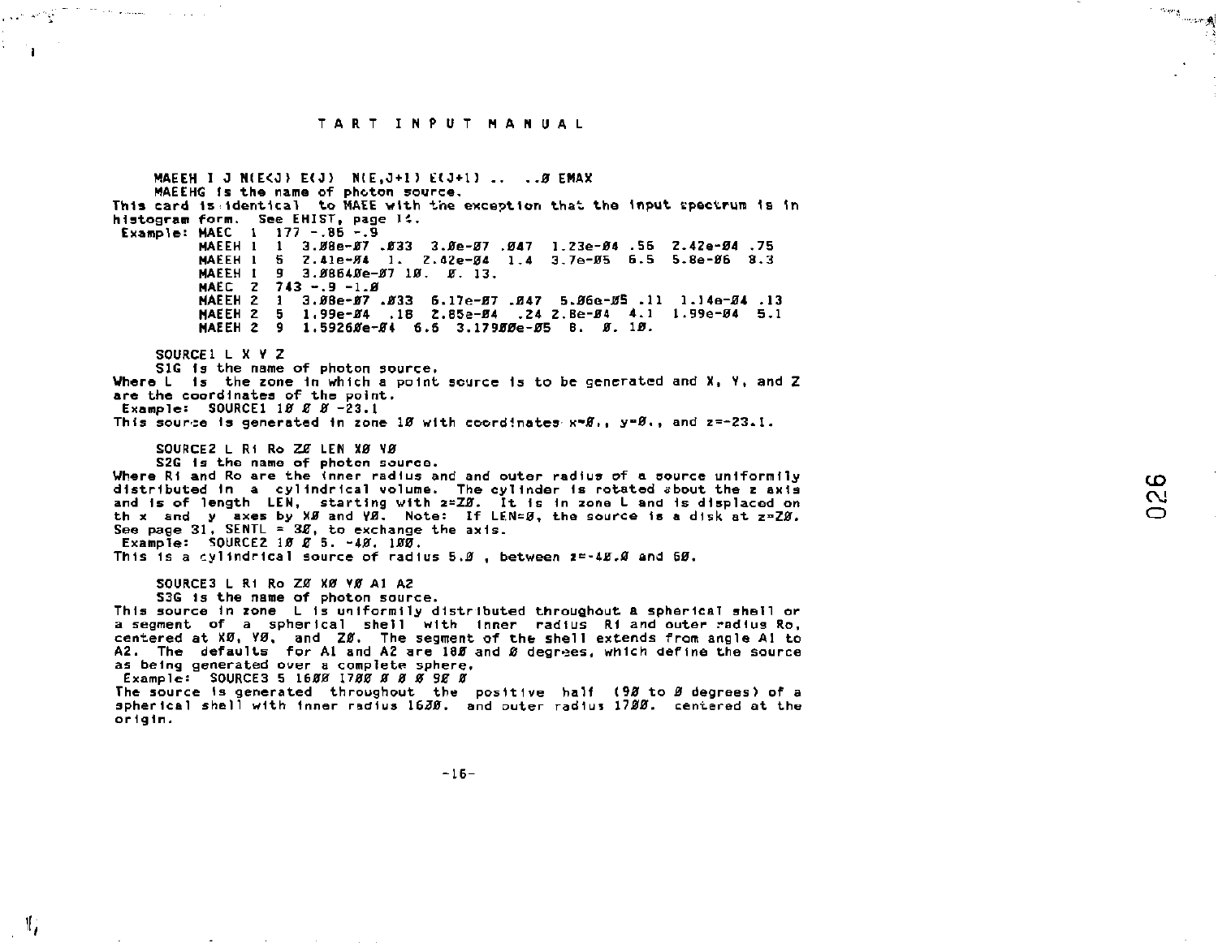TART INPUT MANUAL

MAEEH I J N(E<J) E(J) N(E,J+1) E(J+1) .. ..Ø EMAX

MAEEHG is the name of photon source.

This card is identical to MAEE with the exception that the input spectrum is in histogram form. See EHIST, page 14.

```
Example: MAEC  1  177 -.85 -.9
         MAEEH 1  1  3.Ø8e-Ø7 .Ø33  3.Øe-Ø7 .Ø47  1.23e-Ø4 .56  2.42e-Ø4 .75
         MAEEH 1  5  2.41e-Ø4  1.  2.42e-Ø4  1.4  3.7e-Ø5  6.5  5.8e-Ø6  8.3
         MAEEH 1  9  3.Ø864Øe-Ø7 1Ø.  Ø. 13.
         MAEC  2  743 -.9 -1.Ø
         MAEEH 2  1  3.Ø8e-Ø7 .Ø33  6.17e-Ø7 .Ø47  5.Ø6e-Ø5 .11  1.14e-Ø4 .13
         MAEEH 2  5  1.99e-Ø4  .18  2.85e-Ø4  .24 2.8e-Ø4  4.1  1.99e-Ø4  5.1
         MAEEH 2  9  1.5926Øe-Ø4  6.6  3.179ØØe-Ø5  8.  Ø. 1Ø.
```

SOURCE1 L X Y Z

S1G is the name of photon source.

Where L is the zone in which a point source is to be generated and X, Y, and Z are the coordinates of the point.

Example: SOURCE1 1Ø Ø Ø -23.1

This source is generated in zone 1Ø with coordinates x=Ø., y=Ø., and z=-23.1.

SOURCE2 L Ri Ro ZØ LEN XØ YØ

S2G is the name of photon source.

Where Ri and Ro are the inner radius and and outer radius of a source uniformily distributed in a cylindrical volume. The cylinder is rotated about the z axis and is of length LEN, starting with z=ZØ. It is in zone L and is displaced on th x and y axes by XØ and YØ. Note: If LEN=Ø, the source is a disk at z=ZØ. See page 31, SENTL = 3Ø, to exchange the axis.

Example: SOURCE2 1Ø Ø 5. -4Ø. 1ØØ.

This is a cylindrical source of radius 5.Ø , between z=-4Ø.Ø and 6Ø.

SOURCE3 L Ri Ro ZØ XØ YØ A1 A2

S3G is the name of photon source.

This source in zone L is uniformily distributed throughout a spherical shell or a segment of a spherical shell with inner radius Ri and outer radius Ro, centered at XØ, YØ, and ZØ. The segment of the shell extends from angle A1 to A2. The defaults for A1 and A2 are 18Ø and Ø degrees, which define the source as being generated over a complete sphere.

Example: SOURCE3 5 16ØØ 17ØØ Ø Ø Ø 9Ø Ø

The source is generated throughout the positive half (9Ø to Ø degrees) of a spherical shell with inner radius 16ØØ. and outer radius 17ØØ. centered at the origin.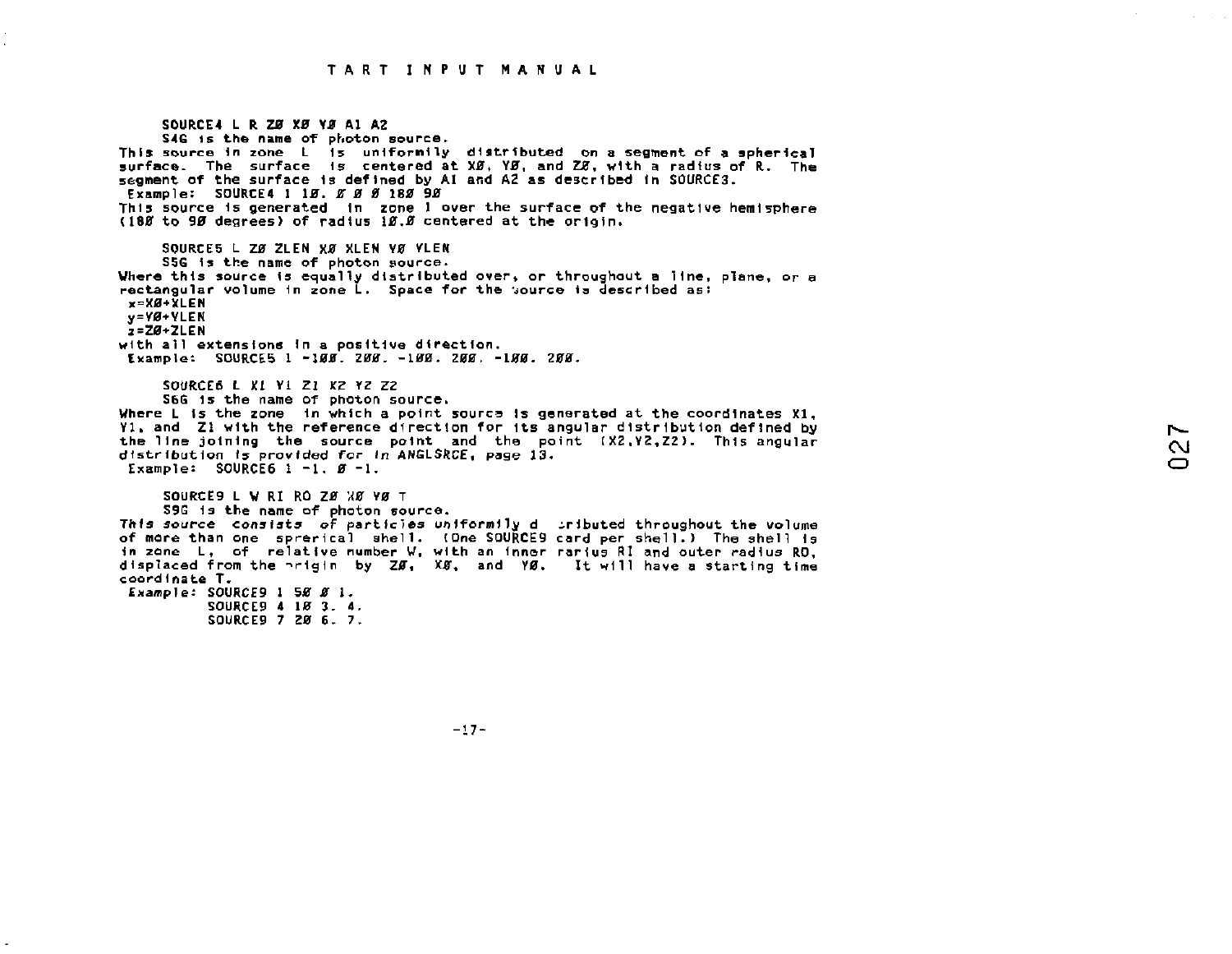SOURCE4 L R Z0 X0 Y0 A1 A2

S4G is the name of photon source.
This source in zone L is uniformly distributed on a segment of a spherical surface. The surface is centered at X0, Y0, and Z0, with a radius of R. The segment of the surface is defined by A1 and A2 as described in SOURCE3.

Example: SOURCE4 1 10. 0 0 0 180 90

This source is generated in zone 1 over the surface of the negative hemisphere (180 to 90 degrees) of radius 10.0 centered at the origin.

SOURCE5 L Z0 ZLEN X0 XLEN Y0 YLEN

S5G is the name of photon source.
Where this source is equally distributed over, or throughout a line, plane, or a rectangular volume in zone L. Space for the source is described as:

x=X0+XLEN
y=Y0+YLEN
z=Z0+ZLEN

with all extensions in a positive direction.

Example: SOURCE5 1 -100. 200. -100. 200. -100. 200.

SOURCE6 L X1 Y1 Z1 X2 Y2 Z2

S6G is the name of photon source.
Where L is the zone in which a point source is generated at the coordinates X1, Y1, and Z1 with the reference direction for its angular distribution defined by the line joining the source point and the point (X2,Y2,Z2). This angular distribution is provided for in ANGLSRCE, page 13.

Example: SOURCE6 1 -1. 0 -1.

SOURCE9 L W RI RO Z0 X0 Y0 T

S9G is the name of photon source.
*This source consists of particles uniformly distributed throughout the volume* of more than one sprerical shell. (One SOURCE9 card per shell.) The shell is in zone L, of relative number W, with an inner rarius RI and outer radius RO, displaced from the origin by Z0, X0, and Y0. It will have a starting time coordinate T.

*Example:* SOURCE9 1 50 0 1.
SOURCE9 4 10 3. 4.
SOURCE9 7 20 6. 7.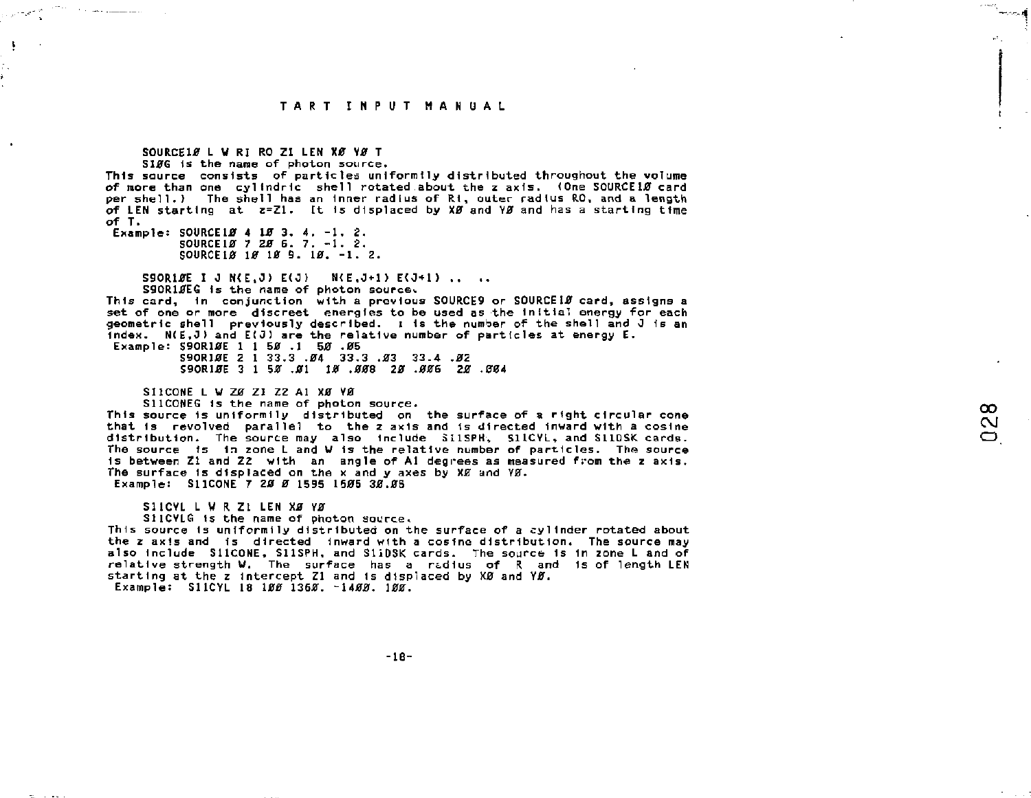SOURCE1Ø L W RI RO ZI LEN XØ YØ T

S1ØG is the name of photon source.
This source consists of particles uniformly distributed throughout the volume of more than one cylindric shell rotated about the z axis. (One SOURCE1Ø card per shell.) The shell has an inner radius of RI, outer radius RO, and a length of LEN starting at z=ZI. It is displaced by XØ and YØ and has a starting time of T.

Example:
```
SOURCE1Ø 4 1Ø 3. 4. -1. 2.
SOURCE1Ø 7 2Ø 6. 7. -1. 2.
SOURCE1Ø 1Ø 1Ø 9. 1Ø. -1. 2.
```

S9OR1ØE I J N(E,J) E(J)   N(E,J+1) E(J+1) .. ..

S9OR1ØEG is the name of photon source.
This card, in conjunction with a previous SOURCE9 or SOURCE1Ø card, assigns a set of one or more discreet energies to be used as the initial energy for each geometric shell previously described. I is the number of the shell and J is an index. N(E,J) and E(J) are the relative number of particles at energy E.

Example:
```
S9OR1ØE 1 1 5Ø .1  5Ø .Ø5
S9OR1ØE 2 1 33.3 .Ø4  33.3 .Ø3  33.4 .Ø2
S9OR1ØE 3 1 5Ø .Ø1  1Ø .ØØ8  2Ø .ØØ6  2Ø .ØØ4
```

S11CONE L W ZØ Z1 Z2 A1 XØ YØ

S11CONEG is the name of photon source.
This source is uniformily distributed on the surface of a right circular cone that is revolved parallel to the z axis and is directed inward with a cosine distribution. The source may also include S11SPH, S11CYL, and S11DSK cards. The source is in zone L and W is the relative number of particles. The source is between Z1 and Z2 with an angle of A1 degrees as measured from the z axis. The surface is displaced on the x and y axes by XØ and YØ.

Example:
```
S11CONE 7 2Ø Ø 1595 15Ø5 3Ø.Ø5
```

S11CYL L W R Z1 LEN XØ YØ

S11CYLG is the name of photon source.
This source is uniformily distributed on the surface of a cylinder rotated about the z axis and is directed inward with a cosine distribution. The source may also include S11CONE, S11SPH, and S11DSK cards. The source is in zone L and of relative strength W. The surface has a radius of R and is of length LEN starting at the z intercept Z1 and is displaced by XØ and YØ.

Example:
```
S11CYL 18 1ØØ 136Ø. -14ØØ. 1ØØ.
```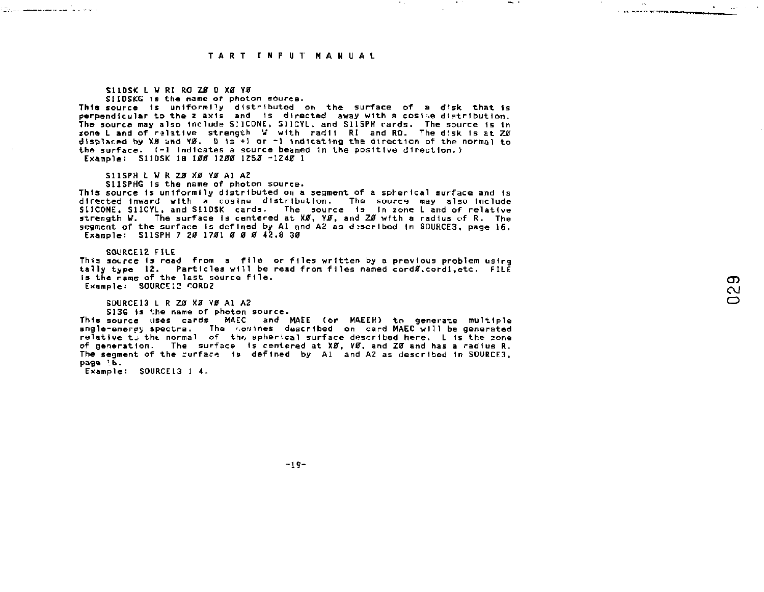S11DSK L W RI RO ZØ D XØ YØ

S11DSKG is the name of photon source.
This source is uniformly distributed on the surface of a disk that is perpendicular to the z axis and is directed away with a cosine distribution. The source may also include S11CONE, S11CYL, and S11SPH cards. The source is in zone L and of relative strength W with radii RI and RO. The disk is at ZØ displaced by XØ and YØ. D is +1 or -1 indicating the direction of the normal to the surface. (-1 indicates a source beamed in the positive direction.)
Example: S11DSK 18 1ØØ 12ØØ 125Ø -124Ø 1

S11SPH L W R ZØ XØ YØ A1 A2

S11SPHG is the name of photon source.
This source is uniformily distributed on a segment of a spherical surface and is directed inward with a cosine distribution. The source may also include S11CONE, S11CYL, and S11DSK cards. The source is in zone L and of relative strength W. The surface is centered at XØ, YØ, and ZØ with a radius of R. The segment of the surface is defined by A1 and A2 as described in SOURCE3, page 16.
Example: S11SPH 7 2Ø 17Ø1 Ø Ø Ø 42.8 3Ø

SOURCE12 FILE

This source is read from a file or files written by a previous problem using tally type 12. Particles will be read from files named cordØ,cord1,etc. FILE is the name of the last source file.
Example: SOURCE12 CORD2

SOURCE13 L R ZØ XØ YØ A1 A2

S13G is the name of photon source.
This source uses cards MAEC and MAEE (or MAEEH) to generate multiple angle-energy spectra. The cosines described on card MAEC will be generated relative to the normal of the spherical surface described here. L is the zone of generation. The surface is centered at XØ, YØ, and ZØ and has a radius R. The segment of the surface is defined by A1 and A2 as described in SOURCE3, page 16.
Example: SOURCE13 1 4.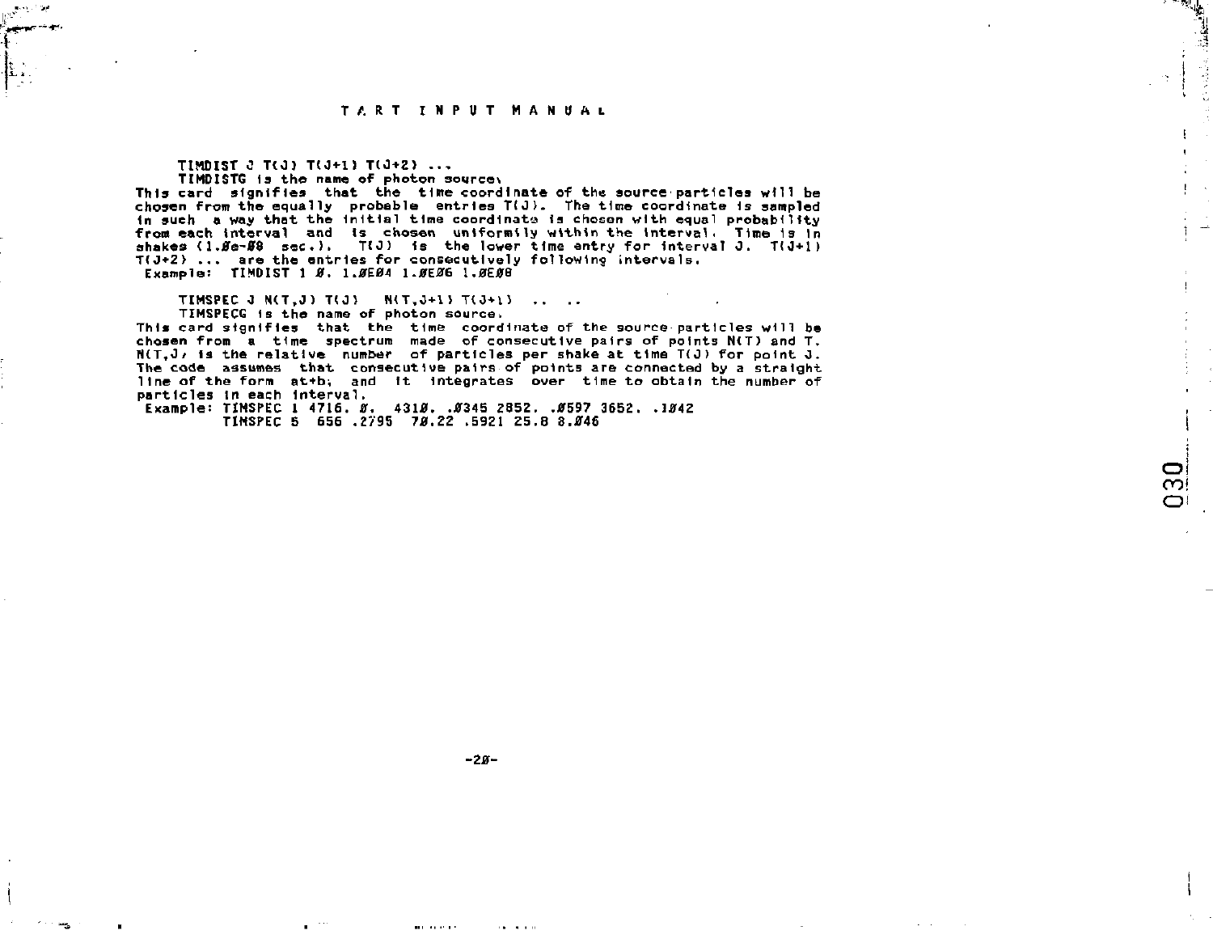TIMDIST J T(J) T(J+1) T(J+2) ...

TIMDISTG is the name of photon source.

This card signifies that the time coordinate of the source particles will be chosen from the equally probable entries T(J). The time coordinate is sampled in such a way that the initial time coordinate is chosen with equal probability from each interval and is chosen uniformly within the interval. Time is in shakes (1.Øe-Ø8 sec.). T(J) is the lower time entry for interval J. T(J+1) T(J+2) ... are the entries for consecutively following intervals.

Example: TIMDIST 1 Ø. 1.ØEØ4 1.ØEØ6 1.ØEØ8

TIMSPEC J N(T,J) T(J) N(T,J+1) T(J+1) .. ..

TIMSPECG is the name of photon source.

This card signifies that the time coordinate of the source particles will be chosen from a time spectrum made of consecutive pairs of points N(T) and T. N(T,J) is the relative number of particles per shake at time T(J) for point J. The code assumes that consecutive pairs of points are connected by a straight line of the form at+b, and it integrates over time to obtain the number of particles in each interval.

Example: TIMSPEC 1 4716. Ø. 431Ø. .Ø345 2852. .Ø597 3652. .1Ø42
TIMSPEC 5 656 .2795 7Ø.22 .5921 25.8 8.Ø46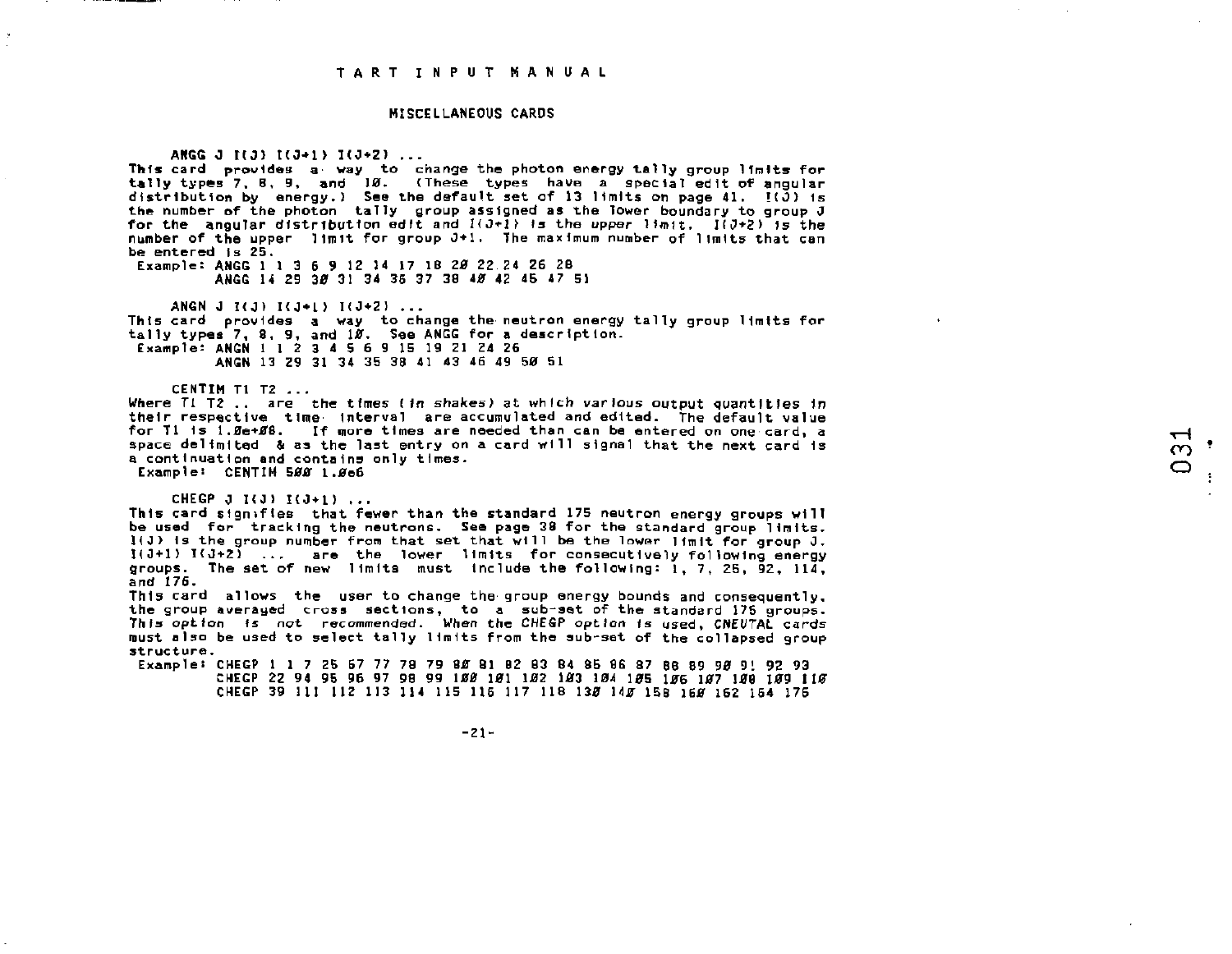## TART INPUT MANUAL

### MISCELLANEOUS CARDS

**ANGG J I(J) I(J+1) I(J+2) ...**

This card provides a way to change the photon energy tally group limits for tally types 7, 8, 9, and 1Ø. (These types have a special edit of angular distribution by energy.) See the default set of 13 limits on page 41. I(J) is the number of the photon tally group assigned as the lower boundary to group J for the angular distribution edit and I(J+1) is the upper limit. I(J+2) is the number of the upper limit for group J+1. The maximum number of limits that can be entered is 25.

```
Example: ANGG 1 1 3 6 9 12 14 17 18 2Ø 22 24 26 28
         ANGG 14 29 3Ø 31 34 35 37 38 4Ø 42 45 47 51
```

**ANGN J I(J) I(J+1) I(J+2) ...**

This card provides a way to change the neutron energy tally group limits for tally types 7, 8, 9, and 1Ø. See ANGG for a description.

```
Example: ANGN 1 1 2 3 4 5 6 9 15 19 21 24 26
         ANGN 13 29 31 34 35 38 41 43 46 49 5Ø 51
```

**CENTIM T1 T2 ...**

Where T1 T2 .. are the times (in shakes) at which various output quantities in their respective time interval are accumulated and edited. The default value for T1 is 1.Øe+Ø6. If more times are needed than can be entered on one card, a space delimited & as the last entry on a card will signal that the next card is a continuation and contains only times.

```
Example: CENTIM 5ØØ 1.Øe6
```

**CHEGP J I(J) I(J+1) ...**

This card signifies that fewer than the standard 175 neutron energy groups will be used for tracking the neutrons. See page 38 for the standard group limits. I(J) is the group number from that set that will be the lower limit for group J. I(J+1) I(J+2) ... are the lower limits for consecutively following energy groups. The set of new limits must include the following: 1, 7, 25, 92, 114, and 176.

This card allows the user to change the group energy bounds and consequently, the group averaged cross sections, to a sub-set of the standard 175 groups. *This option is not recommended. When the CHEGP option is used, CNEUTAL cards* must also be used to select tally limits from the sub-set of the collapsed group structure.

```
Example: CHEGP 1 1 7 25 67 77 78 79 8Ø 81 82 83 84 85 86 87 88 89 9Ø 91 92 93
         CHEGP 22 94 95 96 97 98 99 1ØØ 1Ø1 1Ø2 1Ø3 1Ø4 1Ø5 1Ø6 1Ø7 1Ø8 1Ø9 11Ø
         CHEGP 39 111 112 113 114 115 116 117 118 13Ø 14Ø 15Ø 16Ø 162 164 175
```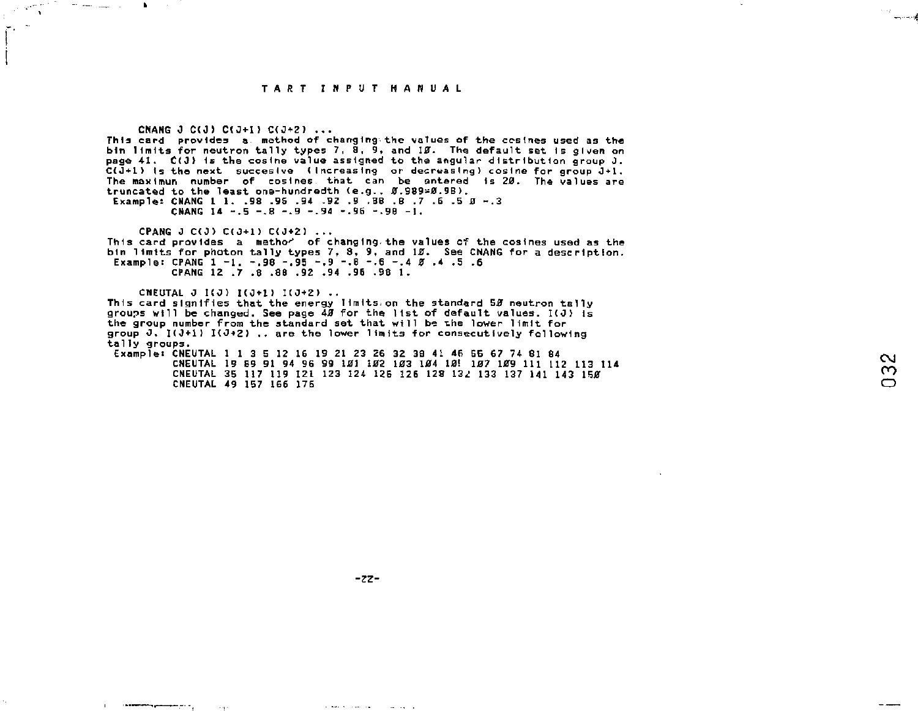CNANG J C(J) C(J+1) C(J+2) ...

This card provides a method of changing the values of the cosines used as the bin limits for neutron tally types 7, 8, 9, and 1Ø. The default set is given on page 41. C(J) is the cosine value assigned to the angular distribution group J. C(J+1) is the next succesive (increasing or decreasing) cosine for group J+1. The maximum number of cosines that can be entered is 2Ø. The values are truncated to the least one-hundredth (e.g., Ø.989=Ø.98).

```
 Example: CNANG 1 1. .98 .96 .94 .92 .9 .88 .8 .7 .6 .5 Ø -.3
          CNANG 14 -.5 -.8 -.9 -.94 -.96 -.98 -1.
```

CPANG J C(J) C(J+1) C(J+2) ...

This card provides a method of changing the values of the cosines used as the bin limits for photon tally types 7, 8, 9, and 1Ø. See CNANG for a description.

```
 Example: CPANG 1 -1. -.98 -.95 -.9 -.8 -.6 -.4 Ø .4 .5 .6
          CPANG 12 .7 .8 .88 .92 .94 .96 .98 1.
```

CNEUTAL J I(J) I(J+1) I(J+2) ..

This card signifies that the energy limits on the standard 5Ø neutron tally groups will be changed. See page 4Ø for the list of default values. I(J) is the group number from the standard set that will be the lower limit for group J. I(J+1) I(J+2) .. are the lower limits for consecutively following tally groups.

```
 Example: CNEUTAL 1 1 3 5 12 16 19 21 23 26 32 38 41 46 56 67 74 81 84
          CNEUTAL 19 89 91 94 96 99 1Ø1 1Ø2 1Ø3 1Ø4 1Ø! 1Ø7 1Ø9 111 112 113 114
          CNEUTAL 35 117 119 121 123 124 126 126 128 132 133 137 141 143 15Ø
          CNEUTAL 49 157 166 176
```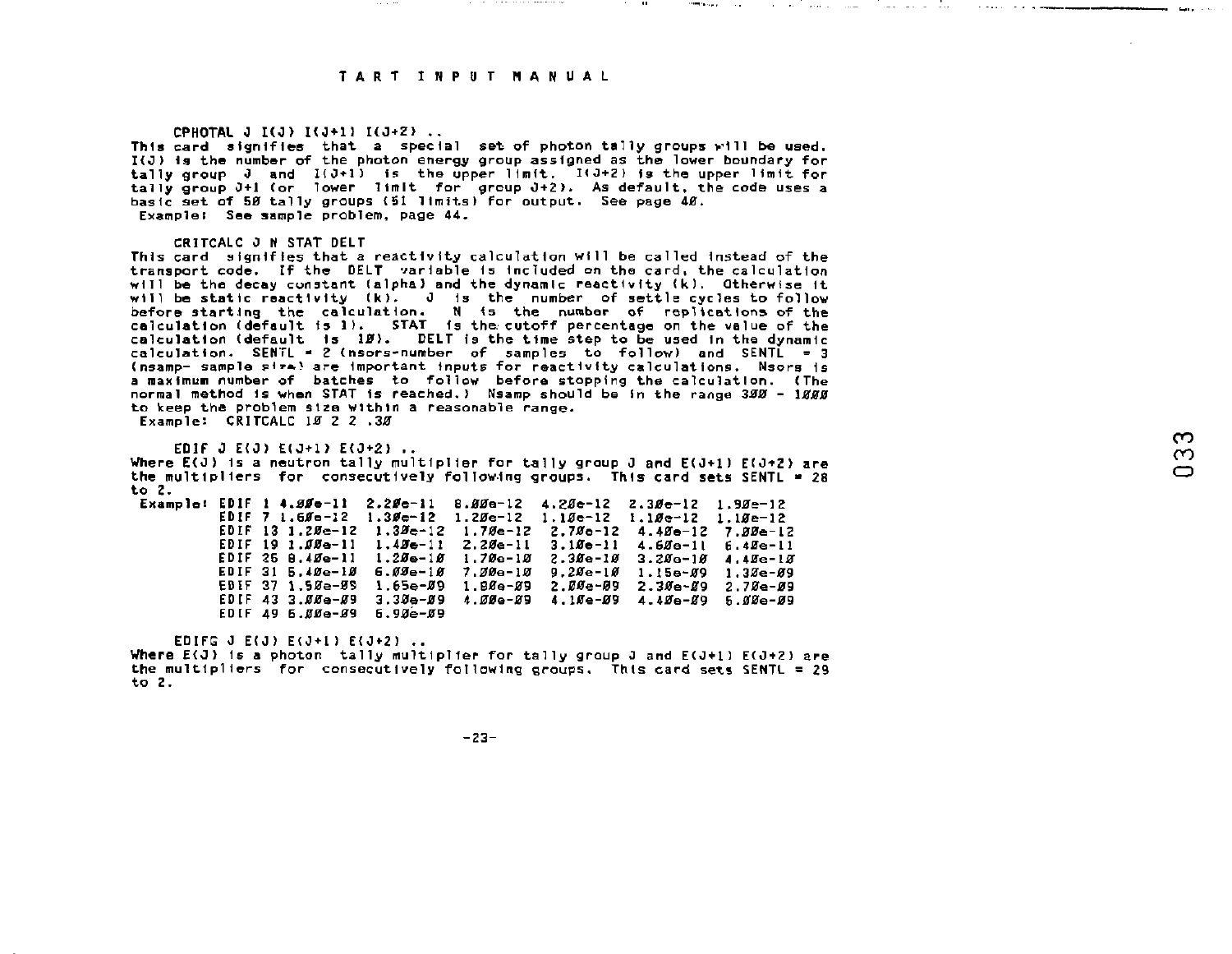CPHOTAL J I(J) I(J+1) I(J+2) ..

This card signifies that a special set of photon tally groups will be used. I(J) is the number of the photon energy group assigned as the lower boundary for tally group J and I(J+1) is the upper limit. I(J+2) is the upper limit for tally group J+1 (or lower limit for group J+2). As default, the code uses a basic set of 50 tally groups (51 limits) for output. See page 40.

Example: See sample problem, page 44.

CRITCALC J N STAT DELT

This card signifies that a reactivity calculation will be called instead of the transport code. If the DELT variable is included on the card, the calculation will be the decay constant (alpha) and the dynamic reactivity (k). Otherwise it will be static reactivity (k). J is the number of settle cycles to follow before starting the calculation. N is the number of replications of the calculation (default is 1). STAT is the cutoff percentage on the value of the calculation (default is 10). DELT is the time step to be used in the dynamic calculation. SENTL = 2 (nsors-number of samples to follow) and SENTL = 3 (nsamp- sample size) are important inputs for reactivity calculations. Nsors is a maximum number of batches to follow before stopping the calculation. (The normal method is when STAT is reached.) Nsamp should be in the range 300 - 1000 to keep the problem size within a reasonable range.

Example: CRITCALC 10 2 2 .30

EDIF J E(J) E(J+1) E(J+2) ..

Where E(J) is a neutron tally multiplier for tally group J and E(J+1) E(J+2) are the multipliers for consecutively following groups. This card sets SENTL = 28 to 2.

Example:
```
EDIF 1 4.00e-11  2.20e-11  8.00e-12  4.20e-12  2.30e-12  1.90e-12
EDIF 7 1.60e-12  1.30e-12  1.20e-12  1.10e-12  1.10e-12  1.10e-12
EDIF 13 1.20e-12  1.30e-12  1.70e-12  2.70e-12  4.40e-12  7.00e-12
EDIF 19 1.00e-11  1.40e-11  2.20e-11  3.10e-11  4.60e-11  6.40e-11
EDIF 25 8.40e-11  1.20e-10  1.70e-10  2.30e-10  3.20e-10  4.40e-10
EDIF 31 5.40e-10  6.00e-10  7.00e-10  9.20e-10  1.15e-09  1.30e-09
EDIF 37 1.50e-09  1.65e-09  1.80e-09  2.00e-09  2.30e-09  2.70e-09
EDIF 43 3.00e-09  3.30e-09  4.00e-09  4.10e-09  4.40e-09  5.00e-09
EDIF 49 5.00e-09  5.90e-09
```

EDIFG J E(J) E(J+1) E(J+2) ..

Where E(J) is a photon tally multiplier for tally group J and E(J+1) E(J+2) are the multipliers for consecutively following groups. This card sets SENTL = 29 to 2.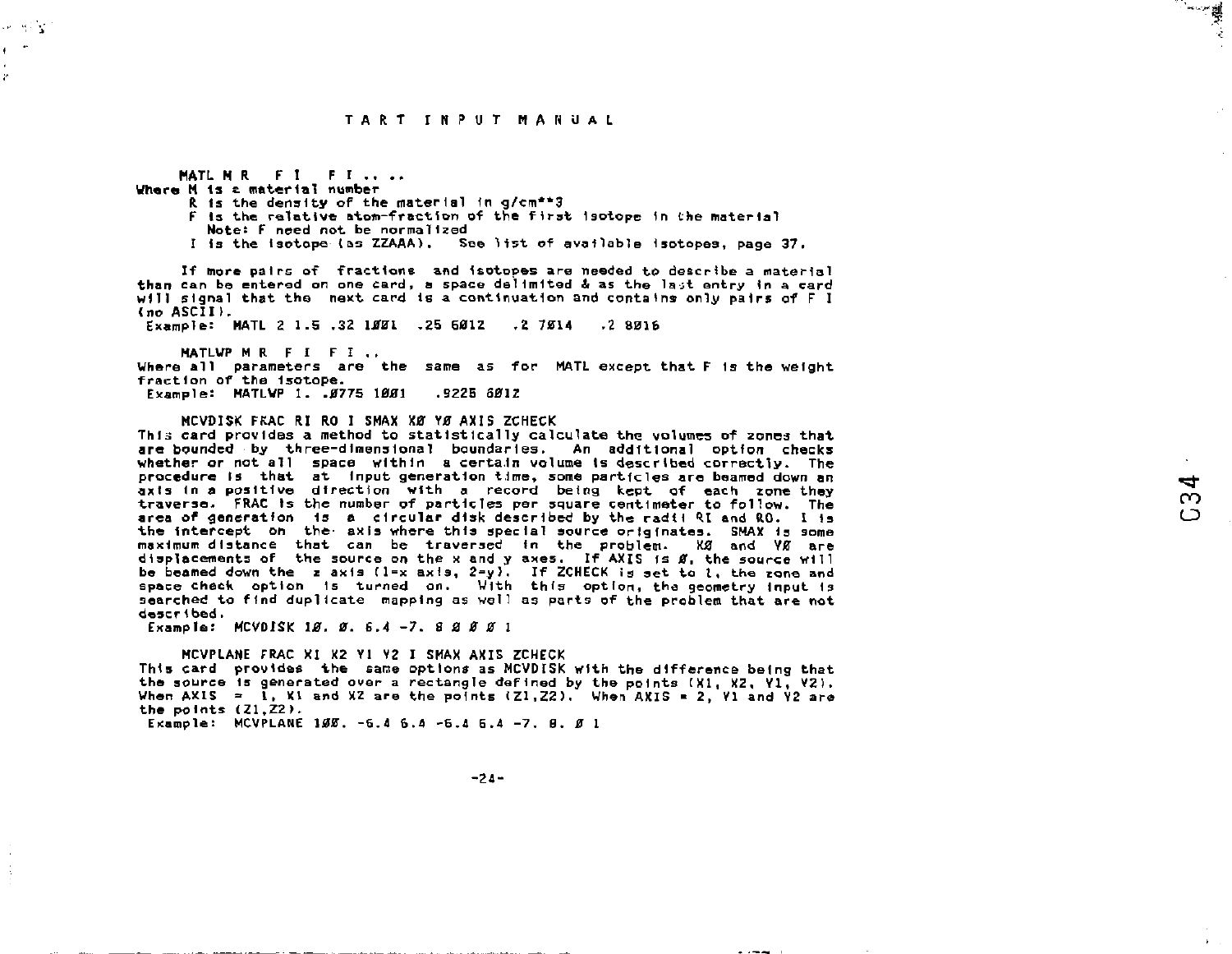MATL M R  F I  F I .. ..

Where M is a material number
R is the density of the material in g/cm**3
F is the relative atom-fraction of the first isotope in the material
Note: F need not be normalized
I is the isotope (as ZZAAA).  See list of available isotopes, page 37.

If more pairs of fractions and isotopes are needed to describe a material than can be entered on one card, a space delimited & as the last entry in a card will signal that the next card is a continuation and contains only pairs of F I (no ASCII).

Example: MATL 2 1.5 .32 1ØØ1  .25 6Ø12  .2 7Ø14  .2 8Ø16

MATLWP M R  F I  F I ..

Where all parameters are the same as for MATL except that F is the weight fraction of the isotope.

Example: MATLWP 1. .Ø775 1ØØ1  .9225 6Ø12

MCVDISK FRAC RI RO I SMAX XØ YØ AXIS ZCHECK

This card provides a method to statistically calculate the volumes of zones that are bounded by three-dimensional boundaries. An additional option checks whether or not all space within a certain volume is described correctly. The procedure is that at input generation time, some particles are beamed down an axis in a positive direction with a record being kept of each zone they traverse. FRAC is the number of particles per square centimeter to follow. The area of generation is a circular disk described by the radii RI and RO. I is the intercept on the axis where this special source originates. SMAX is some maximum distance that can be traversed in the problem. XØ and YØ are displacements of the source on the x and y axes. If AXIS is Ø, the source will be beamed down the z axis (1=x axis, 2=y). If ZCHECK is set to 1, the zone and space check option is turned on. With this option, the geometry input is searched to find duplicate mapping as well as parts of the problem that are not described.

Example: MCVDISK 1Ø. Ø. 6.4 -7. 8 Ø Ø Ø 1

MCVPLANE FRAC X1 X2 Y1 Y2 I SMAX AXIS ZCHECK

This card provides the same options as MCVDISK with the difference being that the source is generated over a rectangle defined by the points (X1, X2, Y1, Y2). When AXIS = 1, X1 and X2 are the points (Z1,Z2). When AXIS = 2, Y1 and Y2 are the points (Z1,Z2).

Example: MCVPLANE 1ØØ. -6.4 6.4 -6.4 6.4 -7. 8. Ø 1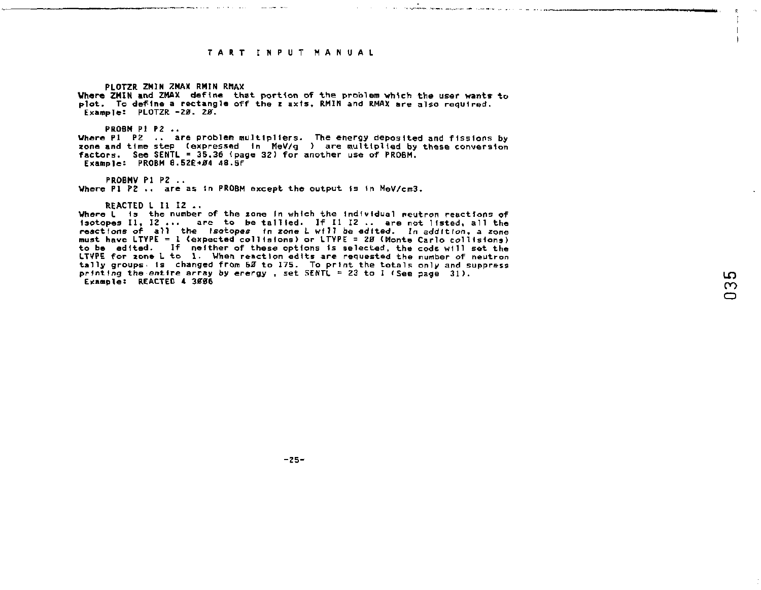PLOTZR ZMIN ZMAX RMIN RMAX

Where ZMIN and ZMAX define that portion of the problem which the user wants to plot. To define a rectangle off the z axis, RMIN and RMAX are also required.
Example: PLOTZR -20. 20.

PROBM P1 P2 ..

Where P1 P2 .. are problem multipliers. The energy deposited and fissions by zone and time step (expressed in MeV/g ) are multiplied by these conversion factors. See SENTL = 35.36 (page 32) for another use of PROBM.
Example: PROBM 8.52E+04 48.5F

PROBMV P1 P2 ..

Where P1 P2 .. are as in PROBM except the output is in MeV/cm3.

REACTED L I1 I2 ..

Where L is the number of the zone in which the individual neutron reactions of isotopes I1, I2 ... are to be tallied. If I1 I2 .. are not listed, all the *reactions of all the isotopes in zone L will be edited. In addition*, a zone must have LTYPE = 1 (expected collisions) or LTYPE = 20 (Monte Carlo collisions) to be edited. If neither of these options is selected, the code will set the LTYPE for zone L to 1. When reaction edits are requested the number of neutron tally groups is changed from 50 to 175. To print the totals only and suppress *printing the entire array by energy* , set SENTL = 23 to 1 (See page 31).
Example: REACTED 4 3006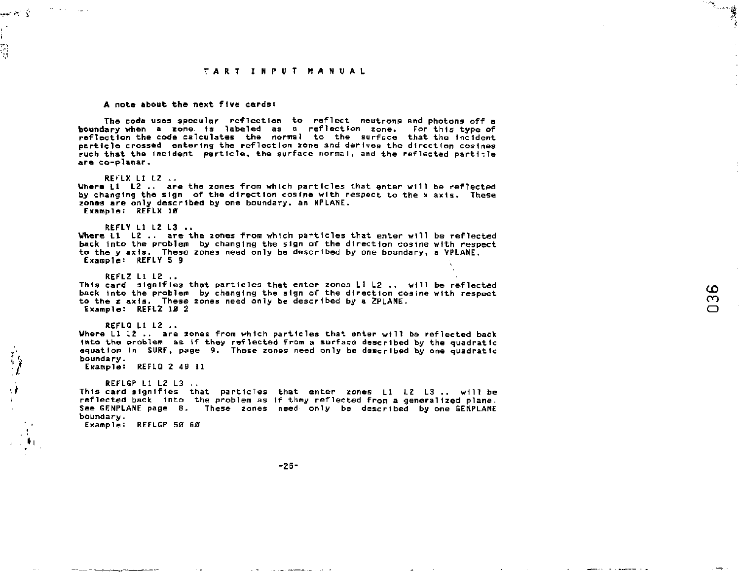A note about the next five cards:

The code uses specular reflection to reflect neutrons and photons off a boundary when a zone is labeled as a reflection zone. For this type of reflection the code calculates the normal to the surface that the incident particle crossed entering the reflection zone and derives the direction cosines such that the incident particle, the surface normal, and the reflected particle are co-planar.

REFLX L1 L2 ..
Where L1 L2 .. are the zones from which particles that enter will be reflected by changing the sign of the direction cosine with respect to the x axis. These zones are only described by one boundary, an XPLANE.
Example: REFLX 10

REFLY L1 L2 L3 ..
Where L1 L2 .. are the zones from which particles that enter will be reflected back into the problem by changing the sign of the direction cosine with respect to the y axis. These zones need only be described by one boundary, a YPLANE.
Example: REFLY 5 9

REFLZ L1 L2 ..
This card signifies that particles that enter zones L1 L2 .. will be reflected back into the problem by changing the sign of the direction cosine with respect to the z axis. These zones need only be described by a ZPLANE.
Example: REFLZ 10 2

REFLQ L1 L2 ..
Where L1 L2 .. are zones from which particles that enter will be reflected back into the problem as if they reflected from a surface described by the quadratic equation in SURF, page 9. These zones need only be described by one quadratic boundary.
Example: REFLQ 2 49 11

REFLGP L1 L2 L3 ..
This card signifies that particles that enter zones L1 L2 L3 .. will be reflected back into the problem as if they reflected from a generalized plane. See GENPLANE page 8. These zones need only be described by one GENPLANE boundary.
Example: REFLGP 50 60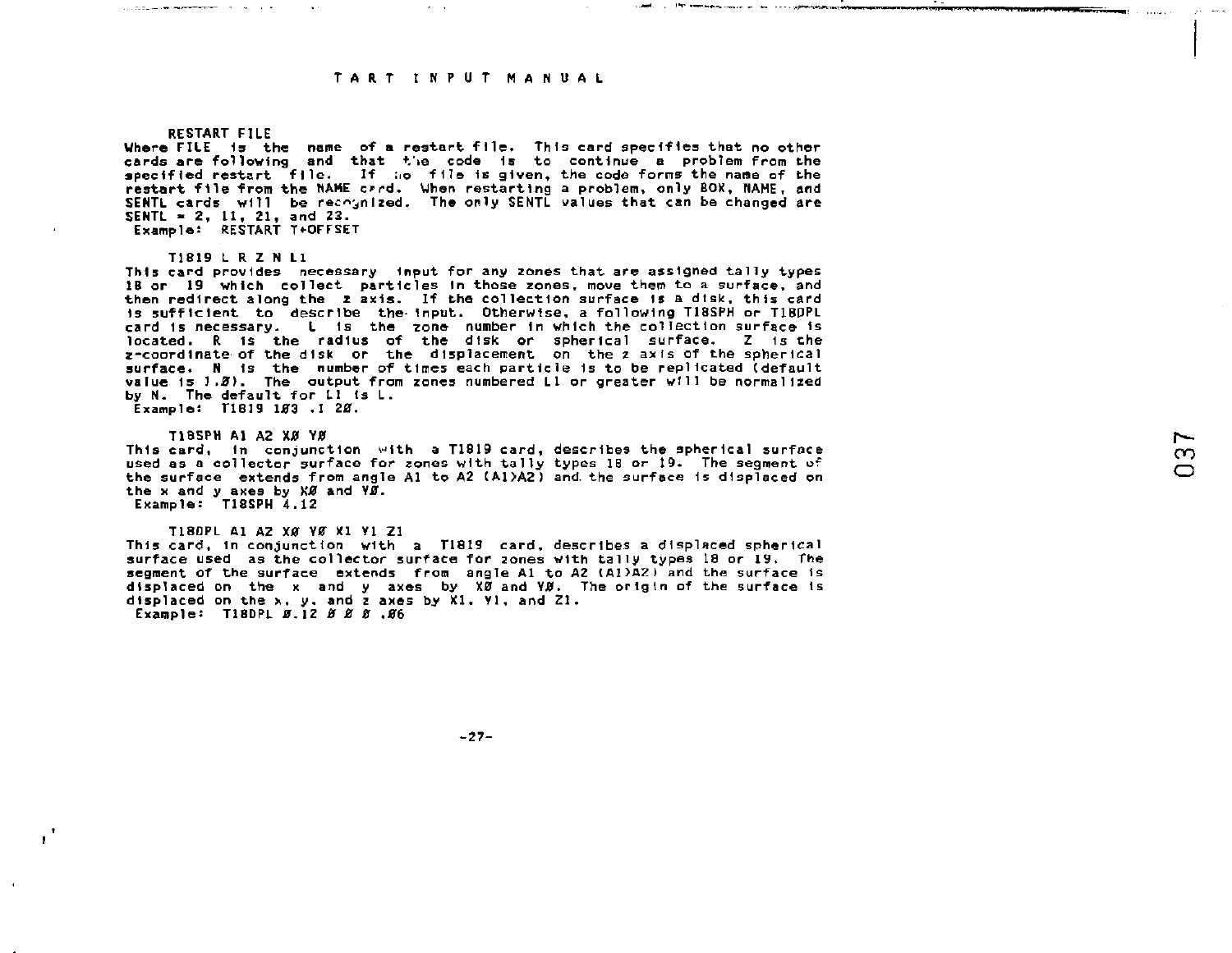RESTART FILE

Where FILE is the name of a restart file. This card specifies that no other cards are following and that the code is to continue a problem from the specified restart file. If no file is given, the code forms the name of the restart file from the NAME card. When restarting a problem, only BOX, NAME, and SENTL cards will be recognized. The only SENTL values that can be changed are SENTL = 2, 11, 21, and 23.

Example: RESTART T+OFFSET

T1819 L R Z N L1

This card provides necessary input for any zones that are assigned tally types 18 or 19 which collect particles in those zones, move them to a surface, and then redirect along the z axis. If the collection surface is a disk, this card is sufficient to describe the input. Otherwise, a following T18SPH or T18DPL card is necessary. L is the zone number in which the collection surface is located. R is the radius of the disk or spherical surface. Z is the z-coordinate of the disk or the displacement on the z axis of the spherical surface. N is the number of times each particle is to be replicated (default value is 1.Ø). The output from zones numbered L1 or greater will be normalized by N. The default for L1 is L.

Example: T1819 1Ø3 .1 2Ø.

T18SPH A1 A2 XØ YØ

This card, in conjunction with a T1819 card, describes the spherical surface used as a collector surface for zones with tally types 18 or 19. The segment of the surface extends from angle A1 to A2 (A1>A2) and the surface is displaced on the x and y axes by XØ and YØ.

Example: T18SPH 4.12

T18DPL A1 A2 XØ YØ X1 Y1 Z1

This card, in conjunction with a T1819 card, describes a displaced spherical surface used as the collector surface for zones with tally types 18 or 19. The segment of the surface extends from angle A1 to A2 (A1>A2) and the surface is displaced on the x and y axes by XØ and YØ. The origin of the surface is displaced on the x, y, and z axes by X1, Y1, and Z1.

Example: T18DPL Ø.12 Ø Ø Ø .Ø6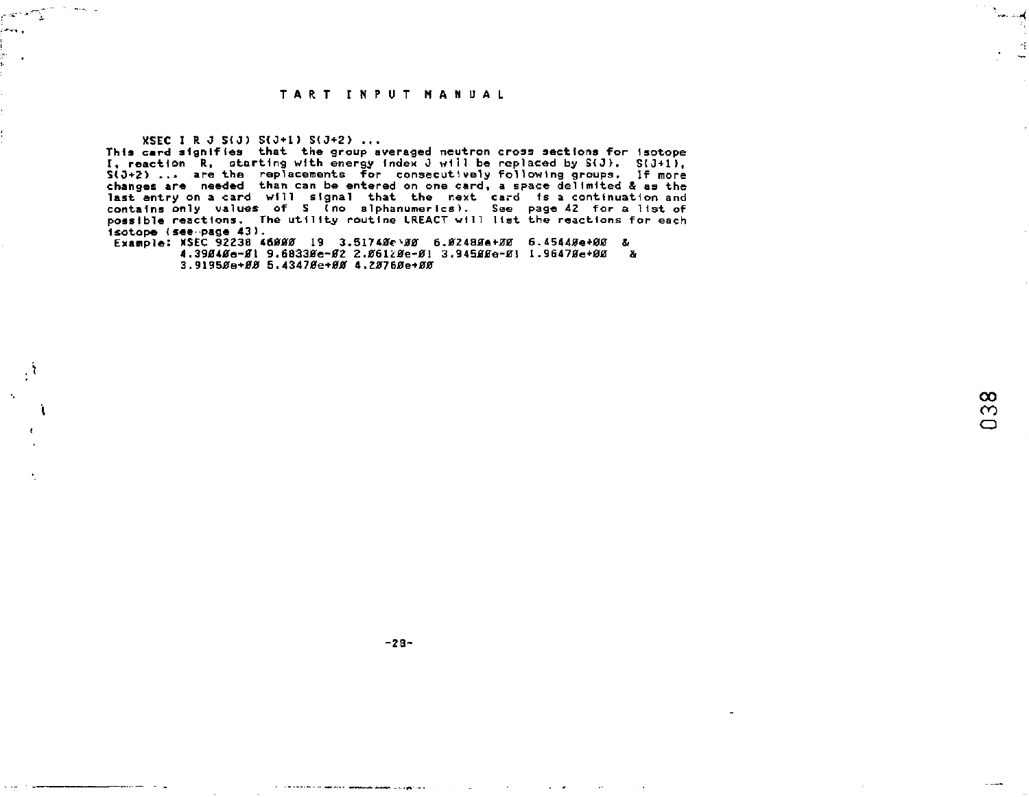XSEC I R J S(J) S(J+1) S(J+2) ...

This card signifies that the group averaged neutron cross sections for isotope I, reaction R, starting with energy index J will be replaced by S(J). S(J+1), S(J+2) ... are the replacements for consecutively following groups. If more changes are needed than can be entered on one card, a space delimited & as the last entry on a card will signal that the next card is a continuation and contains only values of S (no alphanumerics). See page 42 for a list of possible reactions. The utility routine LREACT will list the reactions for each isotope (see page 43).

```
Example: XSEC 92238 46000 19 3.51740e+00 6.02480e+00 6.45440e+00 &
         4.39040e-01 9.68330e-02 2.06120e-01 3.94500e-01 1.96470e+00 &
         3.91950e+00 5.43470e+00 4.20760e+00
```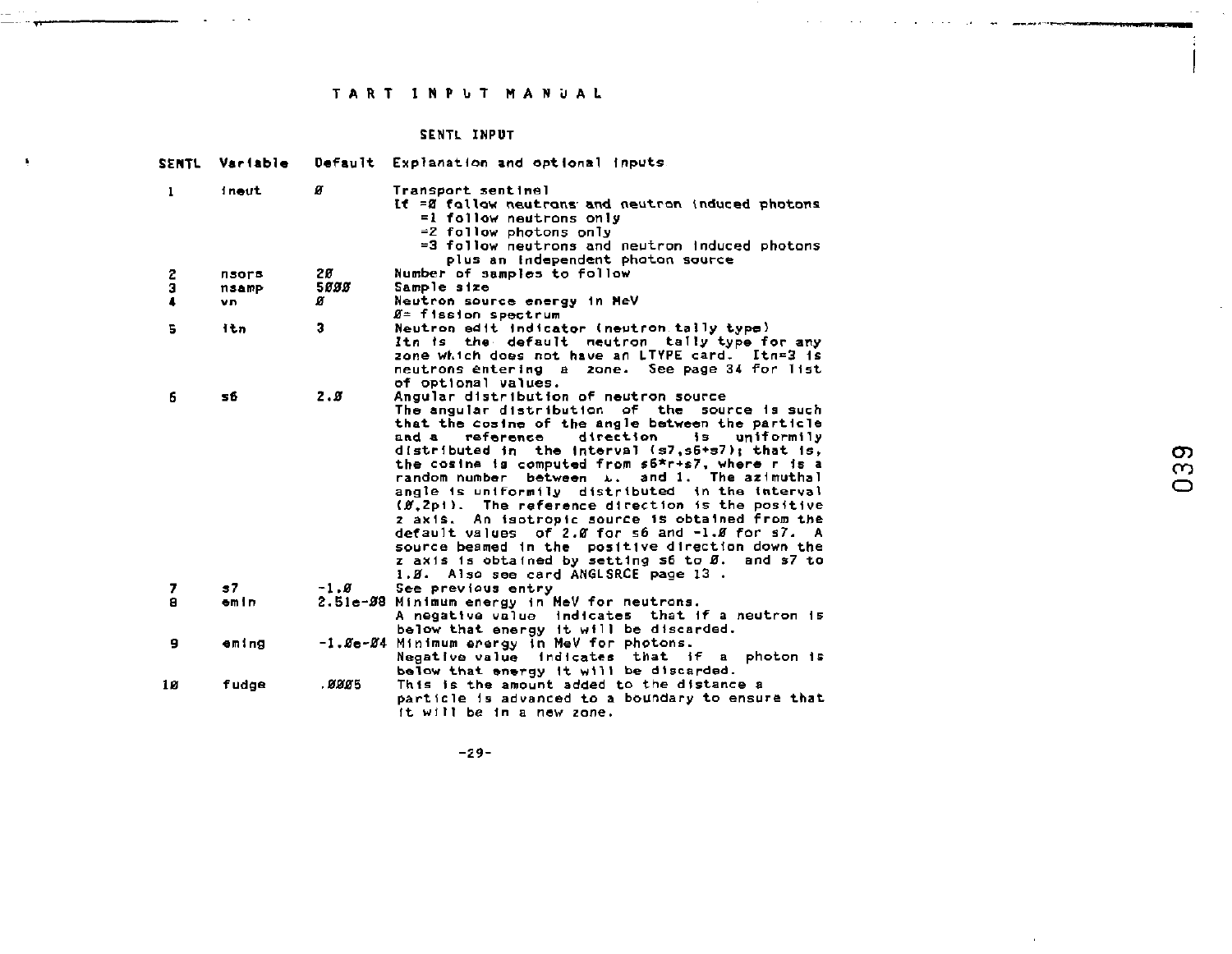# TART INPUT MANUAL

## SENTL INPUT

| SENTL | Variable | Default | Explanation and optional inputs |
|---|---|---|---|
| 1 | ineut | 0 | Transport sentinel<br>If =0 follow neutrons and neutron induced photons<br>=1 follow neutrons only<br>=2 follow photons only<br>=3 follow neutrons and neutron induced photons plus an independent photon source |
| 2 | nsors | 20 | Number of samples to follow |
| 3 | nsamp | 5000 | Sample size |
| 4 | vn | 0 | Neutron source energy in MeV<br>0= fission spectrum |
| 5 | itn | 3 | Neutron edit indicator (neutron tally type)<br>Itn is the default neutron tally type for any zone which does not have an LTYPE card. Itn=3 is neutrons entering a zone. See page 34 for list of optional values. |
| 6 | s6 | 2.0 | Angular distribution of neutron source<br>The angular distribution of the source is such that the cosine of the angle between the particle and a reference direction is uniformly distributed in the interval (s7,s6+s7); that is, the cosine is computed from s6*r+s7, where r is a random number between 0. and 1. The azimuthal angle is uniformly distributed in the interval (0,2pi). The reference direction is the positive z axis. An isotropic source is obtained from the default values of 2.0 for s6 and -1.0 for s7. A source beamed in the positive direction down the z axis is obtained by setting s6 to 0. and s7 to 1.0. Also see card ANGLSRCE page 13 . |
| 7 | s7 | -1.0 | See previous entry |
| 8 | emin | 2.51e-08 | Minimum energy in MeV for neutrons.<br>A negative value indicates that if a neutron is below that energy it will be discarded. |
| 9 | eming | -1.0e-04 | Minimum energy in MeV for photons.<br>Negative value indicates that if a photon is below that energy it will be discarded. |
| 10 | fudge | .0005 | This is the amount added to the distance a particle is advanced to a boundary to ensure that it will be in a new zone. |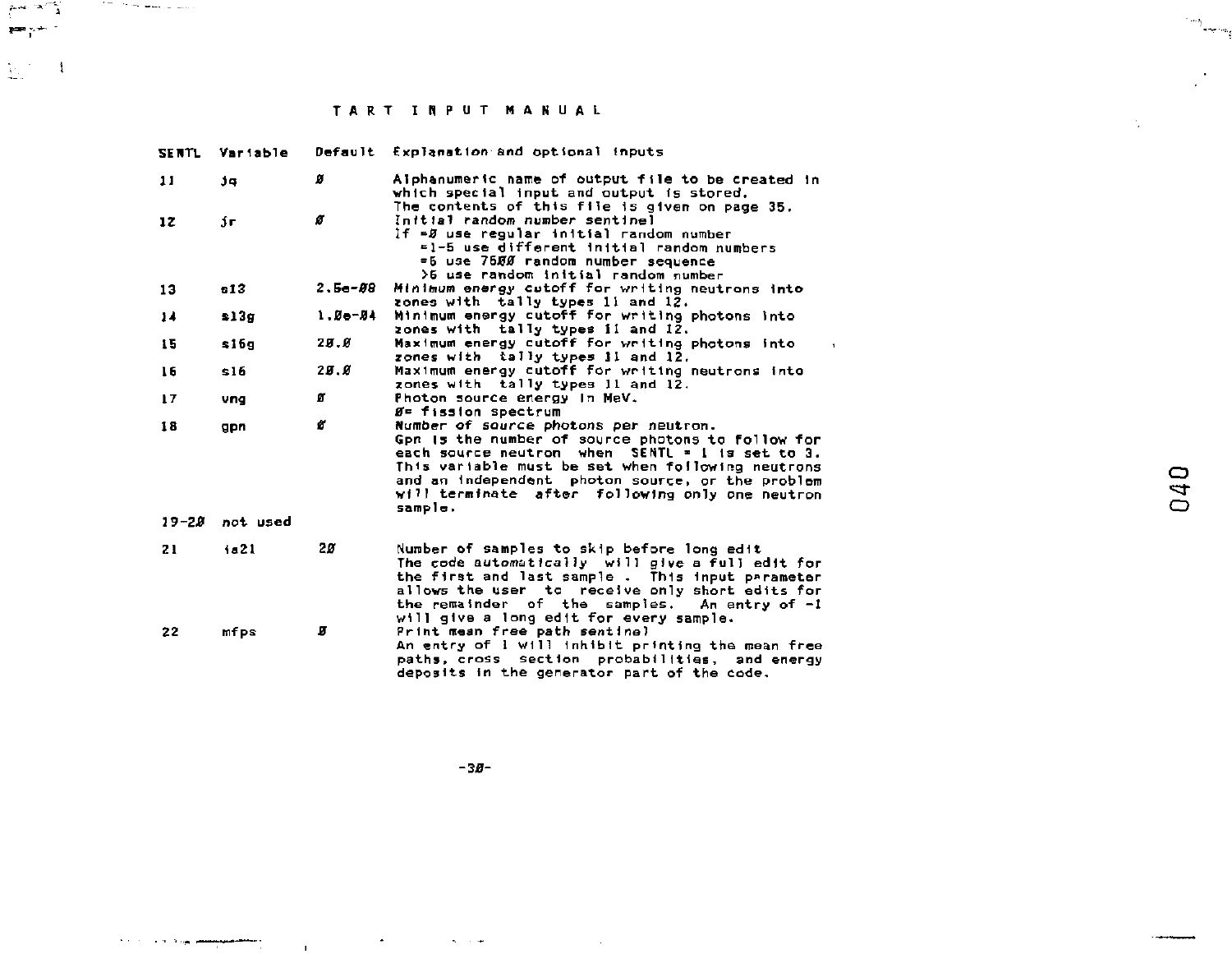# TART INPUT MANUAL

| SENTL | Variable | Default | Explanation and optional inputs |
|---|---|---|---|
| 11 | jq | 0 | Alphanumeric name of output file to be created in which special input and output is stored. The contents of this file is given on page 35. |
| 12 | jr | 0 | Initial random number sentinel<br>If =0 use regular initial random number<br>=1-5 use different initial random numbers<br>=6 use 7500 random number sequence<br>>6 use random initial random number |
| 13 | s13 | 2.5e-08 | Minimum energy cutoff for writing neutrons into zones with tally types 11 and 12. |
| 14 | s13g | 1.0e-04 | Minimum energy cutoff for writing photons into zones with tally types 11 and 12. |
| 15 | s16g | 20.0 | Maximum energy cutoff for writing photons into zones with tally types 11 and 12. |
| 16 | s16 | 20.0 | Maximum energy cutoff for writing neutrons into zones with tally types 11 and 12. |
| 17 | vng | 0 | Photon source energy in MeV.<br>0= fission spectrum |
| 18 | gpn | 0 | Number of source photons per neutron.<br>Gpn is the number of source photons to follow for each source neutron when SENTL = 1 is set to 3. This variable must be set when following neutrons and an independent photon source, or the problem will terminate after following only one neutron sample. |
| 19-20 | not used | | |
| 21 | is21 | 20 | Number of samples to skip before long edit<br>The code automatically will give a full edit for the first and last sample. This input parameter allows the user to receive only short edits for the remainder of the samples. An entry of -1 will give a long edit for every sample. |
| 22 | mfps | 0 | Print mean free path sentinel<br>An entry of 1 will inhibit printing the mean free paths, cross section probabilities, and energy deposits in the generator part of the code. |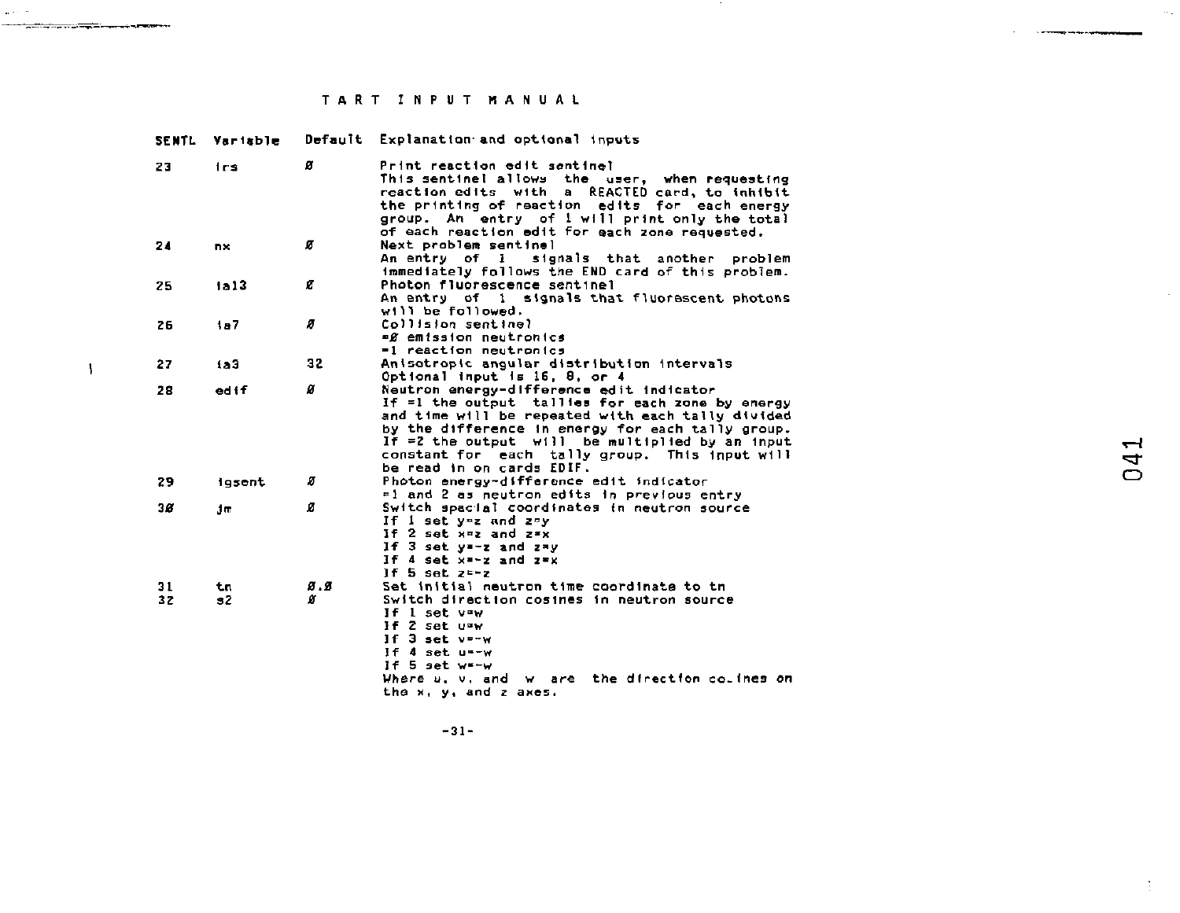# TART INPUT MANUAL

| SENTL | Variable | Default | Explanation and optional inputs |
|---|---|---|---|
| 23 | irs | Ø | Print reaction edit sentinel<br>This sentinel allows the user, when requesting reaction edits with a REACTED card, to inhibit the printing of reaction edits for each energy group. An entry of 1 will print only the total of each reaction edit for each zone requested. |
| 24 | nx | Ø | Next problem sentinel<br>An entry of 1 signals that another problem immediately follows the END card of this problem. |
| 25 | ia13 | Ø | Photon fluorescence sentinel<br>An entry of 1 signals that fluorescent photons will be followed. |
| 26 | ia7 | Ø | Collision sentinel<br>=Ø emission neutronics<br>=1 reaction neutronics |
| 27 | ia3 | 32 | Anisotropic angular distribution intervals<br>Optional input is 16, 8, or 4 |
| 28 | edif | Ø | Neutron energy-difference edit indicator<br>If =1 the output tallies for each zone by energy and time will be repeated with each tally divided by the difference in energy for each tally group.<br>If =2 the output will be multiplied by an input constant for each tally group. This input will be read in on cards EDIF. |
| 29 | igsent | Ø | Photon energy-difference edit indicator<br>=1 and 2 as neutron edits in previous entry |
| 3Ø | jm | Ø | Switch special coordinates in neutron source<br>If 1 set y=z and z=y<br>If 2 set x=z and z=x<br>If 3 set y=-z and z=y<br>If 4 set x=-z and z=x<br>If 5 set z=-z |
| 31 | tn | Ø.Ø | Set initial neutron time coordinate to tn |
| 32 | s2 | Ø | Switch direction cosines in neutron source<br>If 1 set v=w<br>If 2 set u=w<br>If 3 set v=-w<br>If 4 set u=-w<br>If 5 set w=-w<br>Where u, v, and w are the direction cosines on the x, y, and z axes. |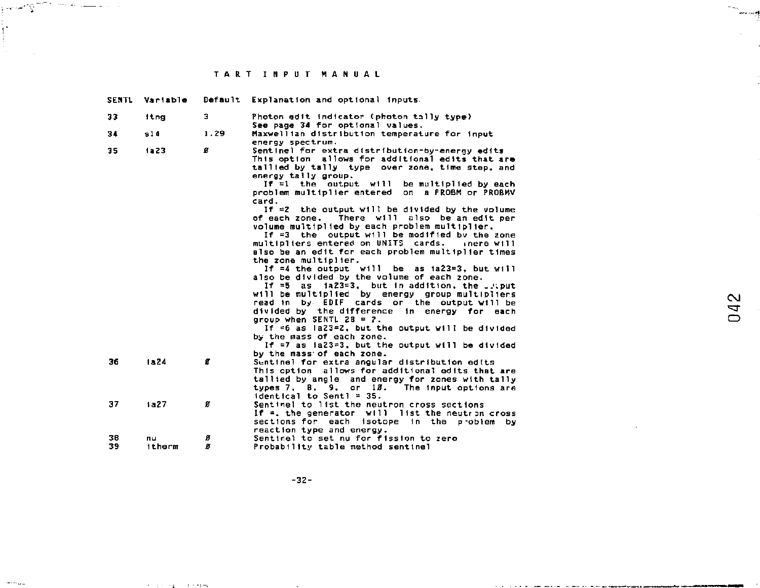# T A R T   I N P U T   M A N U A L

| SENTL | Variable | Default | Explanation and optional inputs. |
|---|---|---|---|
| 33 | itng | 3 | Photon edit indicator (photon tally type) See page 34 for optional values. |
| 34 | s14 | 1.29 | Maxwellian distribution temperature for input energy spectrum. |
| 35 | ia23 | Ø | Sentinel for extra distribution-by-energy edits This option allows for additional edits that are tallied by tally type over zone, time step, and energy tally group.<br>If =1 the output will be multiplied by each problem multiplier entered on a PROBM or PROBMV card.<br>If =2 the output will be divided by the volume of each zone. There will also be an edit per volume multiplied by each problem multiplier.<br>If =3 the output will be modified by the zone multipliers entered on UNITS cards. Inere will also be an edit for each problem multiplier times the zone multiplier.<br>If =4 the output will be as ia23=3, but will also be divided by the volume of each zone.<br>If =5 as ia23=3, but in addition, the output will be multiplied by energy group multipliers read in by EDIF cards or the output will be divided by the difference in energy for each group when SENTL 28 = ?.<br>If =6 as ia23=2, but the output will be divided by the mass of each zone.<br>If =7 as ia23=3, but the output will be divided by the mass of each zone. |
| 36 | ia24 | Ø | Sentinel for extra angular distribution edits This option allows for additional edits that are tallied by angle and energy for zones with tally types 7, 8, 9, or 1Ø. The input options are identical to Sentl = 35. |
| 37 | ia27 | Ø | Sentinel to list the neutron cross sections If =, the generator will list the neutron cross sections for each isotope in the problem by reaction type and energy. |
| 38 | nu | Ø | Sentinel to set nu for fission to zero |
| 39 | itherm | Ø | Probability table method sentinel |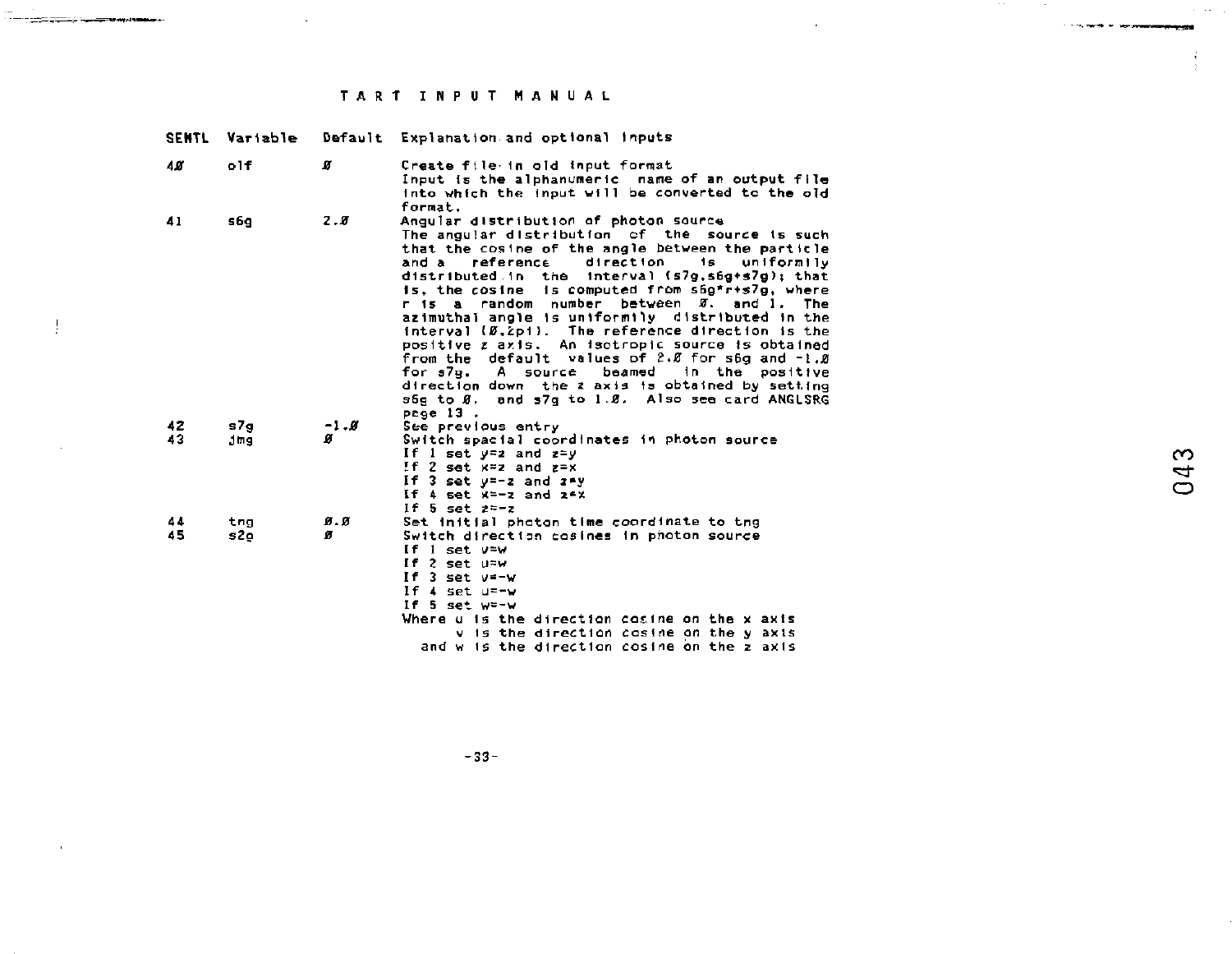# T A R T   I N P U T   M A N U A L

| SENTL | Variable | Default | Explanation and optional inputs |
|---|---|---|---|
| 40 | olf | 0 | Create file in old input format<br>Input is the alphanumeric name of an output file into which the input will be converted to the old format. |
| 41 | s6g | 2.0 | Angular distribution of photon source<br>The angular distribution of the source is such that the cosine of the angle between the particle and a reference direction is uniformly distributed in the interval (s7g,s6g+s7g); that is, the cosine is computed from s6g*r+s7g, where r is a random number between 0. and 1. The azimuthal angle is uniformly distributed in the interval (0,2pi). The reference direction is the positive z axis. An isotropic source is obtained from the default values of 2.0 for s6g and -1.0 for s7g. A source beamed in the positive direction down the z axis is obtained by setting s6g to 0. and s7g to 1.0. Also see card ANGLSRG page 13 . |
| 42 | s7g | -1.0 | See previous entry |
| 43 | jmg | 0 | Switch spacial coordinates in photon source<br>If 1 set y=z and z=y<br>If 2 set x=z and z=x<br>If 3 set y=-z and z=y<br>If 4 set x=-z and z=x<br>If 5 set z=-z |
| 44 | tng | 0.0 | Set initial photon time coordinate to tng |
| 45 | s2g | 0 | Switch direction cosines in photon source<br>If 1 set v=w<br>If 2 set u=w<br>If 3 set v=-w<br>If 4 set u=-w<br>If 5 set w=-w<br>Where u is the direction cosine on the x axis<br>v is the direction cosine on the y axis<br>and w is the direction cosine on the z axis |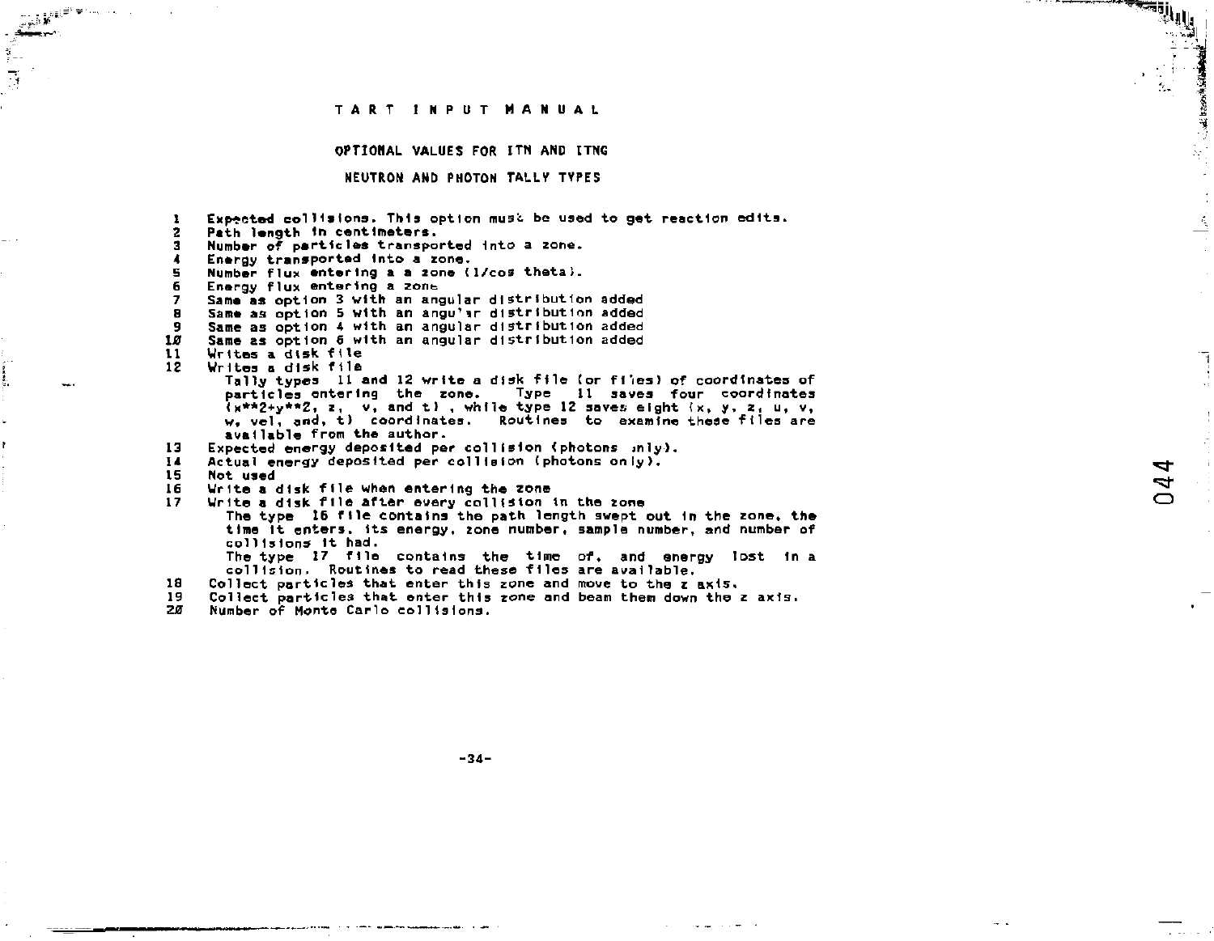# TART INPUT MANUAL

## OPTIONAL VALUES FOR ITN AND ITNG

## NEUTRON AND PHOTON TALLY TYPES

1. Expected collisions. This option must be used to get reaction edits.
2. Path length in centimeters.
3. Number of particles transported into a zone.
4. Energy transported into a zone.
5. Number flux entering a a zone (1/cos theta).
6. Energy flux entering a zone
7. Same as option 3 with an angular distribution added
8. Same as option 5 with an angular distribution added
9. Same as option 4 with an angular distribution added
10. Same as option 6 with an angular distribution added
11. Writes a disk file
12. Writes a disk file

    Tally types 11 and 12 write a disk file (or files) of coordinates of particles entering the zone. Type 11 saves four coordinates (x**2+y**2, z, v, and t), while type 12 saves eight (x, y, z, u, v, w, vel, and, t) coordinates. Routines to examine these files are available from the author.
13. Expected energy deposited per collision (photons only).
14. Actual energy deposited per collision (photons only).
15. Not used
16. Write a disk file when entering the zone
17. Write a disk file after every collision in the zone

    The type 16 file contains the path length swept out in the zone, the time it enters, its energy, zone number, sample number, and number of collisions it had.

    The type 17 file contains the time of, and energy lost in a collision. Routines to read these files are available.
18. Collect particles that enter this zone and move to the z axis.
19. Collect particles that enter this zone and beam them down the z axis.
20. Number of Monte Carlo collisions.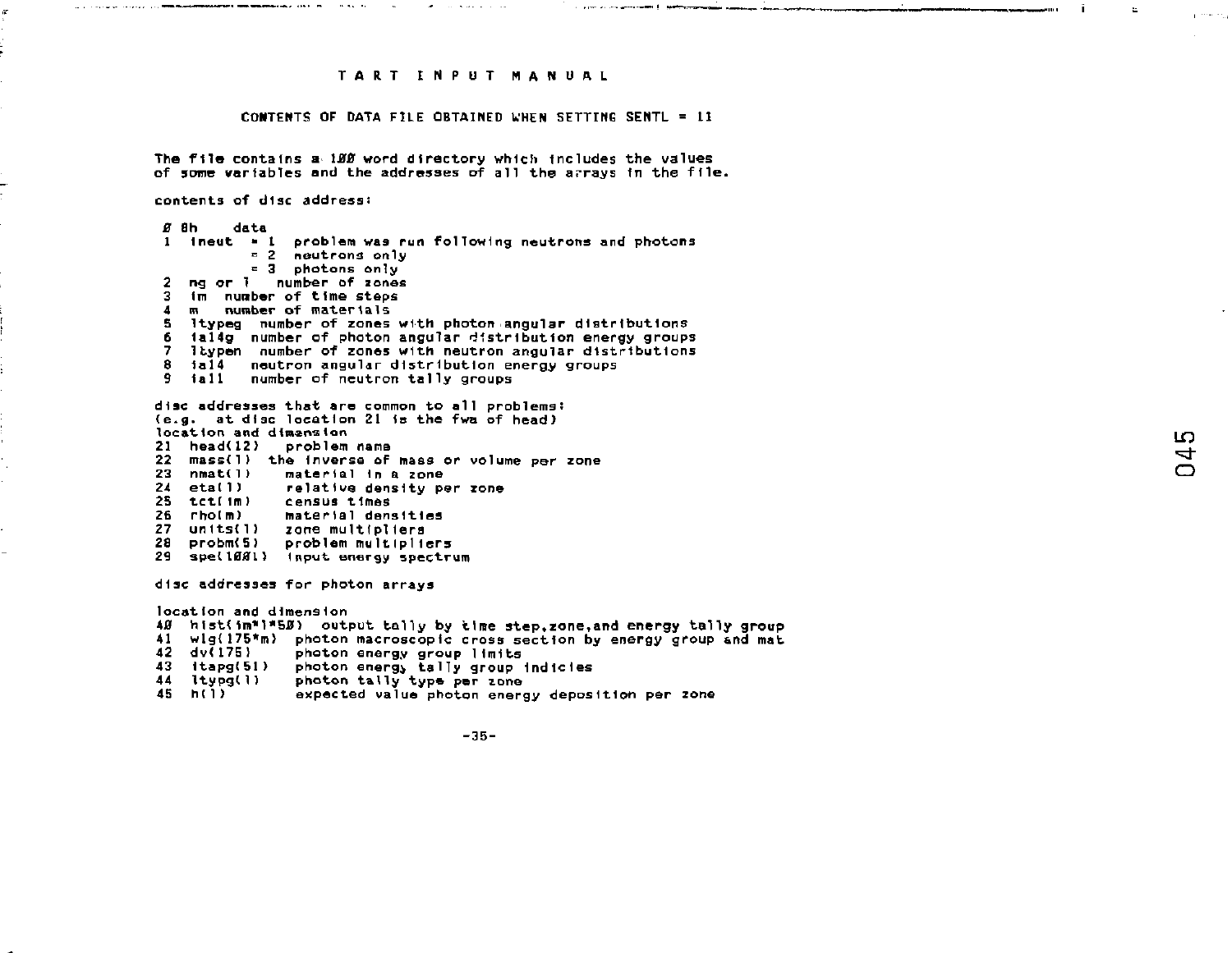# TART INPUT MANUAL

## CONTENTS OF DATA FILE OBTAINED WHEN SETTING SENTL = 11

The file contains a 100 word directory which includes the values of some variables and the addresses of all the arrays in the file.

contents of disc address:

```
0 8h     data
1  ineut  = 1  problem was run following neutrons and photons
          = 2  neutrons only
          = 3  photons only
2  ng or l    number of zones
3  im   number of time steps
4  m    number of materials
5  ltypeg  number of zones with photon angular distributions
6  ial4g  number of photon angular distribution energy groups
7  ltypen  number of zones with neutron angular distributions
8  ial4   neutron angular distribution energy groups
9  iall   number of neutron tally groups
```

disc addresses that are common to all problems:
(e.g. at disc location 21 is the fwa of head)
location and dimension

```
21  head(12)    problem name
22  mass(l)   the inverse of mass or volume per zone
23  nmat(l)     material in a zone
24  eta(l)      relative density per zone
25  tct(im)     census times
26  rho(m)      material densities
27  units(l)    zone multipliers
28  probm(5)    problem multipliers
29  spe(1001)   input energy spectrum
```

disc addresses for photon arrays

location and dimension

```
40  hist(im*l*50)  output tally by time step,zone,and energy tally group
41  wig(175*m)   photon macroscopic cross section by energy group and mat
42  dv(175)      photon energy group limits
43  itapg(51)    photon energy tally group indicies
44  ltypg(l)     photon tally type per zone
45  h(l)         expected value photon energy deposition per zone
```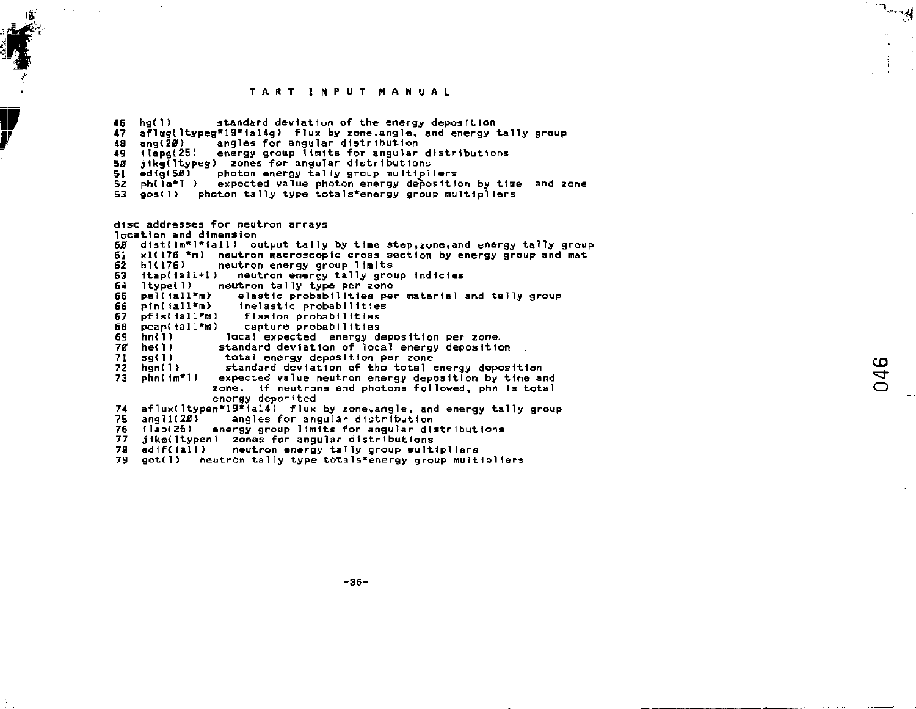# TART INPUT MANUAL

```
46  hg(1)        standard deviation of the energy deposition
47  aflug(ltypeg*19*ial4g)  flux by zone,angle, and energy tally group
48  ang(20)      angles for angular distribution
49  ilapg(25)    energy group limits for angular distributions
50  jikg(ltypeg)  zones for angular distributions
51  edig(50)     photon energy tally group multipliers
52  ph(im*l )    expected value photon energy deposition by time  and zone
53  gos(l)    photon tally type totals*energy group multipliers
```

disc addresses for neutron arrays
location and dimension

```
60  dist(im*l*iall)  output tally by time step,zone,and energy tally group
61  xl(176 *m)  neutron macroscopic cross section by energy group and mat
62  hl(176)     neutron energy group limits
63  itap(iall+1)   neutron energy tally group indicies
64  ltype(l)    neutron tally type per zone
65  pel(iall*m)    elastic probabilities per material and tally group
66  pin(iall*m)    inelastic probabilities
67  pfis(iall*m)    fission probabilities
68  pcap(iall*m)    capture probabilities
69  hn(l)          local expected  energy deposition per zone.
70  he(l)         standard deviation of local energy deposition  .
71  sg(l)          total energy deposition per zone
72  hgn(l)         standard deviation of the total energy deposition
73  phn(im*l)    expected value neutron energy deposition by time and
              zone.  if neutrons and photons followed, phn is total
              energy deposited
74  aflux(ltypen*19*ial4)  flux by zone,angle, and energy tally group
75  angl1(20)     angles for angular distribution
76  ilap(25)    energy group limits for angular distributions
77  jike(ltypen)  zones for angular distributions
78  edif(iall)     neutron energy tally group multipliers
79  got(l)   neutron tally type totals*energy group multipliers
```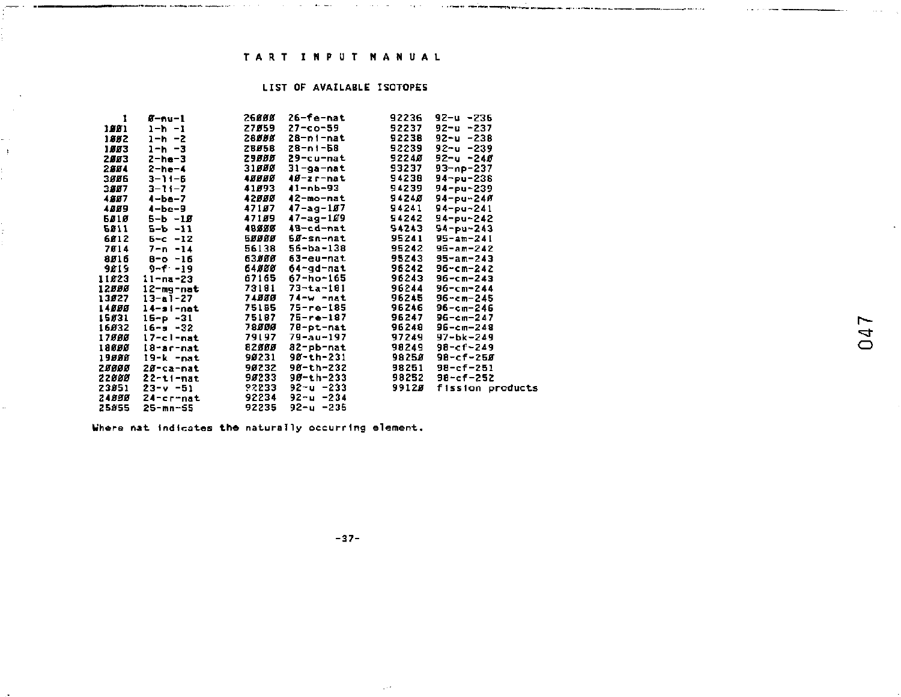# TART INPUT MANUAL

## LIST OF AVAILABLE ISOTOPES

| | | | | | |
|---|---|---|---|---|---|
| 1 | 0-nu-1 | 26000 | 26-fe-nat | 92236 | 92-u -236 |
| 1001 | 1-h -1 | 27059 | 27-co-59 | 92237 | 92-u -237 |
| 1002 | 1-h -2 | 28000 | 28-ni-nat | 92238 | 92-u -238 |
| 1003 | 1-h -3 | 28058 | 28-ni-58 | 92239 | 92-u -239 |
| 2003 | 2-he-3 | 29000 | 29-cu-nat | 92240 | 92-u -240 |
| 2004 | 2-he-4 | 31000 | 31-ga-nat | 93237 | 93-np-237 |
| 3006 | 3-li-6 | 40000 | 40-zr-nat | 94238 | 94-pu-238 |
| 3007 | 3-li-7 | 41093 | 41-nb-93 | 94239 | 94-pu-239 |
| 4007 | 4-be-7 | 42000 | 42-mo-nat | 94240 | 94-pu-240 |
| 4009 | 4-be-9 | 47107 | 47-ag-107 | 94241 | 94-pu-241 |
| 5010 | 5-b -10 | 47109 | 47-ag-109 | 94242 | 94-pu-242 |
| 5011 | 5-b -11 | 48000 | 48-cd-nat | 94243 | 94-pu-243 |
| 6012 | 6-c -12 | 50000 | 50-sn-nat | 95241 | 95-am-241 |
| 7014 | 7-n -14 | 56138 | 56-ba-138 | 95242 | 95-am-242 |
| 8016 | 8-o -16 | 63000 | 63-eu-nat | 95243 | 95-am-243 |
| 9019 | 9-f -19 | 64000 | 64-gd-nat | 96242 | 96-cm-242 |
| 11023 | 11-na-23 | 67165 | 67-ho-165 | 96243 | 96-cm-243 |
| 12000 | 12-mg-nat | 73181 | 73-ta-181 | 96244 | 96-cm-244 |
| 13027 | 13-al-27 | 74000 | 74-w -nat | 96245 | 96-cm-245 |
| 14000 | 14-si-nat | 75185 | 75-re-185 | 96246 | 96-cm-246 |
| 15031 | 15-p -31 | 75187 | 75-re-187 | 96247 | 96-cm-247 |
| 16032 | 16-s -32 | 78000 | 78-pt-nat | 96248 | 96-cm-248 |
| 17000 | 17-cl-nat | 79197 | 79-au-197 | 97249 | 97-bk-249 |
| 18000 | 18-ar-nat | 82000 | 82-pb-nat | 98249 | 98-cf-249 |
| 19000 | 19-k -nat | 90231 | 90-th-231 | 98250 | 98-cf-250 |
| 20000 | 20-ca-nat | 90232 | 90-th-232 | 98251 | 98-cf-251 |
| 22000 | 22-ti-nat | 90233 | 90-th-233 | 98252 | 98-cf-252 |
| 23051 | 23-v -51 | 92233 | 92-u -233 | 99120 | fission products |
| 24000 | 24-cr-nat | 92234 | 92-u -234 | | |
| 25055 | 25-mn-55 | 92235 | 92-u -235 | | |

Where nat indicates the naturally occurring element.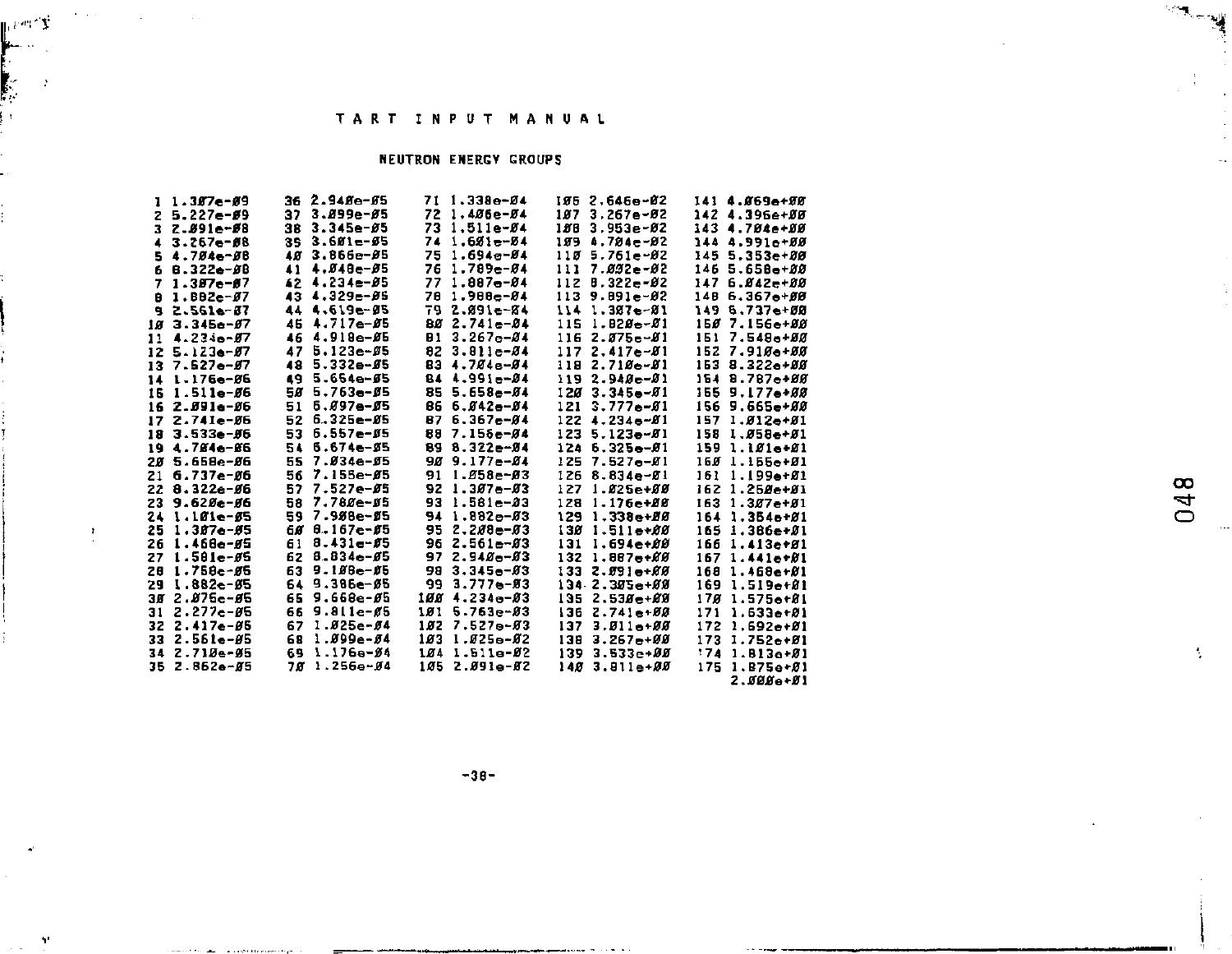## NEUTRON ENERGY GROUPS

| Group | Energy | Group | Energy | Group | Energy | Group | Energy | Group | Energy |
|---|---|---|---|---|---|---|---|---|---|
| 1 | 1.307e-09 | 36 | 2.940e-05 | 71 | 1.338e-04 | 106 | 2.646e-02 | 141 | 4.069e+00 |
| 2 | 5.227e-09 | 37 | 3.099e-05 | 72 | 1.406e-04 | 107 | 3.267e-02 | 142 | 4.396e+00 |
| 3 | 2.091e-08 | 38 | 3.345e-05 | 73 | 1.511e-04 | 108 | 3.953e-02 | 143 | 4.704e+00 |
| 4 | 3.267e-08 | 39 | 3.601e-05 | 74 | 1.601e-04 | 109 | 4.704e-02 | 144 | 4.991e+00 |
| 5 | 4.704e-08 | 40 | 3.866e-05 | 75 | 1.694e-04 | 110 | 5.761e-02 | 145 | 5.353e+00 |
| 6 | 8.322e-08 | 41 | 4.048e-05 | 76 | 1.789e-04 | 111 | 7.002e-02 | 146 | 5.658e+00 |
| 7 | 1.307e-07 | 42 | 4.234e-05 | 77 | 1.887e-04 | 112 | 8.322e-02 | 147 | 6.042e+00 |
| 8 | 1.882e-07 | 43 | 4.329e-05 | 78 | 1.988e-04 | 113 | 9.891e-02 | 148 | 6.367e+00 |
| 9 | 2.561e-07 | 44 | 4.619e-05 | 79 | 2.091e-04 | 114 | 1.307e-01 | 149 | 6.737e+00 |
| 10 | 3.345e-07 | 45 | 4.717e-05 | 80 | 2.741e-04 | 115 | 1.820e-01 | 150 | 7.156e+00 |
| 11 | 4.234e-07 | 46 | 4.918e-05 | 81 | 3.267e-04 | 116 | 2.075e-01 | 151 | 7.548e+00 |
| 12 | 5.123e-07 | 47 | 5.123e-05 | 82 | 3.811e-04 | 117 | 2.417e-01 | 152 | 7.910e+00 |
| 13 | 7.527e-07 | 48 | 5.332e-05 | 83 | 4.704e-04 | 118 | 2.710e-01 | 153 | 8.322e+00 |
| 14 | 1.176e-06 | 49 | 5.664e-05 | 84 | 4.991e-04 | 119 | 2.940e-01 | 154 | 8.787e+00 |
| 15 | 1.511e-06 | 50 | 5.763e-05 | 85 | 5.658e-04 | 120 | 3.345e-01 | 155 | 9.177e+00 |
| 16 | 2.091e-06 | 51 | 6.097e-05 | 86 | 6.042e-04 | 121 | 3.777e-01 | 156 | 9.665e+00 |
| 17 | 2.741e-06 | 52 | 6.325e-05 | 87 | 6.367e-04 | 122 | 4.234e-01 | 157 | 1.012e+01 |
| 18 | 3.533e-06 | 53 | 6.557e-05 | 88 | 7.156e-04 | 123 | 5.123e-01 | 158 | 1.058e+01 |
| 19 | 4.704e-06 | 54 | 6.674e-05 | 89 | 8.322e-04 | 124 | 6.325e-01 | 159 | 1.101e+01 |
| 20 | 5.658e-06 | 55 | 7.034e-05 | 90 | 9.177e-04 | 125 | 7.527e-01 | 160 | 1.155e+01 |
| 21 | 6.737e-06 | 56 | 7.155e-05 | 91 | 1.058e-03 | 126 | 8.834e-01 | 161 | 1.199e+01 |
| 22 | 8.322e-06 | 57 | 7.527e-05 | 92 | 1.307e-03 | 127 | 1.025e+00 | 162 | 1.250e+01 |
| 23 | 9.620e-06 | 58 | 7.780e-05 | 93 | 1.581e-03 | 128 | 1.176e+00 | 163 | 1.307e+01 |
| 24 | 1.101e-05 | 59 | 7.908e-05 | 94 | 1.882e-03 | 129 | 1.338e+00 | 164 | 1.354e+01 |
| 25 | 1.307e-05 | 60 | 8.167e-05 | 95 | 2.208e-03 | 130 | 1.511e+00 | 165 | 1.386e+01 |
| 26 | 1.468e-05 | 61 | 8.431e-05 | 96 | 2.561e-03 | 131 | 1.694e+00 | 166 | 1.413e+01 |
| 27 | 1.581e-05 | 62 | 8.834e-05 | 97 | 2.940e-03 | 132 | 1.887e+00 | 167 | 1.441e+01 |
| 28 | 1.758e-05 | 63 | 9.108e-05 | 98 | 3.345e-03 | 133 | 2.091e+00 | 168 | 1.468e+01 |
| 29 | 1.882e-05 | 64 | 9.386e-05 | 99 | 3.777e-03 | 134 | 2.305e+00 | 169 | 1.519e+01 |
| 30 | 2.076e-05 | 65 | 9.668e-05 | 100 | 4.234e-03 | 135 | 2.530e+00 | 170 | 1.575e+01 |
| 31 | 2.277e-05 | 66 | 9.811e-05 | 101 | 5.763e-03 | 136 | 2.741e+00 | 171 | 1.633e+01 |
| 32 | 2.417e-05 | 67 | 1.025e-04 | 102 | 7.527e-03 | 137 | 3.011e+00 | 172 | 1.692e+01 |
| 33 | 2.561e-05 | 68 | 1.099e-04 | 103 | 1.025e-02 | 138 | 3.267e+00 | 173 | 1.752e+01 |
| 34 | 2.710e-05 | 69 | 1.176e-04 | 104 | 1.511e-02 | 139 | 3.533e+00 | 174 | 1.813e+01 |
| 35 | 2.862e-05 | 70 | 1.256e-04 | 105 | 2.091e-02 | 140 | 3.811e+00 | 175 | 1.875e+01 |
| | | | | | | | | | 2.000e+01 |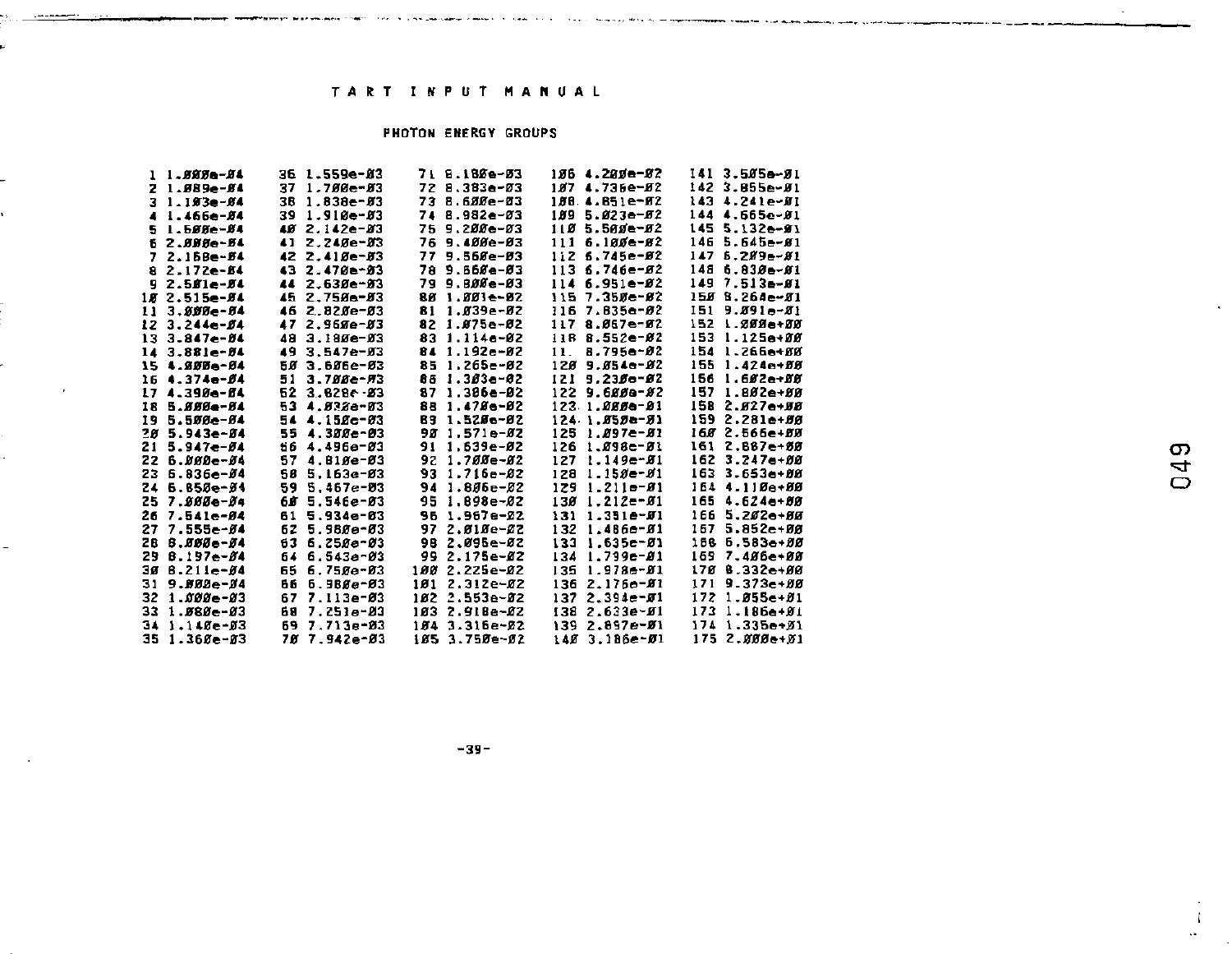TART INPUT MANUAL

PHOTON ENERGY GROUPS

| | | | | | | | | | |
|---|---|---|---|---|---|---|---|---|---|
| 1 | 1.000e-04 | 36 | 1.559e-03 | 71 | 8.180e-03 | 106 | 4.200e-02 | 141 | 3.505e-01 |
| 2 | 1.089e-04 | 37 | 1.700e-03 | 72 | 8.383e-03 | 107 | 4.736e-02 | 142 | 3.855e-01 |
| 3 | 1.103e-04 | 38 | 1.838e-03 | 73 | 8.600e-03 | 108 | 4.851e-02 | 143 | 4.241e-01 |
| 4 | 1.466e-04 | 39 | 1.910e-03 | 74 | 8.982e-03 | 109 | 5.023e-02 | 144 | 4.665e-01 |
| 5 | 1.600e-04 | 40 | 2.142e-03 | 75 | 9.200e-03 | 110 | 5.500e-02 | 145 | 5.132e-01 |
| 6 | 2.000e-04 | 41 | 2.240e-03 | 76 | 9.400e-03 | 111 | 6.100e-02 | 146 | 5.645e-01 |
| 7 | 2.168e-04 | 42 | 2.410e-03 | 77 | 9.560e-03 | 112 | 6.745e-02 | 147 | 6.209e-01 |
| 8 | 2.172e-04 | 43 | 2.470e-03 | 78 | 9.660e-03 | 113 | 6.746e-02 | 148 | 6.830e-01 |
| 9 | 2.501e-04 | 44 | 2.630e-03 | 79 | 9.800e-03 | 114 | 6.951e-02 | 149 | 7.513e-01 |
| 10 | 2.515e-04 | 45 | 2.750e-03 | 80 | 1.001e-02 | 115 | 7.350e-02 | 150 | 8.264e-01 |
| 11 | 3.000e-04 | 46 | 2.820e-03 | 81 | 1.039e-02 | 116 | 7.835e-02 | 151 | 9.091e-01 |
| 12 | 3.244e-04 | 47 | 2.960e-03 | 82 | 1.075e-02 | 117 | 8.067e-02 | 152 | 1.000e+00 |
| 13 | 3.847e-04 | 48 | 3.180e-03 | 83 | 1.114e-02 | 118 | 8.552e-02 | 153 | 1.125e+00 |
| 14 | 3.881e-04 | 49 | 3.547e-03 | 84 | 1.192e-02 | 11. | 8.795e-02 | 154 | 1.266e+00 |
| 15 | 4.000e-04 | 50 | 3.606e-03 | 85 | 1.265e-02 | 120 | 9.054e-02 | 155 | 1.424e+00 |
| 16 | 4.374e-04 | 51 | 3.700e-03 | 86 | 1.303e-02 | 121 | 9.230e-02 | 156 | 1.602e+00 |
| 17 | 4.390e-04 | 52 | 3.828e-03 | 87 | 1.386e-02 | 122 | 9.600e-02 | 157 | 1.802e+00 |
| 18 | 5.000e-04 | 53 | 4.032e-03 | 88 | 1.470e-02 | 123 | 1.000e-01 | 158 | 2.027e+00 |
| 19 | 5.500e-04 | 54 | 4.150e-03 | 89 | 1.520e-02 | 124 | 1.050e-01 | 159 | 2.281e+00 |
| 20 | 5.943e-04 | 55 | 4.300e-03 | 90 | 1.571e-02 | 125 | 1.097e-01 | 160 | 2.566e+00 |
| 21 | 5.947e-04 | 56 | 4.496e-03 | 91 | 1.639e-02 | 126 | 1.098e-01 | 161 | 2.887e+00 |
| 22 | 6.000e-04 | 57 | 4.810e-03 | 92 | 1.700e-02 | 127 | 1.149e-01 | 162 | 3.247e+00 |
| 23 | 6.836e-04 | 58 | 5.163e-03 | 93 | 1.716e-02 | 128 | 1.150e-01 | 163 | 3.653e+00 |
| 24 | 6.850e-04 | 59 | 5.467e-03 | 94 | 1.806e-02 | 129 | 1.211e-01 | 164 | 4.110e+00 |
| 25 | 7.000e-04 | 60 | 5.546e-03 | 95 | 1.898e-02 | 130 | 1.212e-01 | 165 | 4.624e+00 |
| 26 | 7.541e-04 | 61 | 5.934e-03 | 96 | 1.967e-02 | 131 | 1.351e-01 | 166 | 5.202e+00 |
| 27 | 7.555e-04 | 62 | 5.980e-03 | 97 | 2.010e-02 | 132 | 1.486e-01 | 167 | 5.852e+00 |
| 28 | 8.000e-04 | 63 | 6.250e-03 | 98 | 2.095e-02 | 133 | 1.635e-01 | 168 | 6.583e+00 |
| 29 | 8.197e-04 | 64 | 6.543e-03 | 99 | 2.175e-02 | 134 | 1.799e-01 | 169 | 7.406e+00 |
| 30 | 8.211e-04 | 65 | 6.750e-03 | 100 | 2.225e-02 | 135 | 1.978e-01 | 170 | 8.332e+00 |
| 31 | 9.000e-04 | 66 | 6.988e-03 | 101 | 2.312e-02 | 136 | 2.176e-01 | 171 | 9.373e+00 |
| 32 | 1.000e-03 | 67 | 7.113e-03 | 102 | 2.553e-02 | 137 | 2.394e-01 | 172 | 1.055e+01 |
| 33 | 1.060e-03 | 68 | 7.251e-03 | 103 | 2.918e-02 | 138 | 2.633e-01 | 173 | 1.186e+01 |
| 34 | 1.140e-03 | 69 | 7.713e-03 | 104 | 3.316e-02 | 139 | 2.897e-01 | 174 | 1.335e+01 |
| 35 | 1.360e-03 | 70 | 7.942e-03 | 105 | 3.750e-02 | 140 | 3.186e-01 | 175 | 2.000e+01 |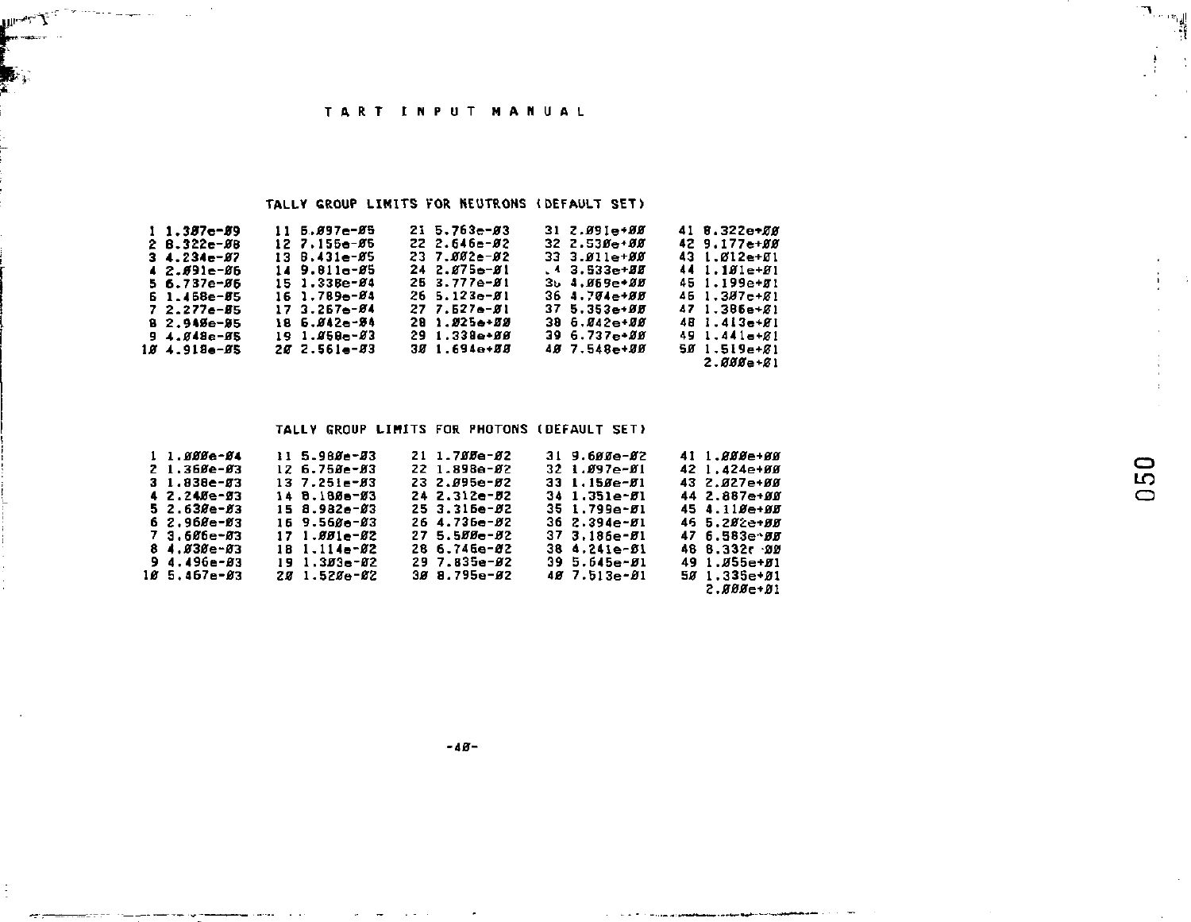TALLY GROUP LIMITS FOR NEUTRONS (DEFAULT SET)

| | | | | | | | | | |
|---|---|---|---|---|---|---|---|---|---|
| 1 | 1.387e-09 | 11 | 5.097e-05 | 21 | 5.763e-03 | 31 | 2.091e+00 | 41 | 8.322e+00 |
| 2 | 8.322e-08 | 12 | 7.156e-05 | 22 | 2.646e-02 | 32 | 2.530e+00 | 42 | 9.177e+00 |
| 3 | 4.234e-07 | 13 | 8.431e-05 | 23 | 7.002e-02 | 33 | 3.011e+00 | 43 | 1.012e+01 |
| 4 | 2.091e-06 | 14 | 9.811e-05 | 24 | 2.075e-01 | 34 | 3.533e+00 | 44 | 1.101e+01 |
| 5 | 6.737e-06 | 15 | 1.338e-04 | 25 | 3.777e-01 | 35 | 4.069e+00 | 45 | 1.199e+01 |
| 6 | 1.468e-05 | 16 | 1.789e-04 | 26 | 5.123e-01 | 36 | 4.704e+00 | 46 | 1.307e+01 |
| 7 | 2.277e-05 | 17 | 3.267e-04 | 27 | 7.627e-01 | 37 | 5.353e+00 | 47 | 1.386e+01 |
| 8 | 2.940e-05 | 18 | 6.042e-04 | 28 | 1.025e+00 | 38 | 6.042e+00 | 48 | 1.413e+01 |
| 9 | 4.048e-05 | 19 | 1.058e-03 | 29 | 1.338e+00 | 39 | 6.737e+00 | 49 | 1.441e+01 |
| 10 | 4.918e-05 | 20 | 2.561e-03 | 30 | 1.694e+00 | 40 | 7.548e+00 | 50 | 1.519e+01 |
| | | | | | | | | | 2.000e+01 |

TALLY GROUP LIMITS FOR PHOTONS (DEFAULT SET)

| | | | | | | | | | |
|---|---|---|---|---|---|---|---|---|---|
| 1 | 1.000e-04 | 11 | 5.980e-03 | 21 | 1.700e-02 | 31 | 9.600e-02 | 41 | 1.000e+00 |
| 2 | 1.360e-03 | 12 | 6.750e-03 | 22 | 1.898e-02 | 32 | 1.097e-01 | 42 | 1.424e+00 |
| 3 | 1.838e-03 | 13 | 7.251e-03 | 23 | 2.095e-02 | 33 | 1.150e-01 | 43 | 2.027e+00 |
| 4 | 2.240e-03 | 14 | 8.180e-03 | 24 | 2.312e-02 | 34 | 1.351e-01 | 44 | 2.887e+00 |
| 5 | 2.630e-03 | 15 | 8.982e-03 | 25 | 3.316e-02 | 35 | 1.799e-01 | 45 | 4.110e+00 |
| 6 | 2.960e-03 | 16 | 9.560e-03 | 26 | 4.736e-02 | 36 | 2.394e-01 | 46 | 5.202e+00 |
| 7 | 3.606e-03 | 17 | 1.001e-02 | 27 | 5.500e-02 | 37 | 3.186e-01 | 47 | 6.583e+00 |
| 8 | 4.030e-03 | 18 | 1.114e-02 | 28 | 6.746e-02 | 38 | 4.241e-01 | 48 | 8.332e+00 |
| 9 | 4.496e-03 | 19 | 1.303e-02 | 29 | 7.835e-02 | 39 | 5.645e-01 | 49 | 1.055e+01 |
| 10 | 5.467e-03 | 20 | 1.520e-02 | 30 | 8.795e-02 | 40 | 7.513e-01 | 50 | 1.335e+01 |
| | | | | | | | | | 2.000e+01 |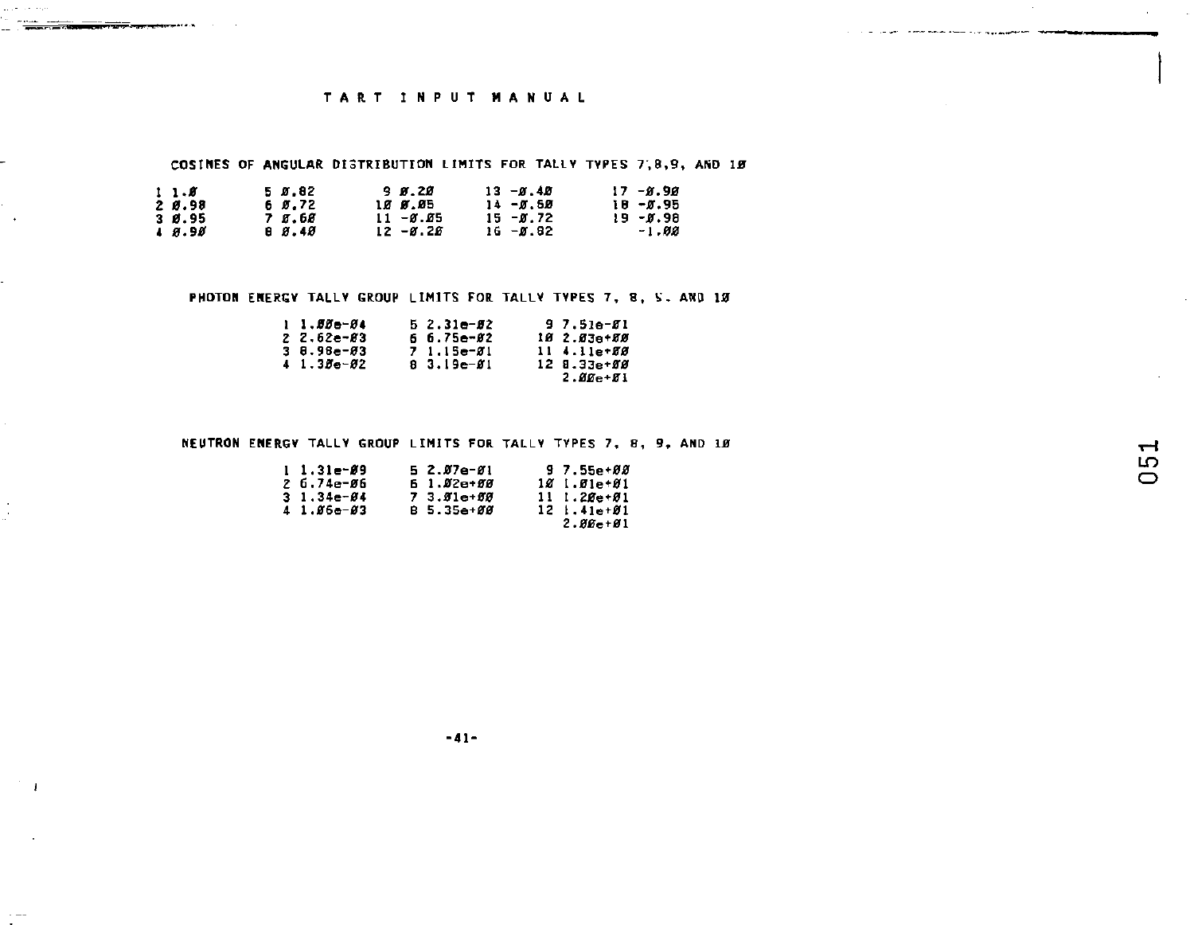TART INPUT MANUAL

COSINES OF ANGULAR DISTRIBUTION LIMITS FOR TALLY TYPES 7,8,9, AND 10

| | | | | |
|---|---|---|---|---|
| 1 1.0 | 5 0.82 | 9 0.20 | 13 -0.40 | 17 -0.90 |
| 2 0.98 | 6 0.72 | 10 0.05 | 14 -0.60 | 18 -0.95 |
| 3 0.95 | 7 0.60 | 11 -0.05 | 15 -0.72 | 19 -0.98 |
| 4 0.90 | 8 0.40 | 12 -0.20 | 16 -0.82 | -1.00 |

PHOTON ENERGY TALLY GROUP LIMITS FOR TALLY TYPES 7, 8, 9, AND 10

| | | |
|---|---|---|
| 1 1.00e-04 | 5 2.31e-02 | 9 7.51e-01 |
| 2 2.62e-03 | 6 6.75e-02 | 10 2.03e+00 |
| 3 8.98e-03 | 7 1.15e-01 | 11 4.11e+00 |
| 4 1.30e-02 | 8 3.19e-01 | 12 8.33e+00 |
| | | 2.00e+01 |

NEUTRON ENERGY TALLY GROUP LIMITS FOR TALLY TYPES 7, 8, 9, AND 10

| | | |
|---|---|---|
| 1 1.31e-09 | 5 2.07e-01 | 9 7.55e+00 |
| 2 6.74e-06 | 6 1.02e+00 | 10 1.01e+01 |
| 3 1.34e-04 | 7 3.01e+00 | 11 1.20e+01 |
| 4 1.06e-03 | 8 5.35e+00 | 12 1.41e+01 |
| | | 2.00e+01 |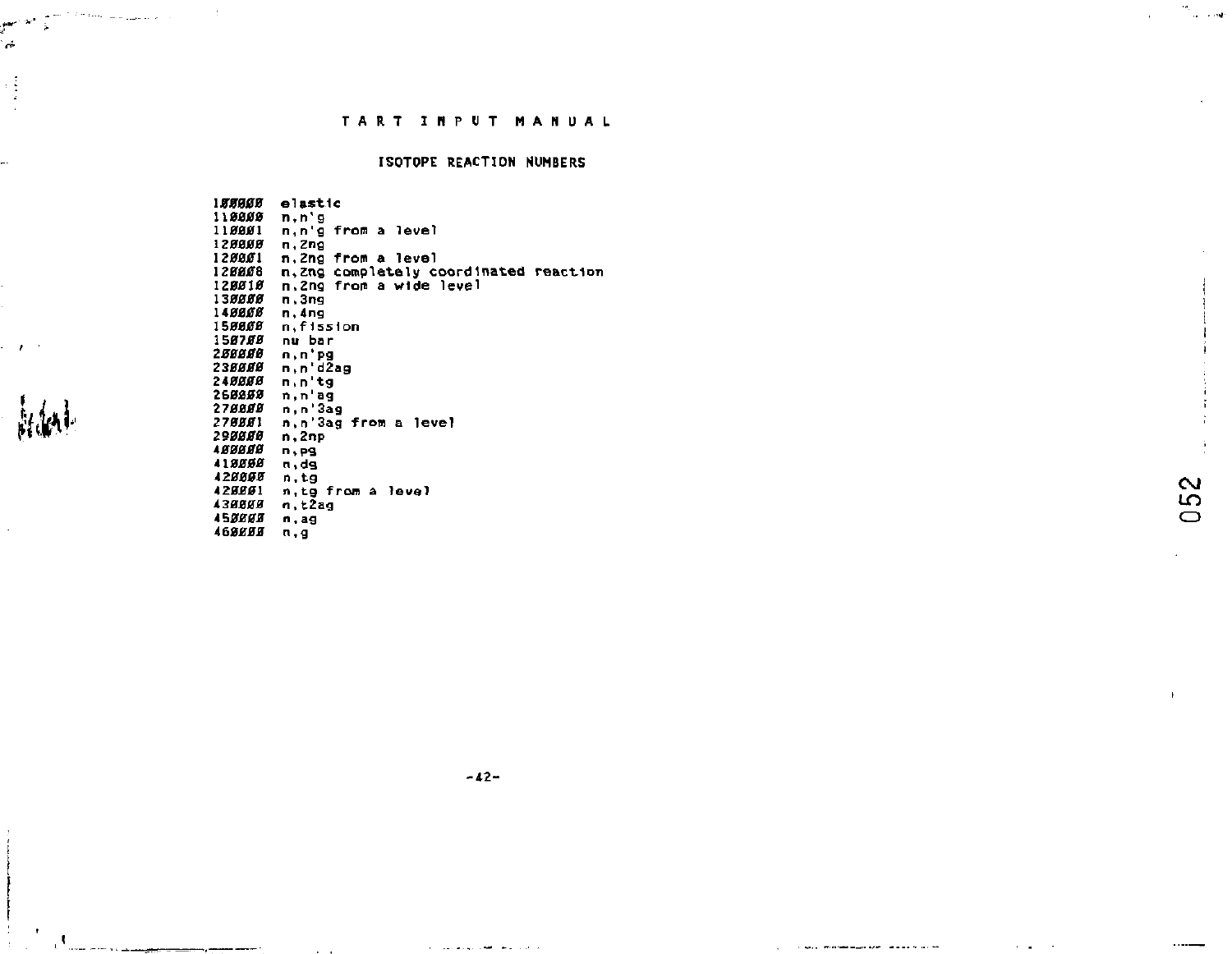# TART INPUT MANUAL

## ISOTOPE REACTION NUMBERS

| | |
|---|---|
| 100000 | elastic |
| 110000 | n,n'g |
| 110001 | n,n'g from a level |
| 120000 | n,2ng |
| 120001 | n,2ng from a level |
| 120008 | n,2ng completely coordinated reaction |
| 120010 | n,2ng from a wide level |
| 130000 | n,3ng |
| 140000 | n,4ng |
| 150000 | n,fission |
| 150700 | nu bar |
| 200000 | n,n'pg |
| 230000 | n,n'd2ag |
| 240000 | n,n'tg |
| 260000 | n,n'ag |
| 270000 | n,n'3ag |
| 270001 | n,n'3ag from a level |
| 290000 | n,2np |
| 400000 | n,pg |
| 410000 | n,dg |
| 420000 | n,tg |
| 420001 | n,tg from a level |
| 430000 | n,t2ag |
| 450000 | n,ag |
| 460000 | n,g |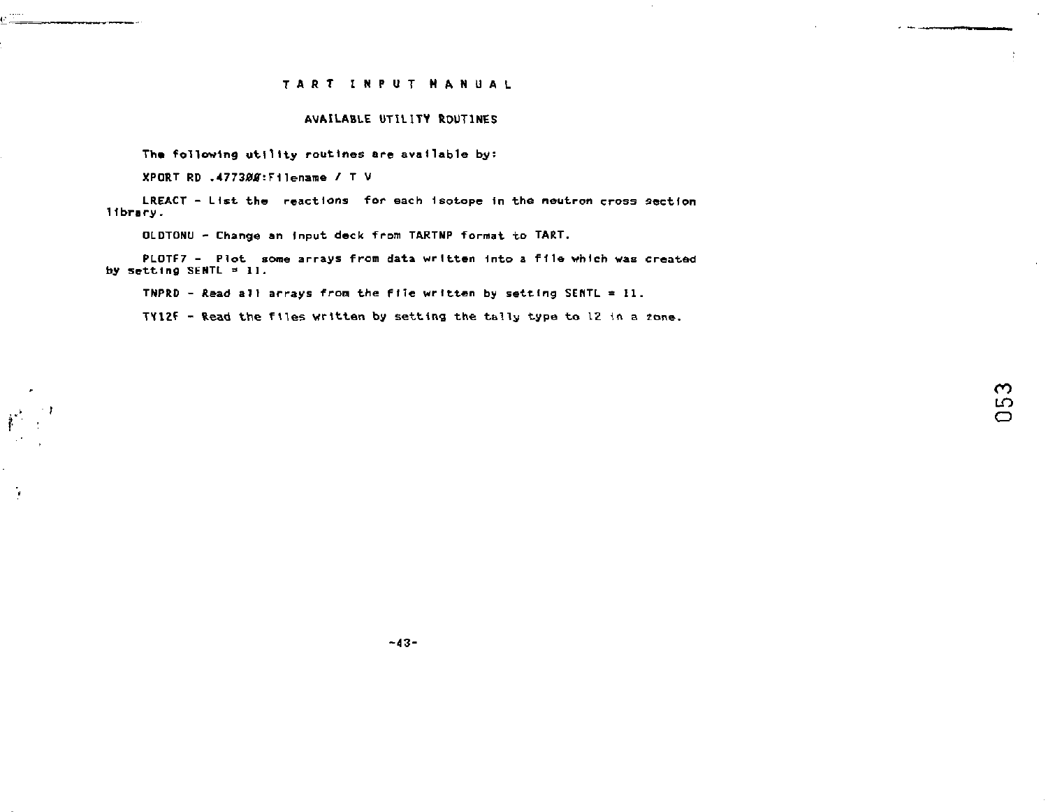# TART INPUT MANUAL

## AVAILABLE UTILITY ROUTINES

The following utility routines are available by:

XPORT RD .477300:Filename / T V

LREACT - List the reactions for each isotope in the neutron cross section library.

OLDTONU - Change an input deck from TARTNP format to TART.

PLOTF7 - Plot some arrays from data written into a file which was created by setting SENTL = 11.

TNPRD - Read all arrays from the file written by setting SENTL = 11.

TY12F - Read the files written by setting the tally type to 12 in a zone.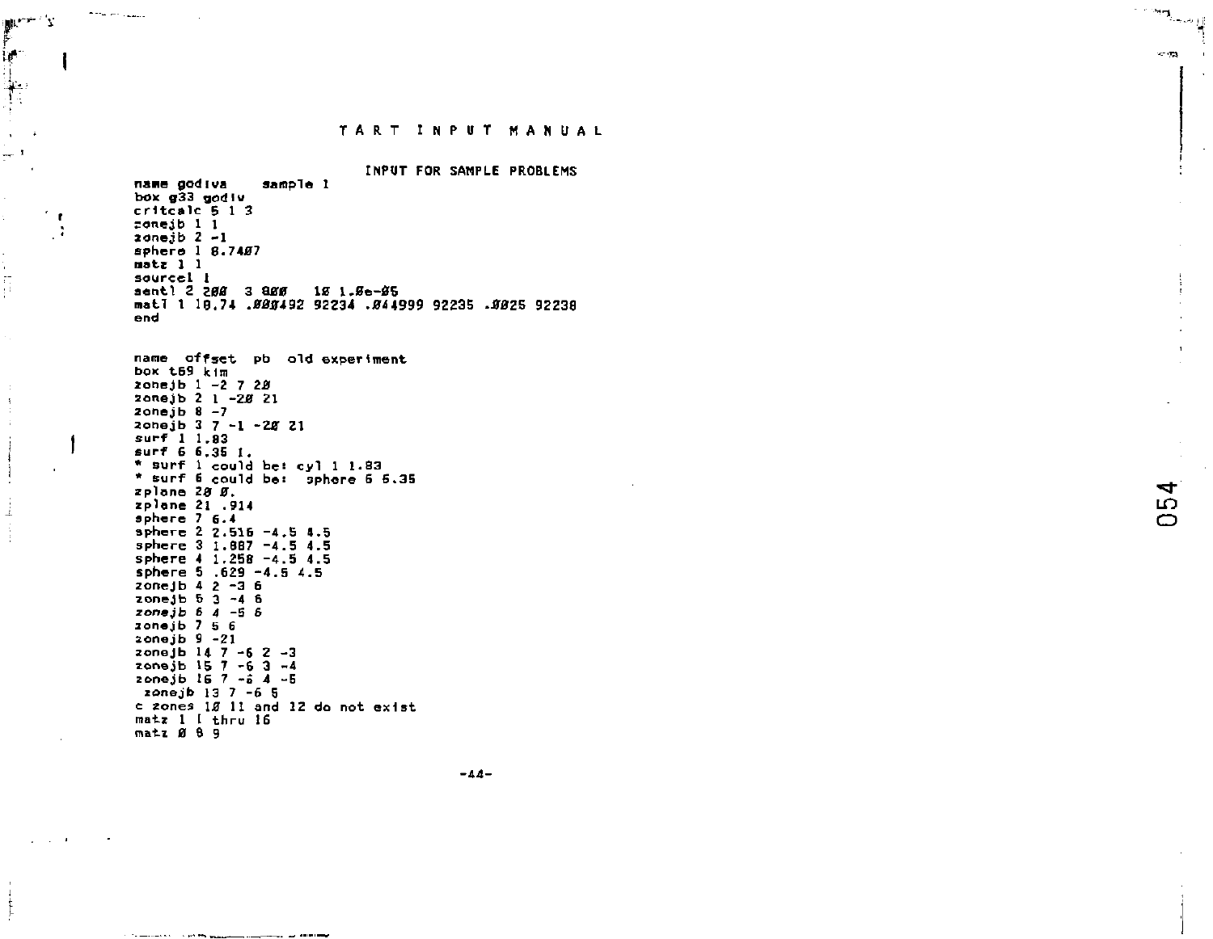# TART INPUT MANUAL

## INPUT FOR SAMPLE PROBLEMS

```
name godiva    sample 1
box g33 godiv
critcalc 5 1 3
zonejb 1 1
zonejb 2 -1
sphere 1 8.7407
matz 1 1
sourcel 1
sentl 2 200  3 800   10 1.0e-05
matl 1 18.74 .000492 92234 .044999 92235 .0025 92238
end


name  offset  pb  old experiment
box t69 kim
zonejb 1 -2 7 20
zonejb 2 1 -20 21
zonejb 8 -7
zonejb 3 7 -1 -20 21
surf 1 1.83
surf 6 6.35 1.
* surf 1 could be: cyl 1 1.83
* surf 6 could be:  sphere 6 6.35
zplane 20 0.
zplane 21 .914
sphere 7 6.4
sphere 2 2.516 -4.5 4.5
sphere 3 1.887 -4.5 4.5
sphere 4 1.258 -4.5 4.5
sphere 5 .629 -4.5 4.5
zonejb 4 2 -3 6
zonejb 5 3 -4 6
zonejb 6 4 -5 6
zonejb 7 5 6
zonejb 9 -21
zonejb 14 7 -6 2 -3
zonejb 15 7 -6 3 -4
zonejb 16 7 -6 4 -5
 zonejb 13 7 -6 5
c zones 10 11 and 12 do not exist
matz 1 1 thru 16
matz 0 8 9
```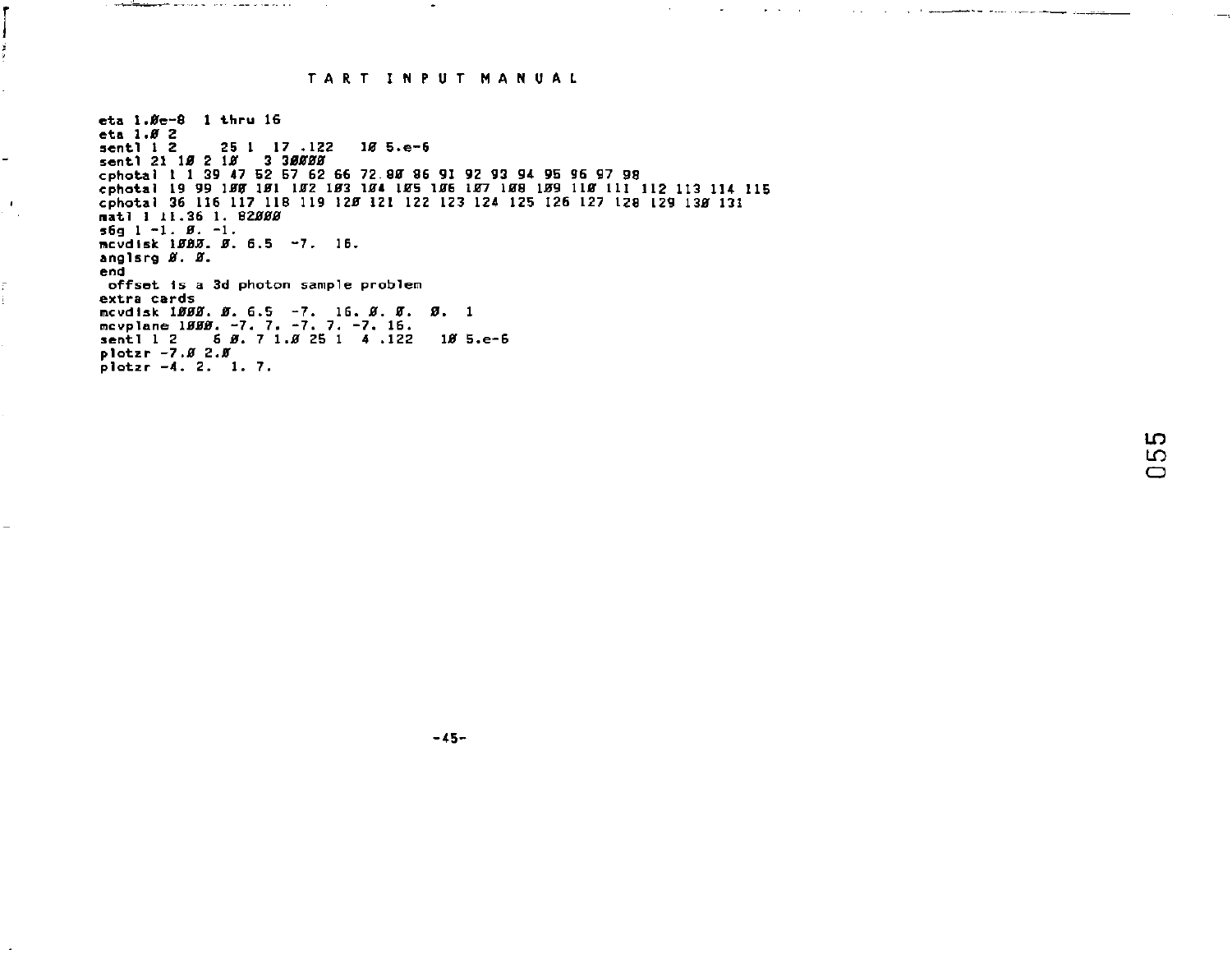# TART INPUT MANUAL

```
eta 1.Øe-8  1 thru 16
eta 1.Ø 2
sentl 1 2     25 1  17 .122   1Ø 5.e-6
sentl 21 1Ø 2 1Ø   3 3ØØØØ
cphotal 1 1 39 47 52 57 62 66 72.8Ø 86 91 92 93 94 95 96 97 98
cphotal 19 99 1ØØ 1Ø1 1Ø2 1Ø3 1Ø4 1Ø5 1Ø6 1Ø7 1Ø8 1Ø9 11Ø 111 112 113 114 115
cphotal 36 116 117 118 119 12Ø 121 122 123 124 125 126 127 128 129 13Ø 131
matl 1 11.36 1. 82ØØØ
s6g 1 -1. Ø. -1.
mcvdisk 1ØØØ. Ø. 6.5  -7.  16.
anglsrg Ø. Ø.
end
 offset is a 3d photon sample problem
extra cards
mcvdisk 1ØØØ. Ø. 6.5  -7.  16. Ø. Ø.  Ø.  1
mcvplane 1ØØØ. -7. 7. -7. 7. -7. 16.
sentl 1 2    6 Ø. 7 1.Ø 25 1  4 .122   1Ø 5.e-6
plotzr -7.Ø 2.Ø
plotzr -4. 2.  1. 7.
```